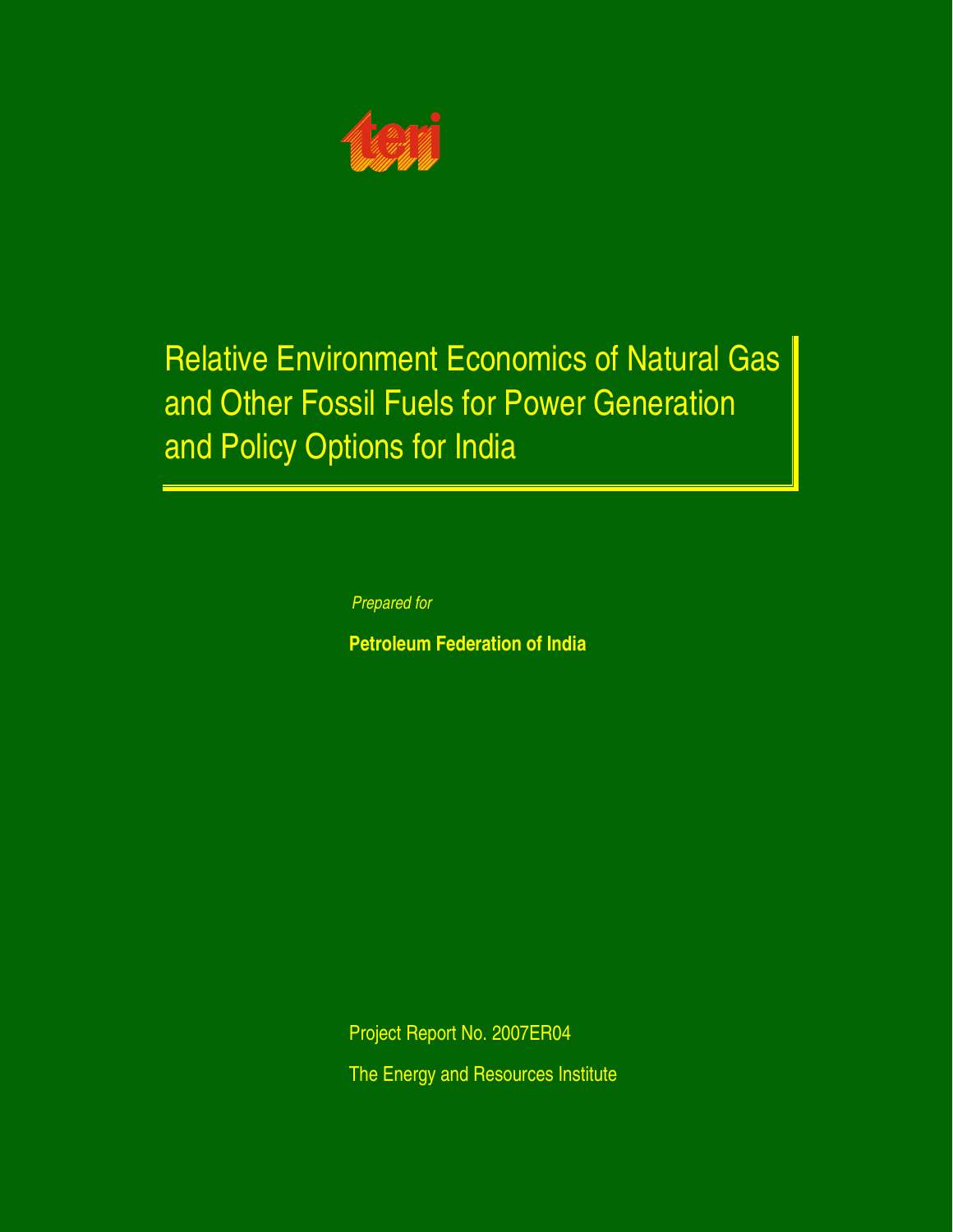teri

# Relative Environment Economics of Natural Gas and Other Fossil Fuels for Power Generation and Policy Options for India

*Prepared for*

**Petroleum Federation of India**

Project Report No. 2007ER04

The Energy and Resources Institute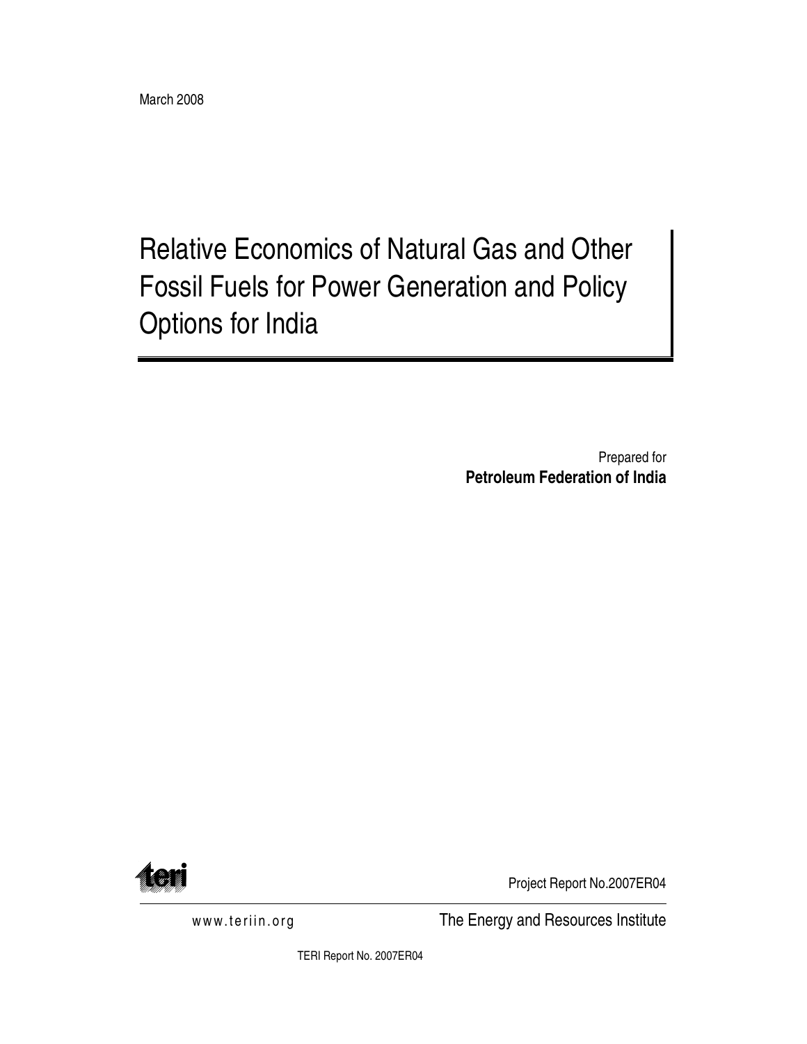March 2008

# Relative Economics of Natural Gas and Other Fossil Fuels for Power Generation and Policy Options for India

Prepared for
**Petroleum Federation of India**

teri

Project Report No.2007ER04

www.teriin.org

The Energy and Resources Institute

TERI Report No. 2007ER04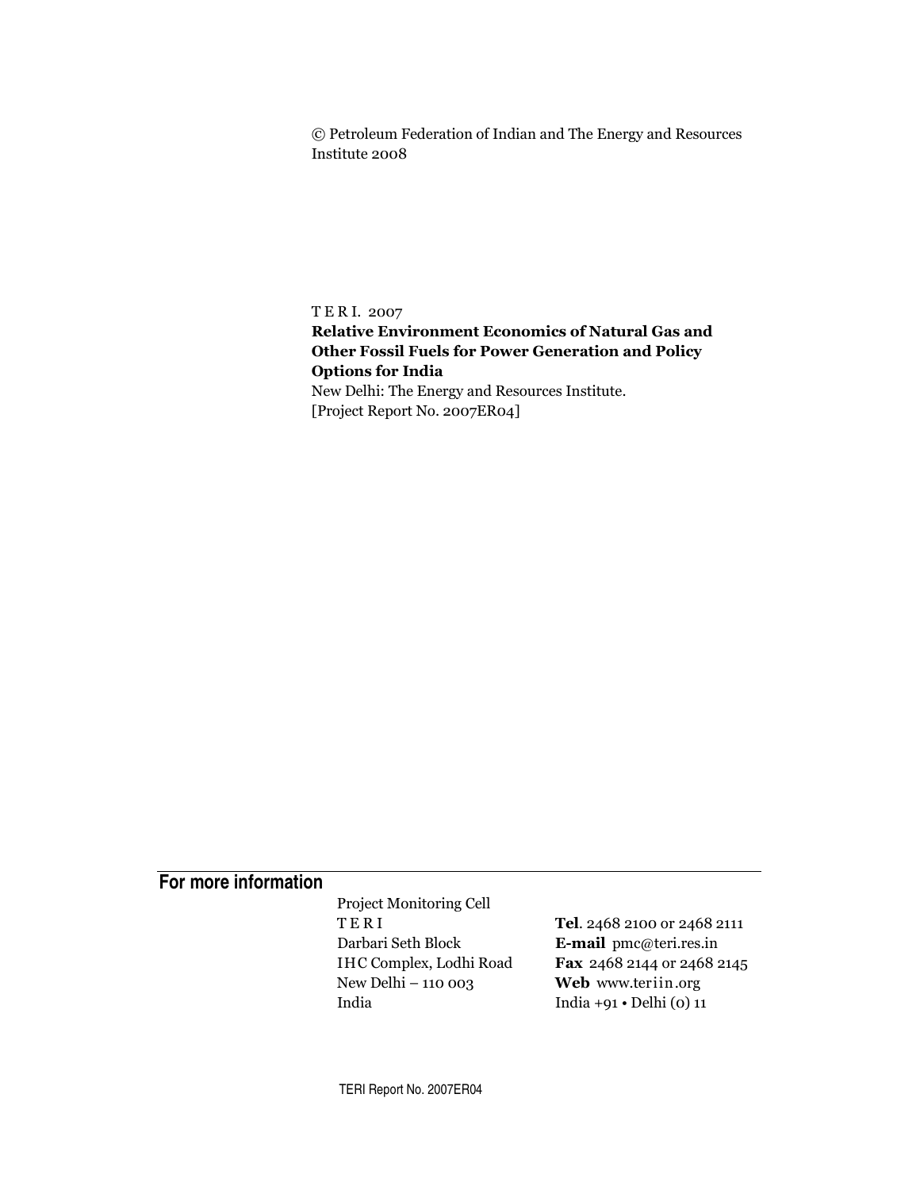© Petroleum Federation of Indian and The Energy and Resources Institute 2008

T E R I. 2007

**Relative Environment Economics of Natural Gas and Other Fossil Fuels for Power Generation and Policy Options for India**

New Delhi: The Energy and Resources Institute.
[Project Report No. 2007ER04]

## For more information

| | |
|---|---|
| Project Monitoring Cell | |
| T E R I | **Tel**. 2468 2100 or 2468 2111 |
| Darbari Seth Block | **E-mail** pmc@teri.res.in |
| IHC Complex, Lodhi Road | **Fax** 2468 2144 or 2468 2145 |
| New Delhi – 110 003 | **Web** www.teriin.org |
| India | India +91 • Delhi (0) 11 |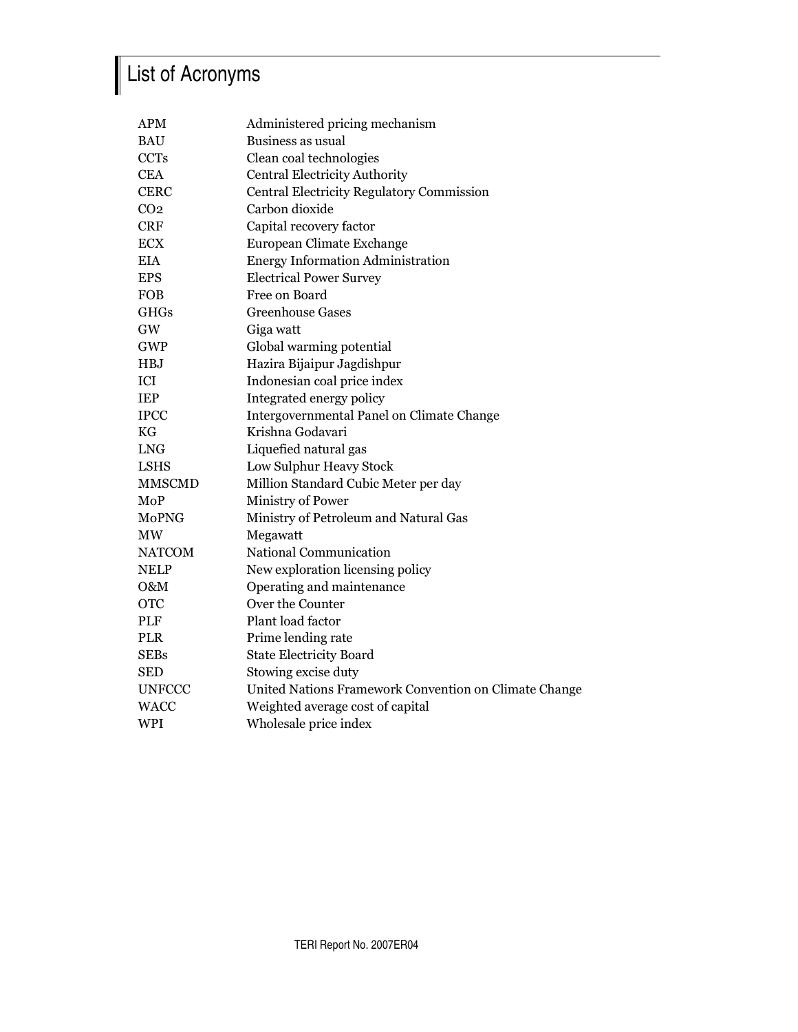# List of Acronyms

| | |
|---|---|
| APM | Administered pricing mechanism |
| BAU | Business as usual |
| CCTs | Clean coal technologies |
| CEA | Central Electricity Authority |
| CERC | Central Electricity Regulatory Commission |
| $CO_2$ | Carbon dioxide |
| CRF | Capital recovery factor |
| ECX | European Climate Exchange |
| EIA | Energy Information Administration |
| EPS | Electrical Power Survey |
| FOB | Free on Board |
| GHGs | Greenhouse Gases |
| GW | Giga watt |
| GWP | Global warming potential |
| HBJ | Hazira Bijaipur Jagdishpur |
| ICI | Indonesian coal price index |
| IEP | Integrated energy policy |
| IPCC | Intergovernmental Panel on Climate Change |
| KG | Krishna Godavari |
| LNG | Liquefied natural gas |
| LSHS | Low Sulphur Heavy Stock |
| MMSCMD | Million Standard Cubic Meter per day |
| MoP | Ministry of Power |
| MoPNG | Ministry of Petroleum and Natural Gas |
| MW | Megawatt |
| NATCOM | National Communication |
| NELP | New exploration licensing policy |
| O&M | Operating and maintenance |
| OTC | Over the Counter |
| PLF | Plant load factor |
| PLR | Prime lending rate |
| SEBs | State Electricity Board |
| SED | Stowing excise duty |
| UNFCCC | United Nations Framework Convention on Climate Change |
| WACC | Weighted average cost of capital |
| WPI | Wholesale price index |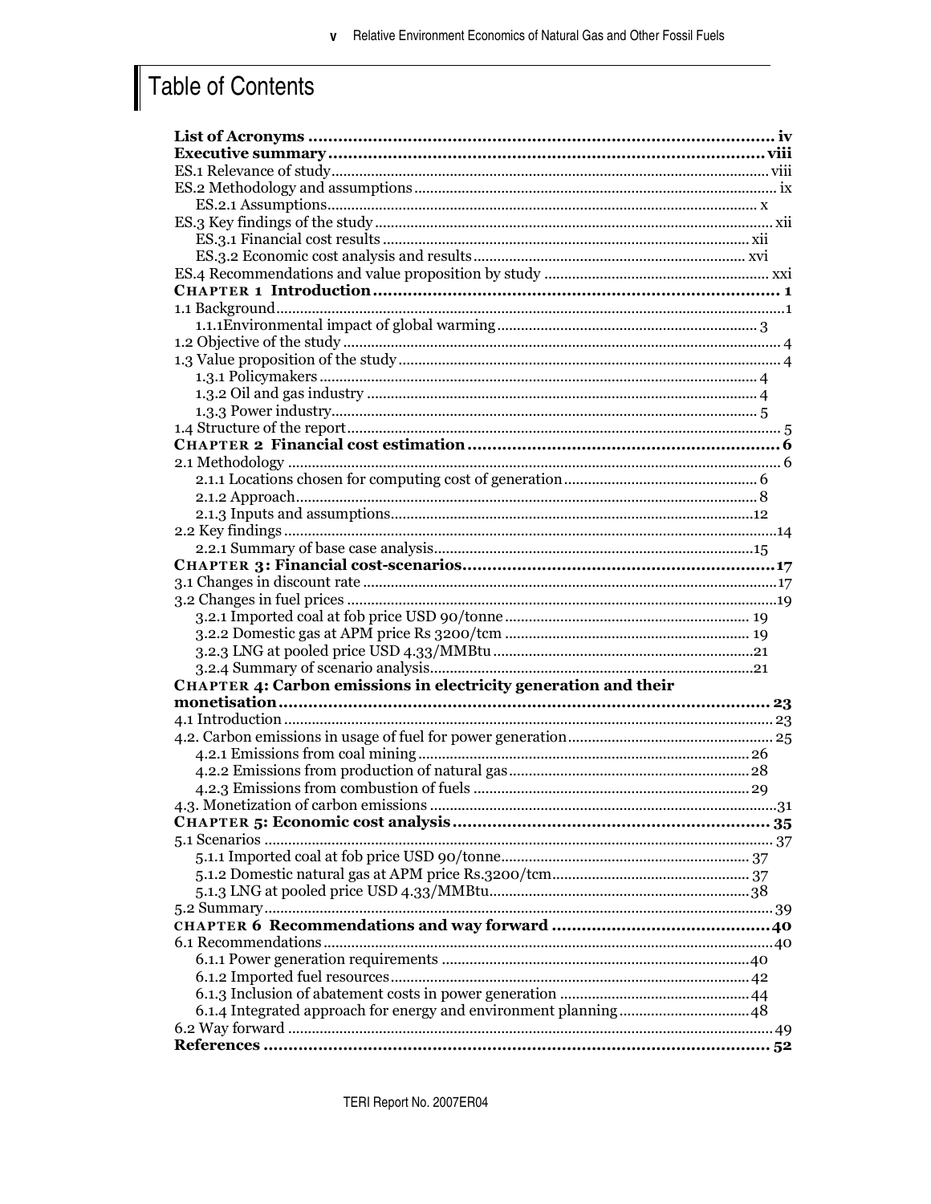# Table of Contents

**List of Acronyms** ........................................................................................ iv
**Executive summary** ..................................................................................... viii
ES.1 Relevance of study ........................................................................................ viii
ES.2 Methodology and assumptions ........................................................................ ix
 ES.2.1 Assumptions ................................................................................................ x
ES.3 Key findings of the study ................................................................................ xii
 ES.3.1 Financial cost results ................................................................................ xii
 ES.3.2 Economic cost analysis and results ........................................................ xvi
ES.4 Recommendations and value proposition by study ...................................... xxi
**CHAPTER 1 Introduction** ................................................................................ 1
1.1 Background ......................................................................................................... 1
 1.1.1Environmental impact of global warming ....................................................... 3
1.2 Objective of the study ......................................................................................... 4
1.3 Value proposition of the study ........................................................................... 4
 1.3.1 Policymakers ................................................................................................. 4
 1.3.2 Oil and gas industry ...................................................................................... 4
 1.3.3 Power industry .............................................................................................. 5
1.4 Structure of the report ........................................................................................ 5
**CHAPTER 2 Financial cost estimation** .............................................................. 6
2.1 Methodology ........................................................................................................ 6
 2.1.1 Locations chosen for computing cost of generation ....................................... 6
 2.1.2 Approach ....................................................................................................... 8
 2.1.3 Inputs and assumptions ............................................................................... 12
2.2 Key findings ....................................................................................................... 14
 2.2.1 Summary of base case analysis .................................................................... 15
**CHAPTER 3: Financial cost-scenarios** .............................................................. 17
3.1 Changes in discount rate .................................................................................... 17
3.2 Changes in fuel prices ........................................................................................ 19
 3.2.1 Imported coal at fob price USD 90/tonne ..................................................... 19
 3.2.2 Domestic gas at APM price Rs 3200/tcm ..................................................... 19
 3.2.3 LNG at pooled price USD 4.33/MMBtu ......................................................... 21
 3.2.4 Summary of scenario analysis ...................................................................... 21
**CHAPTER 4: Carbon emissions in electricity generation and their monetisation** ... 23
4.1 Introduction ........................................................................................................ 23
4.2. Carbon emissions in usage of fuel for power generation .................................. 25
 4.2.1 Emissions from coal mining .......................................................................... 26
 4.2.2 Emissions from production of natural gas .................................................... 28
 4.2.3 Emissions from combustion of fuels ............................................................. 29
4.3. Monetization of carbon emissions ..................................................................... 31
**CHAPTER 5: Economic cost analysis** ................................................................ 35
5.1 Scenarios ............................................................................................................ 37
 5.1.1 Imported coal at fob price USD 90/tonne ..................................................... 37
 5.1.2 Domestic natural gas at APM price Rs.3200/tcm .......................................... 37
 5.1.3 LNG at pooled price USD 4.33/MMBtu ......................................................... 38
5.2 Summary ............................................................................................................. 39
**CHAPTER 6 Recommendations and way forward** ............................................. 40
6.1 Recommendations ............................................................................................... 40
 6.1.1 Power generation requirements .................................................................... 40
 6.1.2 Imported fuel resources ................................................................................ 42
 6.1.3 Inclusion of abatement costs in power generation ........................................ 44
 6.1.4 Integrated approach for energy and environment planning ......................... 48
6.2 Way forward ....................................................................................................... 49
**References** ....................................................................................................... 52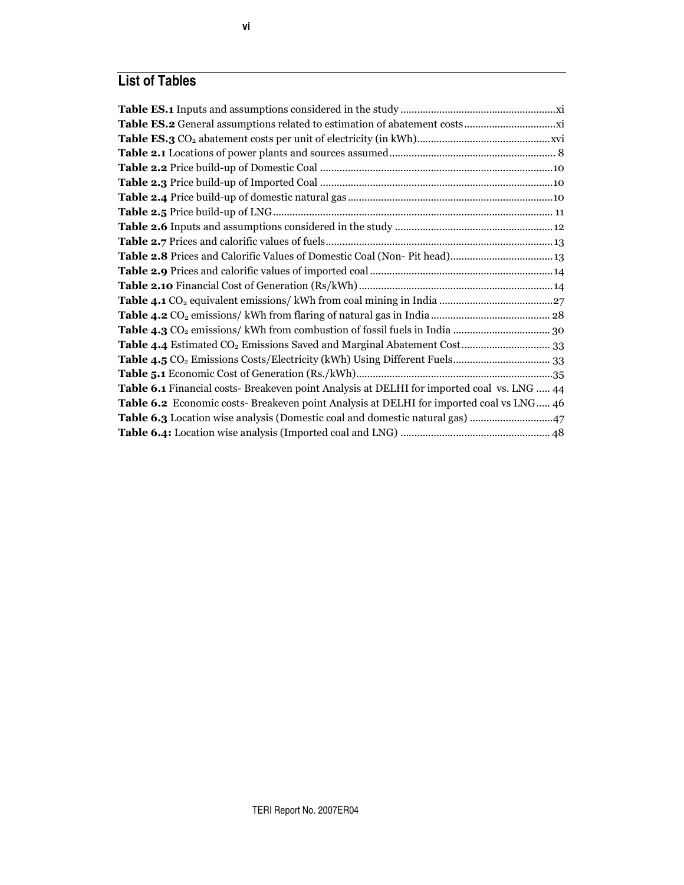## List of Tables

**Table ES.1** Inputs and assumptions considered in the study ........................................................xi
**Table ES.2** General assumptions related to estimation of abatement costs ................................xi
**Table ES.3** $CO_2$ abatement costs per unit of electricity (in kWh)...............................................xvi
**Table 2.1** Locations of power plants and sources assumed........................................................... 8
**Table 2.2** Price build-up of Domestic Coal ...................................................................................10
**Table 2.3** Price build-up of Imported Coal ...................................................................................10
**Table 2.4** Price build-up of domestic natural gas .........................................................................10
**Table 2.5** Price build-up of LNG.................................................................................................... 11
**Table 2.6** Inputs and assumptions considered in the study .........................................................12
**Table 2.7** Prices and calorific values of fuels.................................................................................13
**Table 2.8** Prices and Calorific Values of Domestic Coal (Non- Pit head).....................................13
**Table 2.9** Prices and calorific values of imported coal .................................................................14
**Table 2.10** Financial Cost of Generation (Rs/kWh).....................................................................14
**Table 4.1** $CO_2$ equivalent emissions/ kWh from coal mining in India .........................................27
**Table 4.2** $CO_2$ emissions/ kWh from flaring of natural gas in India ........................................... 28
**Table 4.3** $CO_2$ emissions/ kWh from combustion of fossil fuels in India .................................. 30
**Table 4.4** Estimated $CO_2$ Emissions Saved and Marginal Abatement Cost ................................ 33
**Table 4.5** $CO_2$ Emissions Costs/Electricity (kWh) Using Different Fuels................................... 33
**Table 5.1** Economic Cost of Generation (Rs./kWh)......................................................................35
**Table 6.1** Financial costs- Breakeven point Analysis at DELHI for imported coal vs. LNG ..... 44
**Table 6.2** Economic costs- Breakeven point Analysis at DELHI for imported coal vs LNG..... 46
**Table 6.3** Location wise analysis (Domestic coal and domestic natural gas) .............................47
**Table 6.4:** Location wise analysis (Imported coal and LNG) ...................................................... 48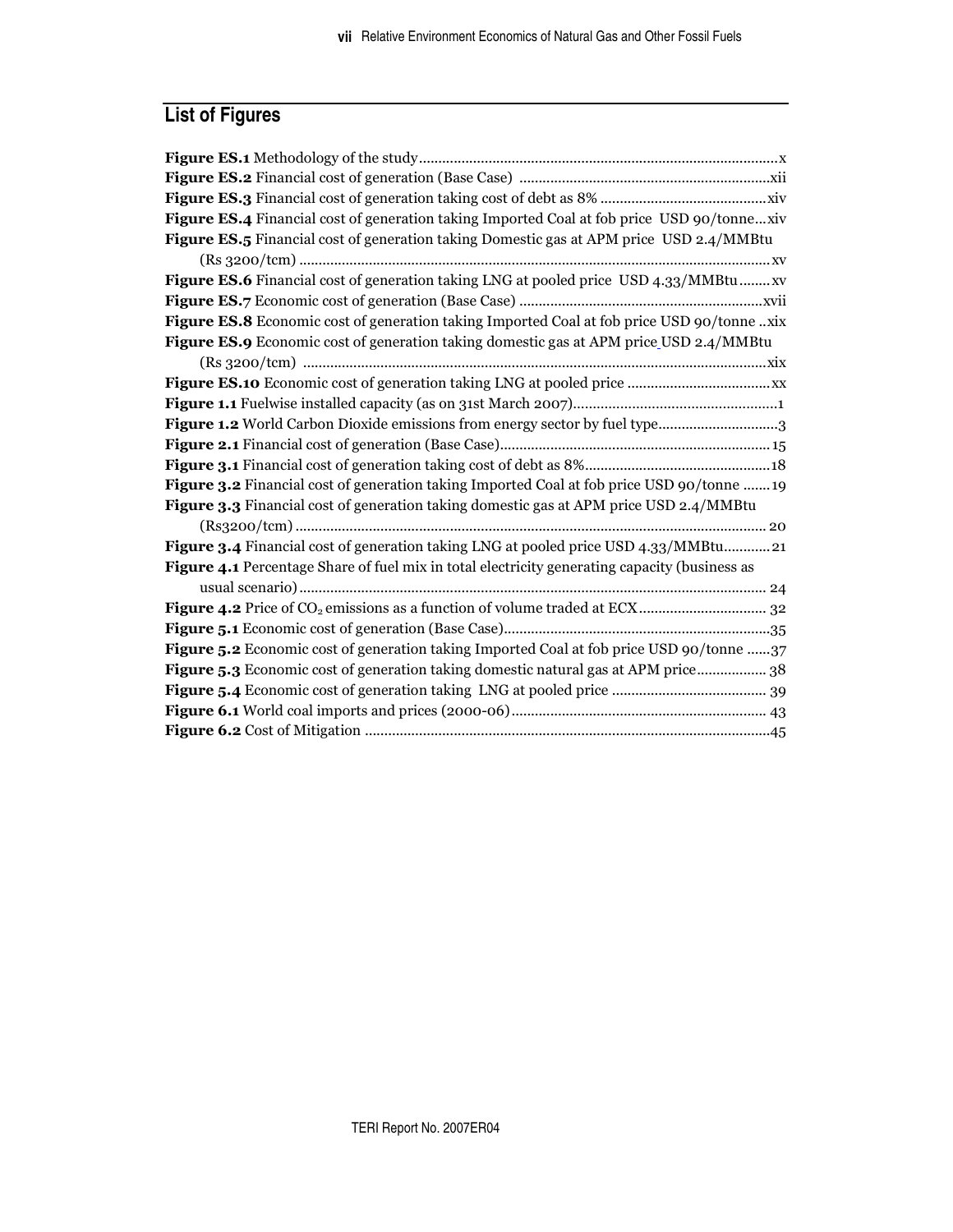## List of Figures

**Figure ES.1** Methodology of the study........................................................................................x
**Figure ES.2** Financial cost of generation (Base Case) ................................................................xii
**Figure ES.3** Financial cost of generation taking cost of debt as 8% ..........................................xiv
**Figure ES.4** Financial cost of generation taking Imported Coal at fob price USD 90/tonne...xiv
**Figure ES.5** Financial cost of generation taking Domestic gas at APM price USD 2.4/MMBtu (Rs 3200/tcm) .........................................................................................................................xv
**Figure ES.6** Financial cost of generation taking LNG at pooled price USD 4.33/MMBtu........xv
**Figure ES.7** Economic cost of generation (Base Case) ..............................................................xvii
**Figure ES.8** Economic cost of generation taking Imported Coal at fob price USD 90/tonne ..xix
**Figure ES.9** Economic cost of generation taking domestic gas at APM price USD 2.4/MMBtu (Rs 3200/tcm) .......................................................................................................................xix
**Figure ES.10** Economic cost of generation taking LNG at pooled price .....................................xx
**Figure 1.1** Fuelwise installed capacity (as on 31st March 2007)....................................................1
**Figure 1.2** World Carbon Dioxide emissions from energy sector by fuel type..............................3
**Figure 2.1** Financial cost of generation (Base Case)..................................................................... 15
**Figure 3.1** Financial cost of generation taking cost of debt as 8%................................................18
**Figure 3.2** Financial cost of generation taking Imported Coal at fob price USD 90/tonne .......19
**Figure 3.3** Financial cost of generation taking domestic gas at APM price USD 2.4/MMBtu (Rs3200/tcm) ......................................................................................................................... 20
**Figure 3.4** Financial cost of generation taking LNG at pooled price USD 4.33/MMBtu............21
**Figure 4.1** Percentage Share of fuel mix in total electricity generating capacity (business as usual scenario)........................................................................................................................ 24
**Figure 4.2** Price of $CO_2$ emissions as a function of volume traded at ECX................................ 32
**Figure 5.1** Economic cost of generation (Base Case)....................................................................35
**Figure 5.2** Economic cost of generation taking Imported Coal at fob price USD 90/tonne ......37
**Figure 5.3** Economic cost of generation taking domestic natural gas at APM price.................. 38
**Figure 5.4** Economic cost of generation taking LNG at pooled price ........................................ 39
**Figure 6.1** World coal imports and prices (2000-06)................................................................. 43
**Figure 6.2** Cost of Mitigation .......................................................................................................45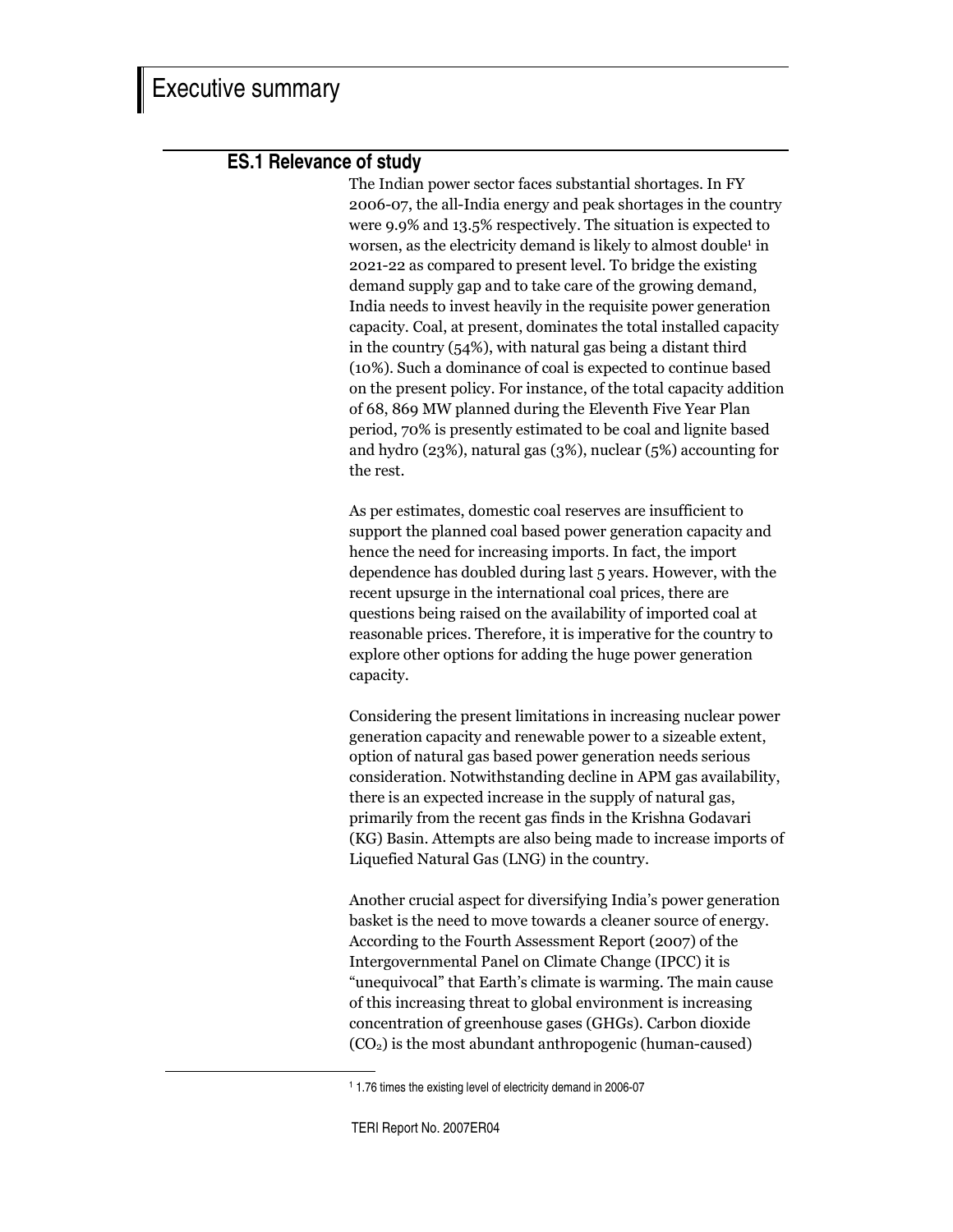# Executive summary

## ES.1 Relevance of study

The Indian power sector faces substantial shortages. In FY 2006-07, the all-India energy and peak shortages in the country were 9.9% and 13.5% respectively. The situation is expected to worsen, as the electricity demand is likely to almost double[1] in 2021-22 as compared to present level. To bridge the existing demand supply gap and to take care of the growing demand, India needs to invest heavily in the requisite power generation capacity. Coal, at present, dominates the total installed capacity in the country (54%), with natural gas being a distant third (10%). Such a dominance of coal is expected to continue based on the present policy. For instance, of the total capacity addition of 68, 869 MW planned during the Eleventh Five Year Plan period, 70% is presently estimated to be coal and lignite based and hydro (23%), natural gas (3%), nuclear (5%) accounting for the rest.

As per estimates, domestic coal reserves are insufficient to support the planned coal based power generation capacity and hence the need for increasing imports. In fact, the import dependence has doubled during last 5 years. However, with the recent upsurge in the international coal prices, there are questions being raised on the availability of imported coal at reasonable prices. Therefore, it is imperative for the country to explore other options for adding the huge power generation capacity.

Considering the present limitations in increasing nuclear power generation capacity and renewable power to a sizeable extent, option of natural gas based power generation needs serious consideration. Notwithstanding decline in APM gas availability, there is an expected increase in the supply of natural gas, primarily from the recent gas finds in the Krishna Godavari (KG) Basin. Attempts are also being made to increase imports of Liquefied Natural Gas (LNG) in the country.

Another crucial aspect for diversifying India's power generation basket is the need to move towards a cleaner source of energy. According to the Fourth Assessment Report (2007) of the Intergovernmental Panel on Climate Change (IPCC) it is "unequivocal" that Earth's climate is warming. The main cause of this increasing threat to global environment is increasing concentration of greenhouse gases (GHGs). Carbon dioxide ($CO_2$) is the most abundant anthropogenic (human-caused)

[1] 1.76 times the existing level of electricity demand in 2006-07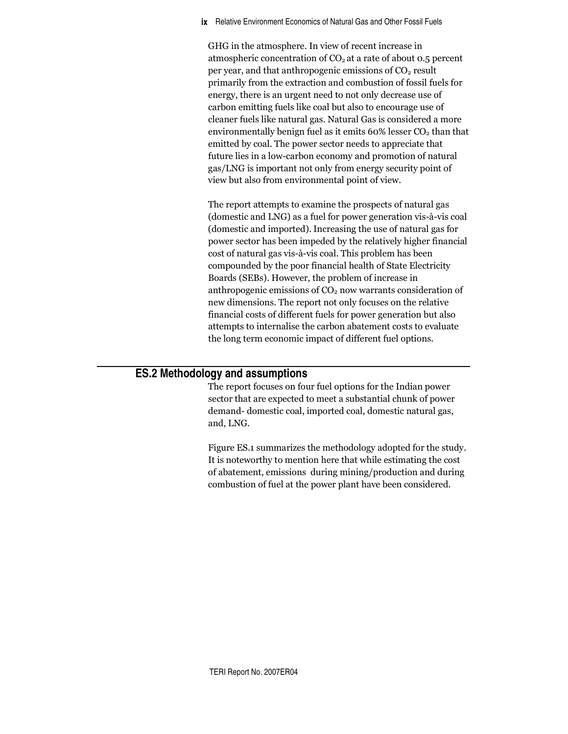GHG in the atmosphere. In view of recent increase in atmospheric concentration of $CO_2$ at a rate of about 0.5 percent per year, and that anthropogenic emissions of $CO_2$ result primarily from the extraction and combustion of fossil fuels for energy, there is an urgent need to not only decrease use of carbon emitting fuels like coal but also to encourage use of cleaner fuels like natural gas. Natural Gas is considered a more environmentally benign fuel as it emits 60% lesser $CO_2$ than that emitted by coal. The power sector needs to appreciate that future lies in a low-carbon economy and promotion of natural gas/LNG is important not only from energy security point of view but also from environmental point of view.

The report attempts to examine the prospects of natural gas (domestic and LNG) as a fuel for power generation vis-à-vis coal (domestic and imported). Increasing the use of natural gas for power sector has been impeded by the relatively higher financial cost of natural gas vis-à-vis coal. This problem has been compounded by the poor financial health of State Electricity Boards (SEBs). However, the problem of increase in anthropogenic emissions of $CO_2$ now warrants consideration of new dimensions. The report not only focuses on the relative financial costs of different fuels for power generation but also attempts to internalise the carbon abatement costs to evaluate the long term economic impact of different fuel options.

## ES.2 Methodology and assumptions

The report focuses on four fuel options for the Indian power sector that are expected to meet a substantial chunk of power demand- domestic coal, imported coal, domestic natural gas, and, LNG.

Figure ES.1 summarizes the methodology adopted for the study. It is noteworthy to mention here that while estimating the cost of abatement, emissions during mining/production and during combustion of fuel at the power plant have been considered.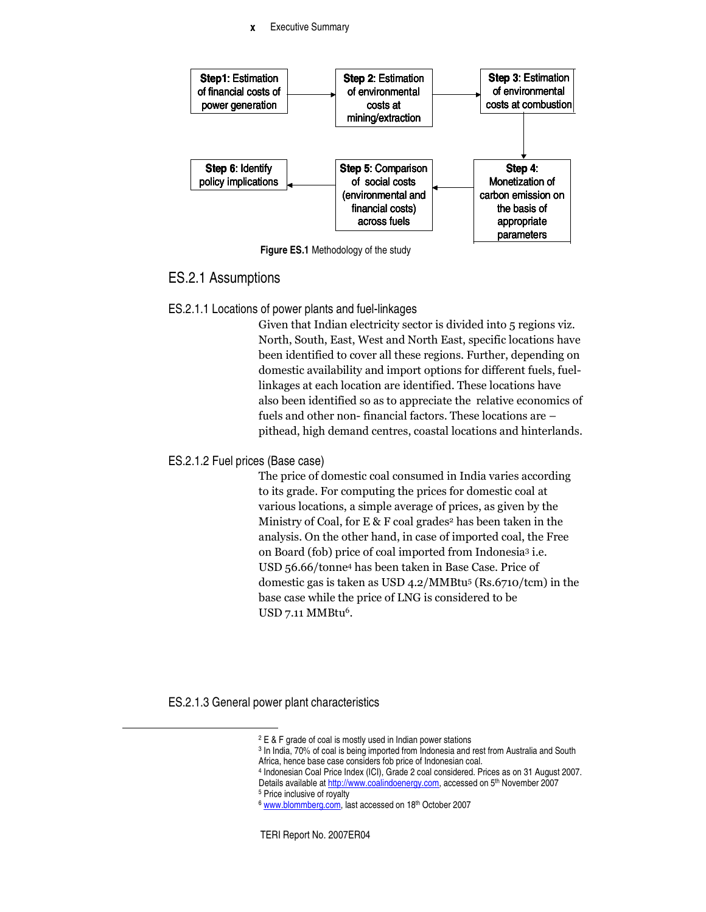Step1: Estimation of financial costs of power generation → Step 2: Estimation of environmental costs at mining/extraction → Step 3: Estimation of environmental costs at combustion → Step 4: Monetization of carbon emission on the basis of appropriate parameters → Step 5: Comparison of social costs (environmental and financial costs) across fuels → Step 6: Identify policy implications

**Figure ES.1** Methodology of the study

## ES.2.1 Assumptions

### ES.2.1.1 Locations of power plants and fuel-linkages

Given that Indian electricity sector is divided into 5 regions viz. North, South, East, West and North East, specific locations have been identified to cover all these regions. Further, depending on domestic availability and import options for different fuels, fuel-linkages at each location are identified. These locations have also been identified so as to appreciate the relative economics of fuels and other non- financial factors. These locations are – pithead, high demand centres, coastal locations and hinterlands.

### ES.2.1.2 Fuel prices (Base case)

The price of domestic coal consumed in India varies according to its grade. For computing the prices for domestic coal at various locations, a simple average of prices, as given by the Ministry of Coal, for E & F coal grades[2] has been taken in the analysis. On the other hand, in case of imported coal, the Free on Board (fob) price of coal imported from Indonesia[3] i.e. USD 56.66/tonne[4] has been taken in Base Case. Price of domestic gas is taken as USD 4.2/MMBtu[5] (Rs.6710/tcm) in the base case while the price of LNG is considered to be USD 7.11 MMBtu[6].

### ES.2.1.3 General power plant characteristics

---

[2] E & F grade of coal is mostly used in Indian power stations

[3] In India, 70% of coal is being imported from Indonesia and rest from Australia and South Africa, hence base case considers fob price of Indonesian coal.

[4] Indonesian Coal Price Index (ICI), Grade 2 coal considered. Prices as on 31 August 2007. Details available at http://www.coalindoenergy.com, accessed on 5th November 2007

[5] Price inclusive of royalty

[6] www.blommberg.com, last accessed on 18th October 2007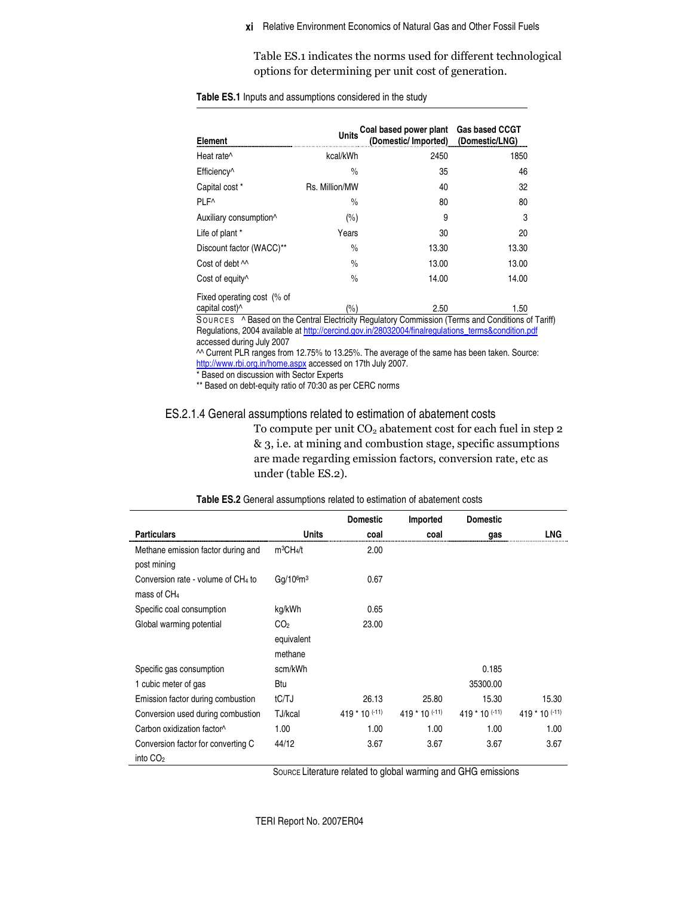Table ES.1 indicates the norms used for different technological options for determining per unit cost of generation.

**Table ES.1** Inputs and assumptions considered in the study

| Element | Units | Coal based power plant (Domestic/ Imported) | Gas based CCGT (Domestic/LNG) |
|---|---|---|---|
| Heat rate^ | kcal/kWh | 2450 | 1850 |
| Efficiency^ | % | 35 | 46 |
| Capital cost * | Rs. Million/MW | 40 | 32 |
| PLF^ | % | 80 | 80 |
| Auxiliary consumption^ | (%) | 9 | 3 |
| Life of plant * | Years | 30 | 20 |
| Discount factor (WACC)** | % | 13.30 | 13.30 |
| Cost of debt ^^ | % | 13.00 | 13.00 |
| Cost of equity^ | % | 14.00 | 14.00 |
| Fixed operating cost (% of capital cost)^ | (%) | 2.50 | 1.50 |

SOURCES ^ Based on the Central Electricity Regulatory Commission (Terms and Conditions of Tariff) Regulations, 2004 available at http://cercind.gov.in/28032004/finalregulations_terms&condition.pdf accessed during July 2007

^^ Current PLR ranges from 12.75% to 13.25%. The average of the same has been taken. Source: http://www.rbi.org.in/home.aspx accessed on 17th July 2007.

* Based on discussion with Sector Experts

** Based on debt-equity ratio of 70:30 as per CERC norms

### ES.2.1.4 General assumptions related to estimation of abatement costs

To compute per unit $CO_2$ abatement cost for each fuel in step 2 & 3, i.e. at mining and combustion stage, specific assumptions are made regarding emission factors, conversion rate, etc as under (table ES.2).

**Table ES.2** General assumptions related to estimation of abatement costs

| Particulars | Units | Domestic coal | Imported coal | Domestic gas | LNG |
|---|---|---|---|---|---|
| Methane emission factor during and post mining | $m^3CH_4/t$ | 2.00 | | | |
| Conversion rate - volume of $CH_4$ to mass of $CH_4$ | $Gg/10^6m^3$ | 0.67 | | | |
| Specific coal consumption | kg/kWh | 0.65 | | | |
| Global warming potential | $CO_2$ equivalent methane | 23.00 | | | |
| Specific gas consumption | scm/kWh | | | 0.185 | |
| 1 cubic meter of gas | Btu | | | 35300.00 | |
| Emission factor during combustion | tC/TJ | 26.13 | 25.80 | 15.30 | 15.30 |
| Conversion used during combustion | TJ/kcal | $419 * 10^{(-11)}$ | $419 * 10^{(-11)}$ | $419 * 10^{(-11)}$ | $419 * 10^{(-11)}$ |
| Carbon oxidization factor^ | 1.00 | 1.00 | 1.00 | 1.00 | 1.00 |
| Conversion factor for converting C into $CO_2$ | 44/12 | 3.67 | 3.67 | 3.67 | 3.67 |

SOURCE Literature related to global warming and GHG emissions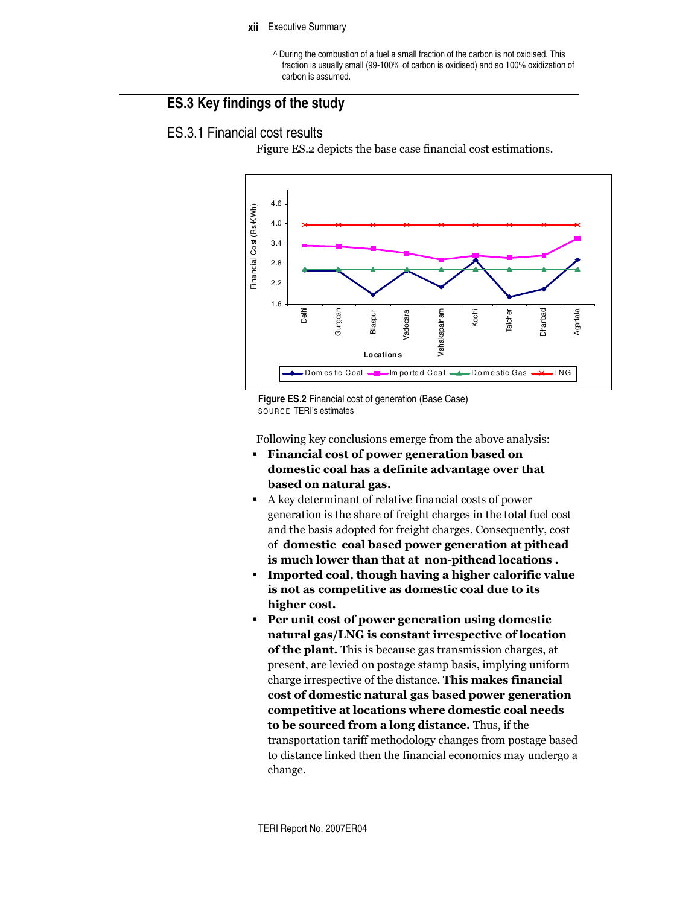^ During the combustion of a fuel a small fraction of the carbon is not oxidised. This fraction is usually small (99-100% of carbon is oxidised) and so 100% oxidization of carbon is assumed.

## ES.3 Key findings of the study

### ES.3.1 Financial cost results

Figure ES.2 depicts the base case financial cost estimations.

**Figure ES.2** Financial cost of generation (Base Case)
SOURCE TERI's estimates

Following key conclusions emerge from the above analysis:

- **Financial cost of power generation based on domestic coal has a definite advantage over that based on natural gas.**
- A key determinant of relative financial costs of power generation is the share of freight charges in the total fuel cost and the basis adopted for freight charges. Consequently, cost of **domestic coal based power generation at pithead is much lower than that at non-pithead locations .**
- **Imported coal, though having a higher calorific value is not as competitive as domestic coal due to its higher cost.**
- **Per unit cost of power generation using domestic natural gas/LNG is constant irrespective of location of the plant.** This is because gas transmission charges, at present, are levied on postage stamp basis, implying uniform charge irrespective of the distance. **This makes financial cost of domestic natural gas based power generation competitive at locations where domestic coal needs to be sourced from a long distance.** Thus, if the transportation tariff methodology changes from postage based to distance linked then the financial economics may undergo a change.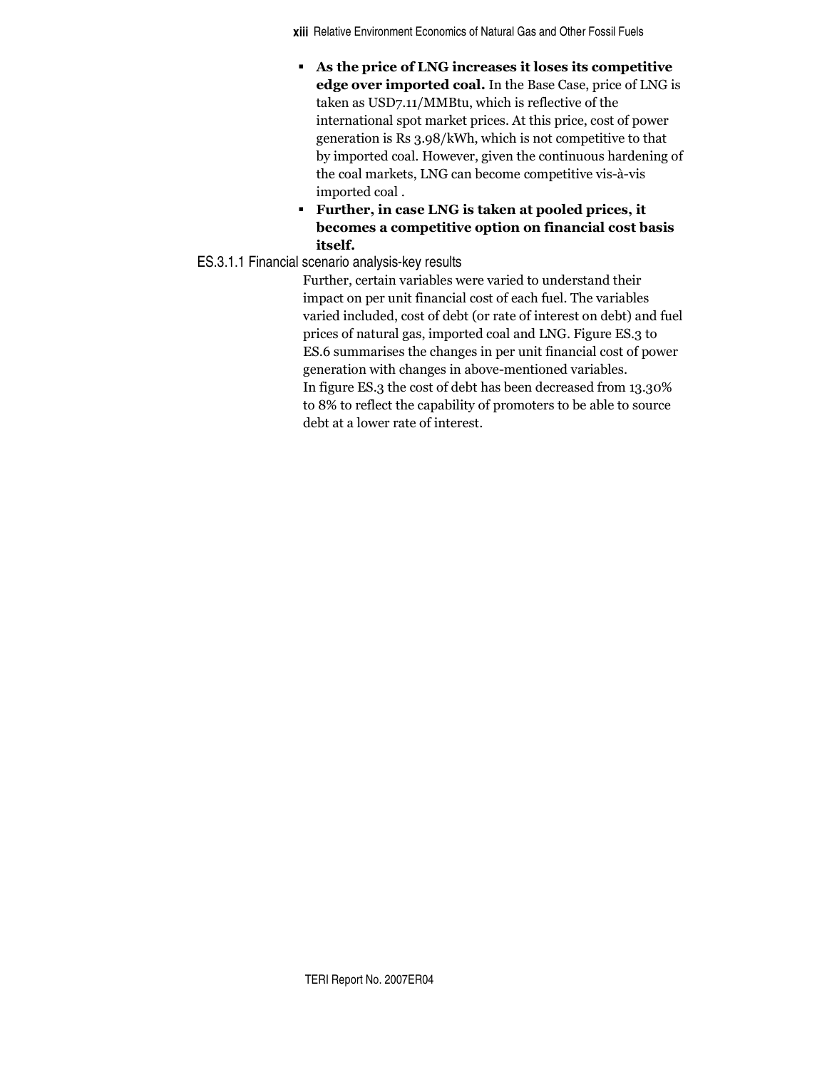- **As the price of LNG increases it loses its competitive edge over imported coal.** In the Base Case, price of LNG is taken as USD7.11/MMBtu, which is reflective of the international spot market prices. At this price, cost of power generation is Rs 3.98/kWh, which is not competitive to that by imported coal. However, given the continuous hardening of the coal markets, LNG can become competitive vis-à-vis imported coal .
- **Further, in case LNG is taken at pooled prices, it becomes a competitive option on financial cost basis itself.**

#### ES.3.1.1 Financial scenario analysis-key results

Further, certain variables were varied to understand their impact on per unit financial cost of each fuel. The variables varied included, cost of debt (or rate of interest on debt) and fuel prices of natural gas, imported coal and LNG. Figure ES.3 to ES.6 summarises the changes in per unit financial cost of power generation with changes in above-mentioned variables.

In figure ES.3 the cost of debt has been decreased from 13.30% to 8% to reflect the capability of promoters to be able to source debt at a lower rate of interest.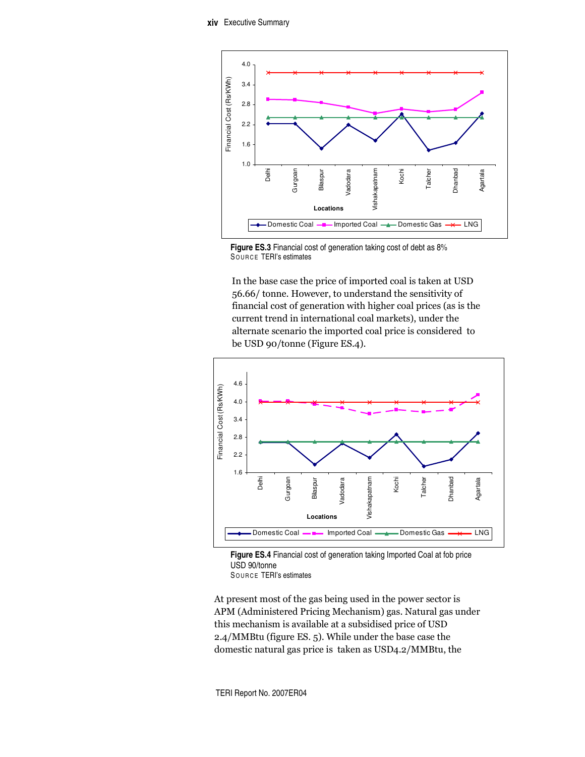Figure ES.3 Financial cost of generation taking cost of debt as 8%
SOURCE TERI's estimates

In the base case the price of imported coal is taken at USD 56.66/ tonne. However, to understand the sensitivity of financial cost of generation with higher coal prices (as is the current trend in international coal markets), under the alternate scenario the imported coal price is considered to be USD 90/tonne (Figure ES.4).

Figure ES.4 Financial cost of generation taking Imported Coal at fob price USD 90/tonne
SOURCE TERI's estimates

At present most of the gas being used in the power sector is APM (Administered Pricing Mechanism) gas. Natural gas under this mechanism is available at a subsidised price of USD 2.4/MMBtu (figure ES. 5). While under the base case the domestic natural gas price is taken as USD4.2/MMBtu, the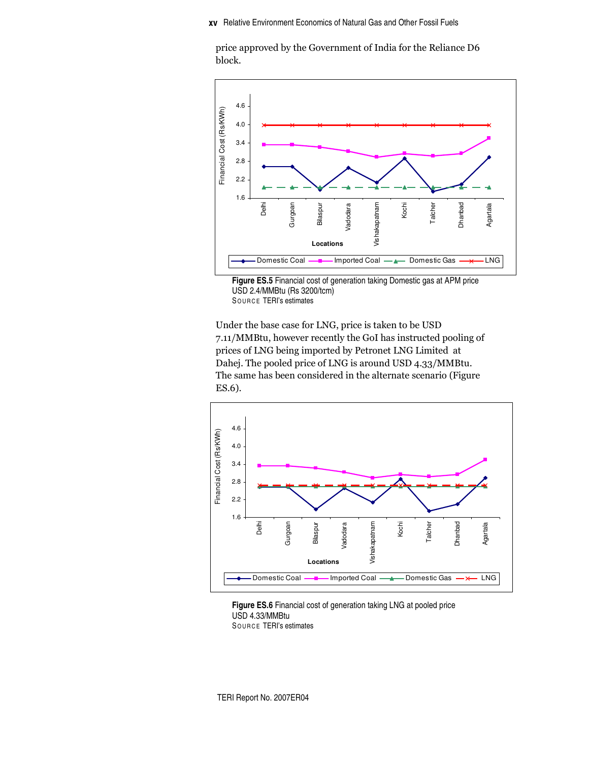price approved by the Government of India for the Reliance D6 block.

**Figure ES.5** Financial cost of generation taking Domestic gas at APM price USD 2.4/MMBtu (Rs 3200/tcm)
SOURCE TERI's estimates

Under the base case for LNG, price is taken to be USD 7.11/MMBtu, however recently the GoI has instructed pooling of prices of LNG being imported by Petronet LNG Limited at Dahej. The pooled price of LNG is around USD 4.33/MMBtu. The same has been considered in the alternate scenario (Figure ES.6).

**Figure ES.6** Financial cost of generation taking LNG at pooled price USD 4.33/MMBtu
SOURCE TERI's estimates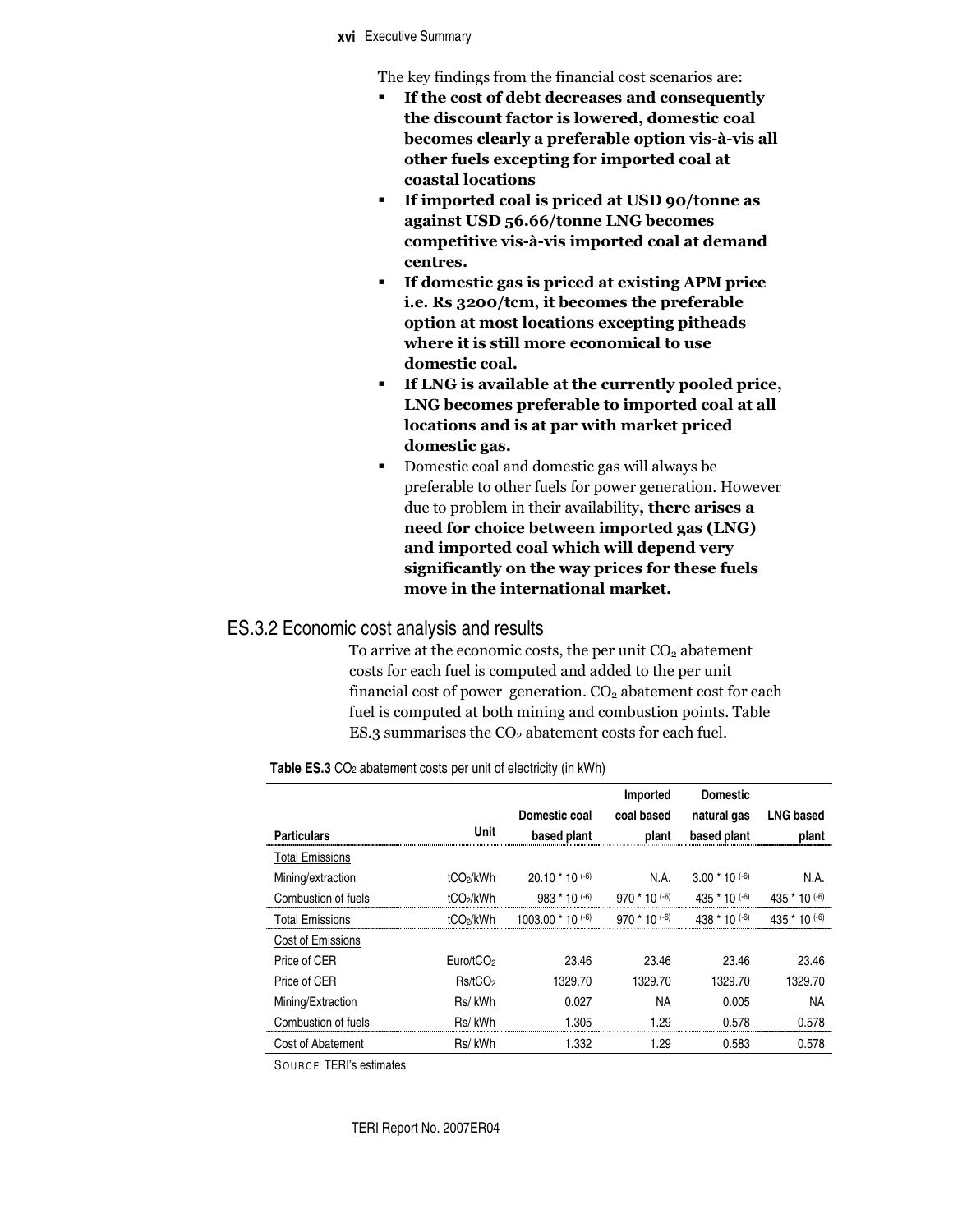The key findings from the financial cost scenarios are:

- **If the cost of debt decreases and consequently the discount factor is lowered, domestic coal becomes clearly a preferable option vis-à-vis all other fuels excepting for imported coal at coastal locations**
- **If imported coal is priced at USD 90/tonne as against USD 56.66/tonne LNG becomes competitive vis-à-vis imported coal at demand centres.**
- **If domestic gas is priced at existing APM price i.e. Rs 3200/tcm, it becomes the preferable option at most locations excepting pitheads where it is still more economical to use domestic coal.**
- **If LNG is available at the currently pooled price, LNG becomes preferable to imported coal at all locations and is at par with market priced domestic gas.**
- Domestic coal and domestic gas will always be preferable to other fuels for power generation. However due to problem in their availability**, there arises a need for choice between imported gas (LNG) and imported coal which will depend very significantly on the way prices for these fuels move in the international market.**

## ES.3.2 Economic cost analysis and results

To arrive at the economic costs, the per unit $CO_2$ abatement costs for each fuel is computed and added to the per unit financial cost of power generation. $CO_2$ abatement cost for each fuel is computed at both mining and combustion points. Table ES.3 summarises the $CO_2$ abatement costs for each fuel.

**Table ES.3** $CO_2$ abatement costs per unit of electricity (in kWh)

| Particulars | Unit | Domestic coal based plant | Imported coal based plant | Domestic natural gas based plant | LNG based plant |
|---|---|---|---|---|---|
| Total Emissions | | | | | |
| Mining/extraction | $tCO_2/kWh$ | $20.10 * 10^{(-6)}$ | N.A. | $3.00 * 10^{(-6)}$ | N.A. |
| Combustion of fuels | $tCO_2/kWh$ | $983 * 10^{(-6)}$ | $970 * 10^{(-6)}$ | $435 * 10^{(-6)}$ | $435 * 10^{(-6)}$ |
| Total Emissions | $tCO_2/kWh$ | $1003.00 * 10^{(-6)}$ | $970 * 10^{(-6)}$ | $438 * 10^{(-6)}$ | $435 * 10^{(-6)}$ |
| Cost of Emissions | | | | | |
| Price of CER | $Euro/tCO_2$ | 23.46 | 23.46 | 23.46 | 23.46 |
| Price of CER | $Rs/tCO_2$ | 1329.70 | 1329.70 | 1329.70 | 1329.70 |
| Mining/Extraction | Rs/ kWh | 0.027 | NA | 0.005 | NA |
| Combustion of fuels | Rs/ kWh | 1.305 | 1.29 | 0.578 | 0.578 |
| Cost of Abatement | Rs/ kWh | 1.332 | 1.29 | 0.583 | 0.578 |

SOURCE TERI's estimates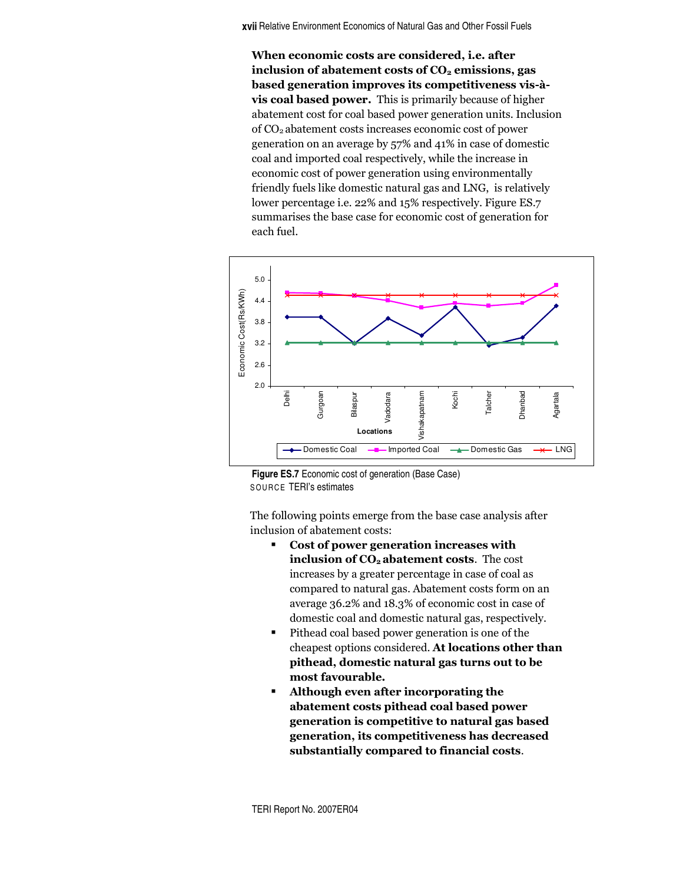**When economic costs are considered, i.e. after inclusion of abatement costs of $CO_2$ emissions, gas based generation improves its competitiveness vis-à-vis coal based power.** This is primarily because of higher abatement cost for coal based power generation units. Inclusion of $CO_2$ abatement costs increases economic cost of power generation on an average by 57% and 41% in case of domestic coal and imported coal respectively, while the increase in economic cost of power generation using environmentally friendly fuels like domestic natural gas and LNG, is relatively lower percentage i.e. 22% and 15% respectively. Figure ES.7 summarises the base case for economic cost of generation for each fuel.

**Figure ES.7** Economic cost of generation (Base Case)
SOURCE TERI's estimates

The following points emerge from the base case analysis after inclusion of abatement costs:

- **Cost of power generation increases with inclusion of $CO_2$ abatement costs**. The cost increases by a greater percentage in case of coal as compared to natural gas. Abatement costs form on an average 36.2% and 18.3% of economic cost in case of domestic coal and domestic natural gas, respectively.
- Pithead coal based power generation is one of the cheapest options considered. **At locations other than pithead, domestic natural gas turns out to be most favourable.**
- **Although even after incorporating the abatement costs pithead coal based power generation is competitive to natural gas based generation, its competitiveness has decreased substantially compared to financial costs**.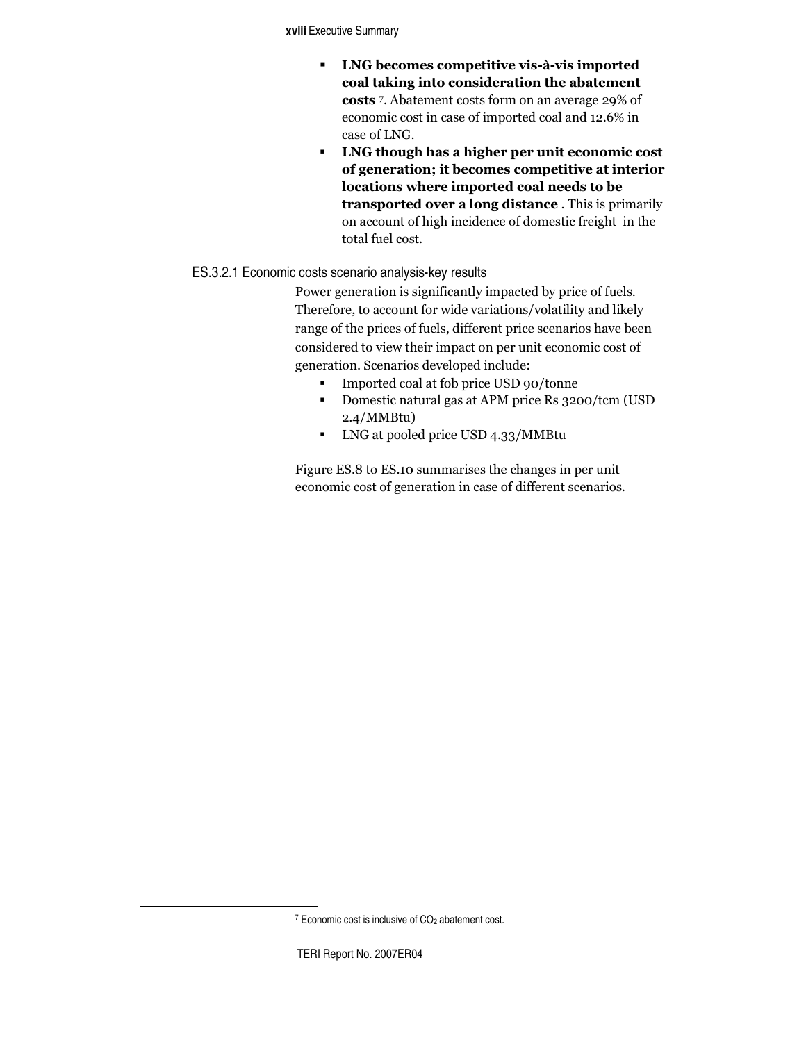- **LNG becomes competitive vis-à-vis imported coal taking into consideration the abatement costs** [7]. Abatement costs form on an average 29% of economic cost in case of imported coal and 12.6% in case of LNG.
- **LNG though has a higher per unit economic cost of generation; it becomes competitive at interior locations where imported coal needs to be transported over a long distance** . This is primarily on account of high incidence of domestic freight in the total fuel cost.

### ES.3.2.1 Economic costs scenario analysis-key results

Power generation is significantly impacted by price of fuels. Therefore, to account for wide variations/volatility and likely range of the prices of fuels, different price scenarios have been considered to view their impact on per unit economic cost of generation. Scenarios developed include:

- Imported coal at fob price USD 90/tonne
- Domestic natural gas at APM price Rs 3200/tcm (USD 2.4/MMBtu)
- LNG at pooled price USD 4.33/MMBtu

Figure ES.8 to ES.10 summarises the changes in per unit economic cost of generation in case of different scenarios.

---

[7] Economic cost is inclusive of $CO_2$ abatement cost.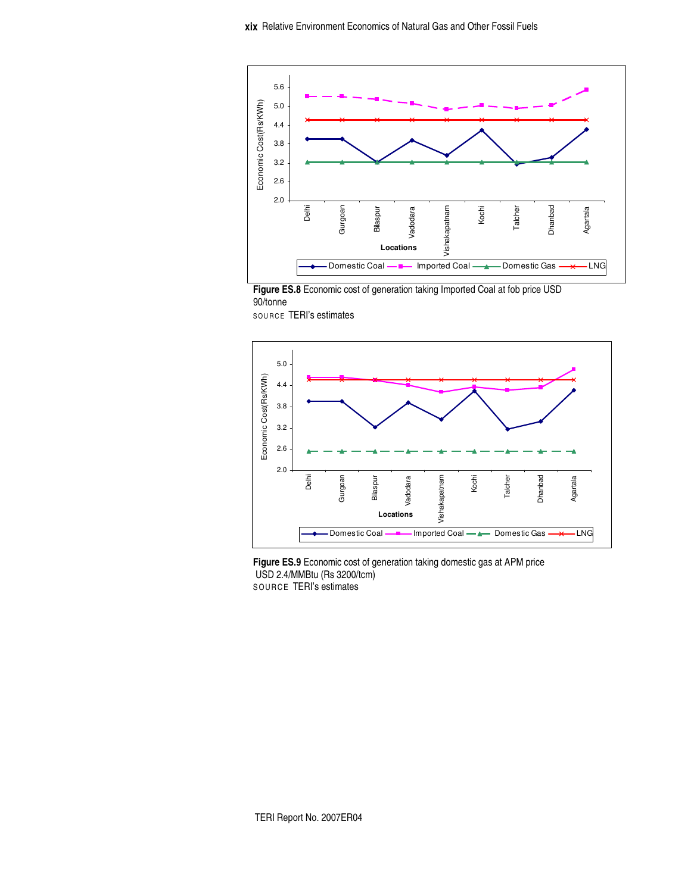**Figure ES.8** Economic cost of generation taking Imported Coal at fob price USD 90/tonne

SOURCE TERI's estimates

**Figure ES.9** Economic cost of generation taking domestic gas at APM price USD 2.4/MMBtu (Rs 3200/tcm)

SOURCE TERI's estimates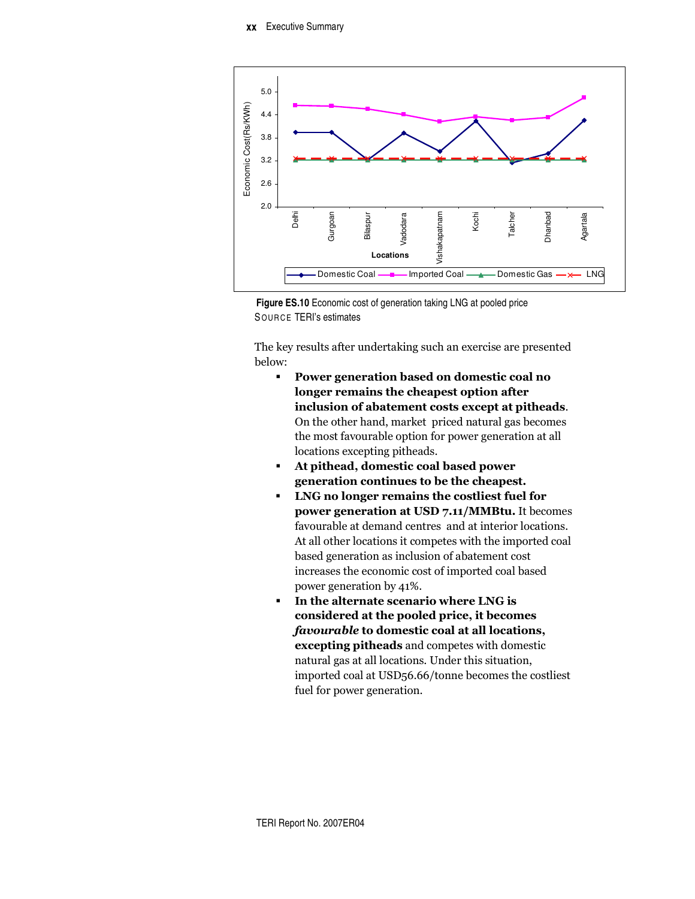**Figure ES.10** Economic cost of generation taking LNG at pooled price
SOURCE TERI's estimates

The key results after undertaking such an exercise are presented below:

- **Power generation based on domestic coal no longer remains the cheapest option after inclusion of abatement costs except at pitheads**. On the other hand, market priced natural gas becomes the most favourable option for power generation at all locations excepting pitheads.
- **At pithead, domestic coal based power generation continues to be the cheapest.**
- **LNG no longer remains the costliest fuel for power generation at USD 7.11/MMBtu.** It becomes favourable at demand centres and at interior locations. At all other locations it competes with the imported coal based generation as inclusion of abatement cost increases the economic cost of imported coal based power generation by 41%.
- **In the alternate scenario where LNG is considered at the pooled price, it becomes *favourable* to domestic coal at all locations, excepting pitheads** and competes with domestic natural gas at all locations. Under this situation, imported coal at USD56.66/tonne becomes the costliest fuel for power generation.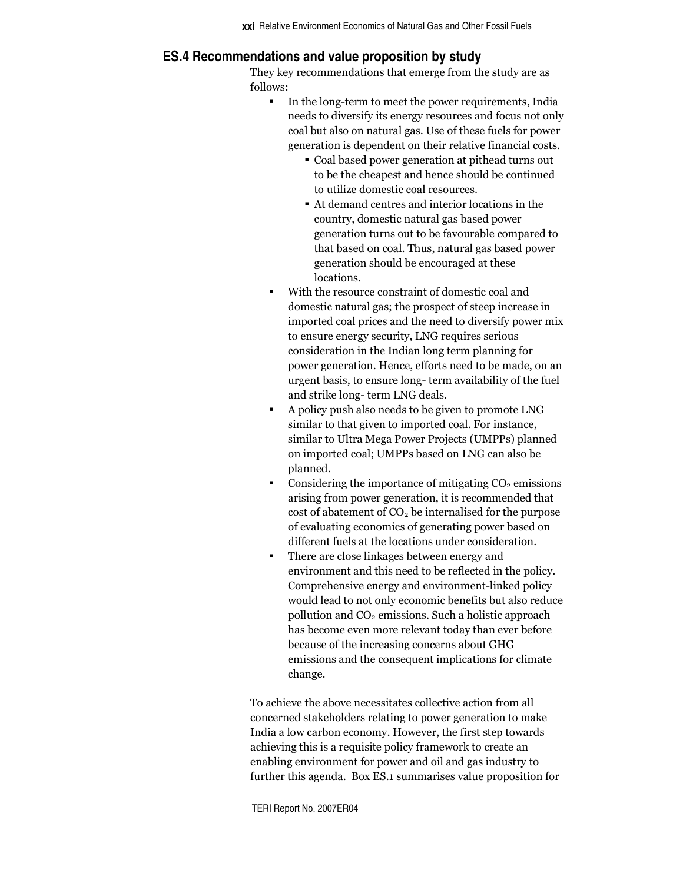## ES.4 Recommendations and value proposition by study

They key recommendations that emerge from the study are as follows:

- In the long-term to meet the power requirements, India needs to diversify its energy resources and focus not only coal but also on natural gas. Use of these fuels for power generation is dependent on their relative financial costs.
    - Coal based power generation at pithead turns out to be the cheapest and hence should be continued to utilize domestic coal resources.
    - At demand centres and interior locations in the country, domestic natural gas based power generation turns out to be favourable compared to that based on coal. Thus, natural gas based power generation should be encouraged at these locations.
- With the resource constraint of domestic coal and domestic natural gas; the prospect of steep increase in imported coal prices and the need to diversify power mix to ensure energy security, LNG requires serious consideration in the Indian long term planning for power generation. Hence, efforts need to be made, on an urgent basis, to ensure long- term availability of the fuel and strike long- term LNG deals.
- A policy push also needs to be given to promote LNG similar to that given to imported coal. For instance, similar to Ultra Mega Power Projects (UMPPs) planned on imported coal; UMPPs based on LNG can also be planned.
- Considering the importance of mitigating $CO_2$ emissions arising from power generation, it is recommended that cost of abatement of $CO_2$ be internalised for the purpose of evaluating economics of generating power based on different fuels at the locations under consideration.
- There are close linkages between energy and environment and this need to be reflected in the policy. Comprehensive energy and environment-linked policy would lead to not only economic benefits but also reduce pollution and $CO_2$ emissions. Such a holistic approach has become even more relevant today than ever before because of the increasing concerns about GHG emissions and the consequent implications for climate change.

To achieve the above necessitates collective action from all concerned stakeholders relating to power generation to make India a low carbon economy. However, the first step towards achieving this is a requisite policy framework to create an enabling environment for power and oil and gas industry to further this agenda. Box ES.1 summarises value proposition for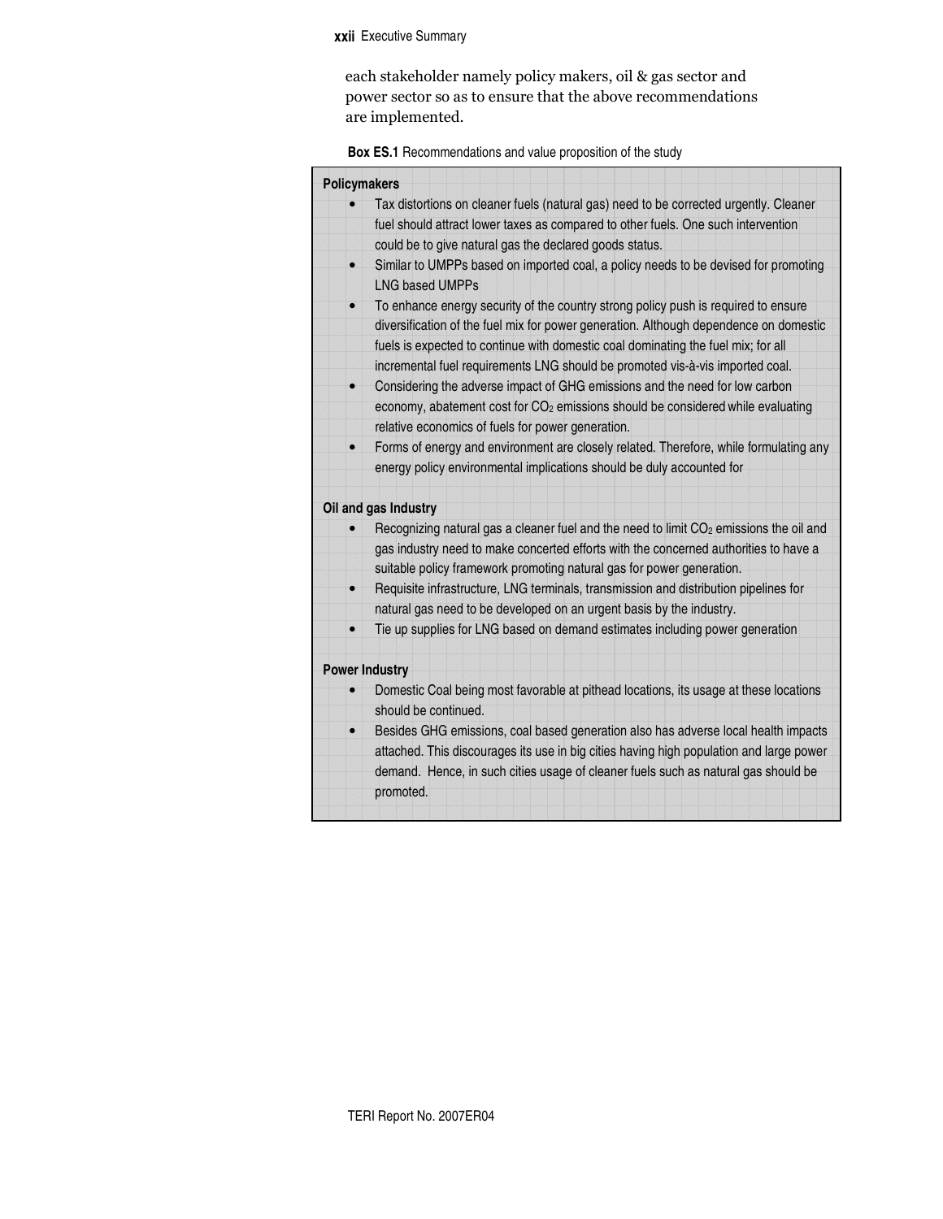each stakeholder namely policy makers, oil & gas sector and power sector so as to ensure that the above recommendations are implemented.

**Box ES.1** Recommendations and value proposition of the study

**Policymakers**

- Tax distortions on cleaner fuels (natural gas) need to be corrected urgently. Cleaner fuel should attract lower taxes as compared to other fuels. One such intervention could be to give natural gas the declared goods status.
- Similar to UMPPs based on imported coal, a policy needs to be devised for promoting LNG based UMPPs
- To enhance energy security of the country strong policy push is required to ensure diversification of the fuel mix for power generation. Although dependence on domestic fuels is expected to continue with domestic coal dominating the fuel mix; for all incremental fuel requirements LNG should be promoted vis-à-vis imported coal.
- Considering the adverse impact of GHG emissions and the need for low carbon economy, abatement cost for $CO_2$ emissions should be considered while evaluating relative economics of fuels for power generation.
- Forms of energy and environment are closely related. Therefore, while formulating any energy policy environmental implications should be duly accounted for

**Oil and gas Industry**

- Recognizing natural gas a cleaner fuel and the need to limit $CO_2$ emissions the oil and gas industry need to make concerted efforts with the concerned authorities to have a suitable policy framework promoting natural gas for power generation.
- Requisite infrastructure, LNG terminals, transmission and distribution pipelines for natural gas need to be developed on an urgent basis by the industry.
- Tie up supplies for LNG based on demand estimates including power generation

**Power Industry**

- Domestic Coal being most favorable at pithead locations, its usage at these locations should be continued.
- Besides GHG emissions, coal based generation also has adverse local health impacts attached. This discourages its use in big cities having high population and large power demand. Hence, in such cities usage of cleaner fuels such as natural gas should be promoted.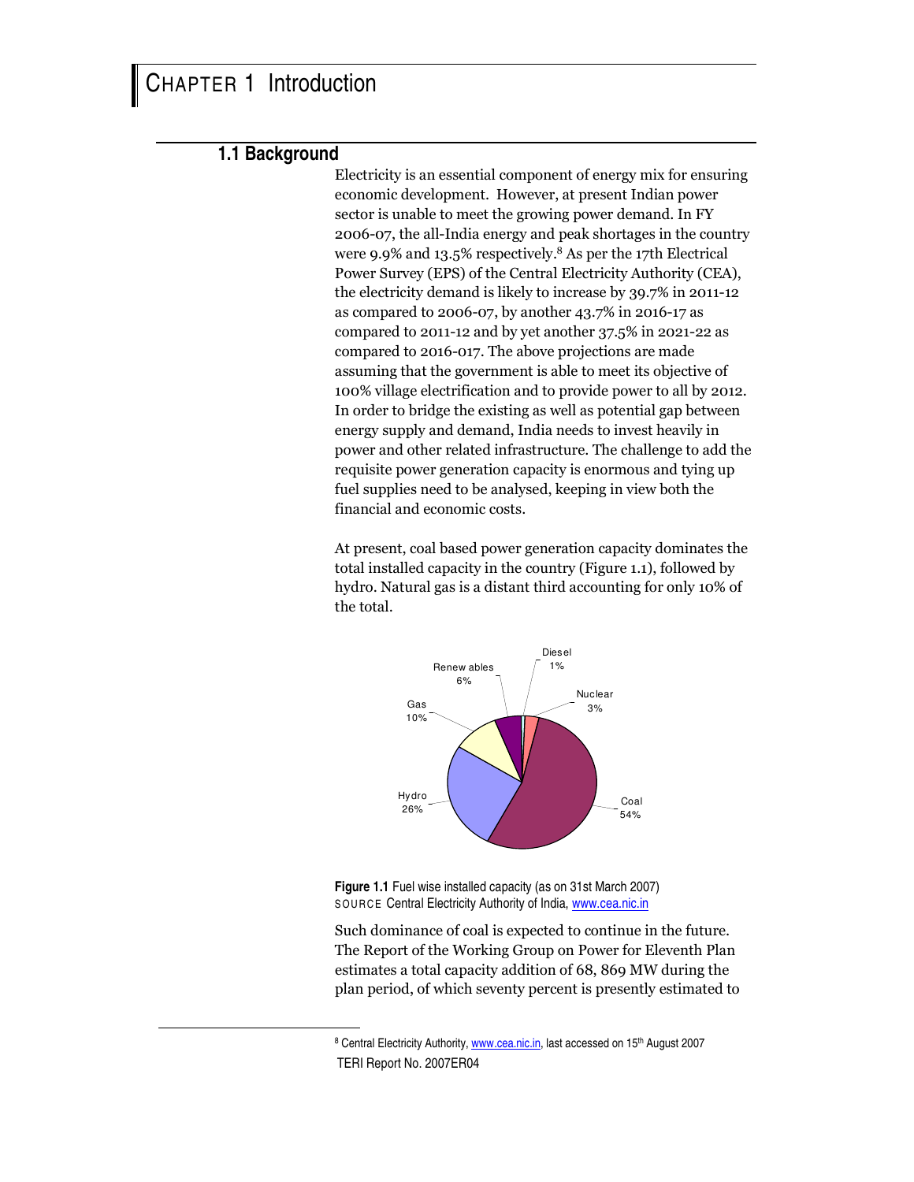# CHAPTER 1 Introduction

## 1.1 Background

Electricity is an essential component of energy mix for ensuring economic development. However, at present Indian power sector is unable to meet the growing power demand. In FY 2006-07, the all-India energy and peak shortages in the country were 9.9% and 13.5% respectively.[8] As per the 17th Electrical Power Survey (EPS) of the Central Electricity Authority (CEA), the electricity demand is likely to increase by 39.7% in 2011-12 as compared to 2006-07, by another 43.7% in 2016-17 as compared to 2011-12 and by yet another 37.5% in 2021-22 as compared to 2016-017. The above projections are made assuming that the government is able to meet its objective of 100% village electrification and to provide power to all by 2012. In order to bridge the existing as well as potential gap between energy supply and demand, India needs to invest heavily in power and other related infrastructure. The challenge to add the requisite power generation capacity is enormous and tying up fuel supplies need to be analysed, keeping in view both the financial and economic costs.

At present, coal based power generation capacity dominates the total installed capacity in the country (Figure 1.1), followed by hydro. Natural gas is a distant third accounting for only 10% of the total.

Diesel 1%, Nuclear 3%, Coal 54%, Hydro 26%, Gas 10%, Renewables 6%

**Figure 1.1** Fuel wise installed capacity (as on 31st March 2007)
SOURCE Central Electricity Authority of India, www.cea.nic.in

Such dominance of coal is expected to continue in the future. The Report of the Working Group on Power for Eleventh Plan estimates a total capacity addition of 68, 869 MW during the plan period, of which seventy percent is presently estimated to

[8] Central Electricity Authority, www.cea.nic.in, last accessed on 15th August 2007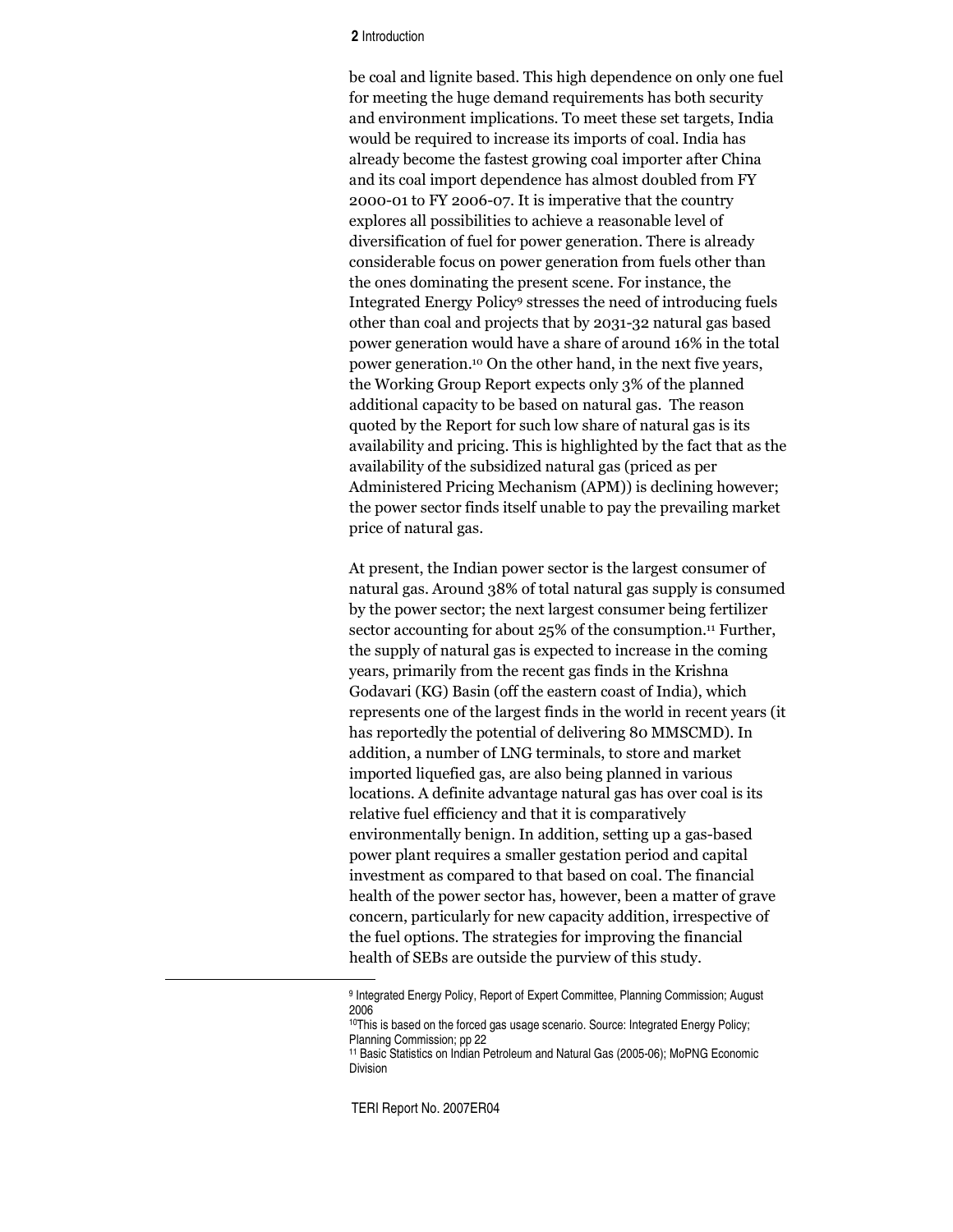be coal and lignite based. This high dependence on only one fuel for meeting the huge demand requirements has both security and environment implications. To meet these set targets, India would be required to increase its imports of coal. India has already become the fastest growing coal importer after China and its coal import dependence has almost doubled from FY 2000-01 to FY 2006-07. It is imperative that the country explores all possibilities to achieve a reasonable level of diversification of fuel for power generation. There is already considerable focus on power generation from fuels other than the ones dominating the present scene. For instance, the Integrated Energy Policy[9] stresses the need of introducing fuels other than coal and projects that by 2031-32 natural gas based power generation would have a share of around 16% in the total power generation.[10] On the other hand, in the next five years, the Working Group Report expects only 3% of the planned additional capacity to be based on natural gas. The reason quoted by the Report for such low share of natural gas is its availability and pricing. This is highlighted by the fact that as the availability of the subsidized natural gas (priced as per Administered Pricing Mechanism (APM)) is declining however; the power sector finds itself unable to pay the prevailing market price of natural gas.

At present, the Indian power sector is the largest consumer of natural gas. Around 38% of total natural gas supply is consumed by the power sector; the next largest consumer being fertilizer sector accounting for about 25% of the consumption.[11] Further, the supply of natural gas is expected to increase in the coming years, primarily from the recent gas finds in the Krishna Godavari (KG) Basin (off the eastern coast of India), which represents one of the largest finds in the world in recent years (it has reportedly the potential of delivering 80 MMSCMD). In addition, a number of LNG terminals, to store and market imported liquefied gas, are also being planned in various locations. A definite advantage natural gas has over coal is its relative fuel efficiency and that it is comparatively environmentally benign. In addition, setting up a gas-based power plant requires a smaller gestation period and capital investment as compared to that based on coal. The financial health of the power sector has, however, been a matter of grave concern, particularly for new capacity addition, irrespective of the fuel options. The strategies for improving the financial health of SEBs are outside the purview of this study.

---

[9] Integrated Energy Policy, Report of Expert Committee, Planning Commission; August 2006

[10] This is based on the forced gas usage scenario. Source: Integrated Energy Policy; Planning Commission; pp 22

[11] Basic Statistics on Indian Petroleum and Natural Gas (2005-06); MoPNG Economic Division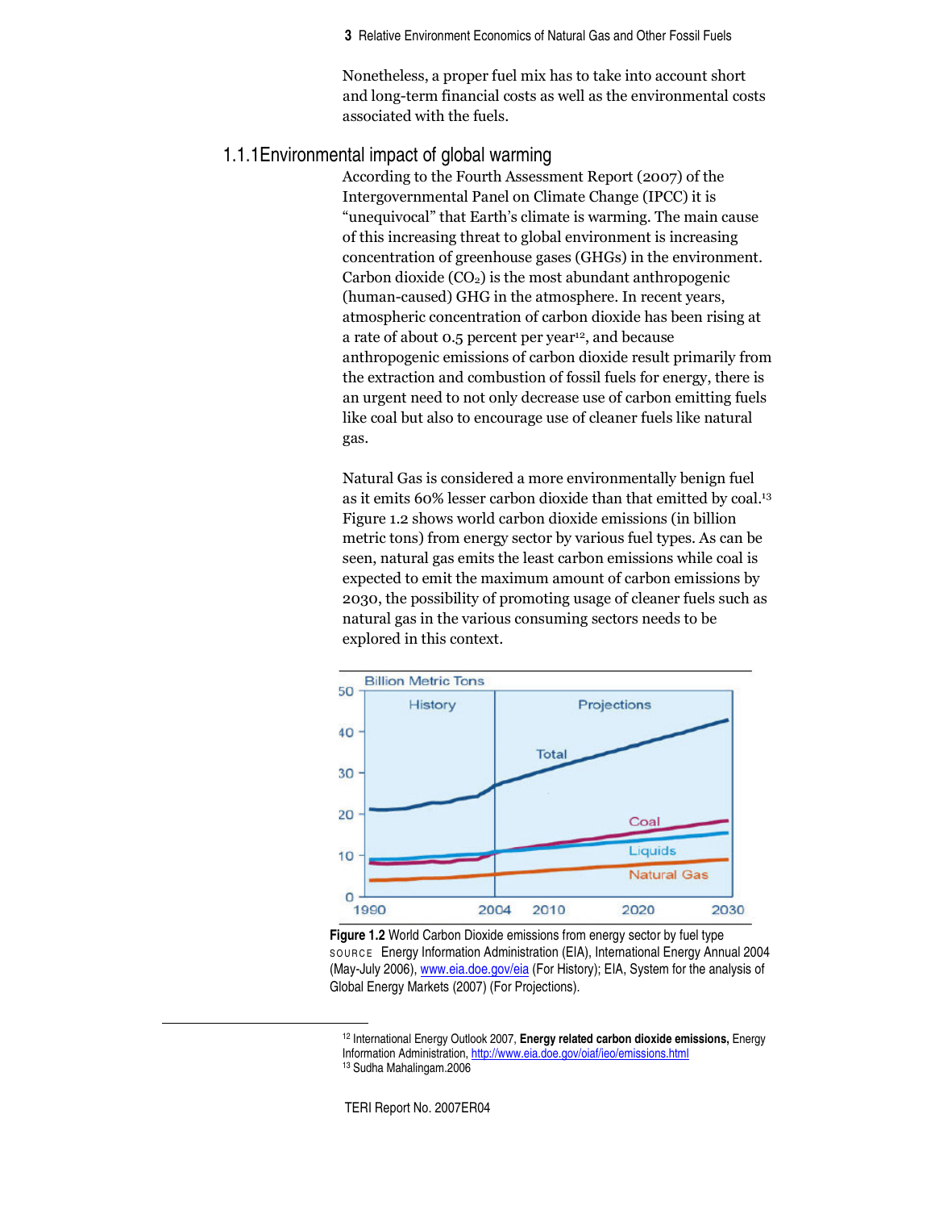Nonetheless, a proper fuel mix has to take into account short and long-term financial costs as well as the environmental costs associated with the fuels.

### 1.1.1 Environmental impact of global warming

According to the Fourth Assessment Report (2007) of the Intergovernmental Panel on Climate Change (IPCC) it is "unequivocal" that Earth's climate is warming. The main cause of this increasing threat to global environment is increasing concentration of greenhouse gases (GHGs) in the environment. Carbon dioxide ($CO_2$) is the most abundant anthropogenic (human-caused) GHG in the atmosphere. In recent years, atmospheric concentration of carbon dioxide has been rising at a rate of about 0.5 percent per year[12], and because anthropogenic emissions of carbon dioxide result primarily from the extraction and combustion of fossil fuels for energy, there is an urgent need to not only decrease use of carbon emitting fuels like coal but also to encourage use of cleaner fuels like natural gas.

Natural Gas is considered a more environmentally benign fuel as it emits 60% lesser carbon dioxide than that emitted by coal.[13] Figure 1.2 shows world carbon dioxide emissions (in billion metric tons) from energy sector by various fuel types. As can be seen, natural gas emits the least carbon emissions while coal is expected to emit the maximum amount of carbon emissions by 2030, the possibility of promoting usage of cleaner fuels such as natural gas in the various consuming sectors needs to be explored in this context.

**Figure 1.2** World Carbon Dioxide emissions from energy sector by fuel type

SOURCE Energy Information Administration (EIA), International Energy Annual 2004 (May-July 2006), www.eia.doe.gov/eia (For History); EIA, System for the analysis of Global Energy Markets (2007) (For Projections).

---

[12] International Energy Outlook 2007, **Energy related carbon dioxide emissions,** Energy Information Administration, http://www.eia.doe.gov/oiaf/ieo/emissions.html

[13] Sudha Mahalingam.2006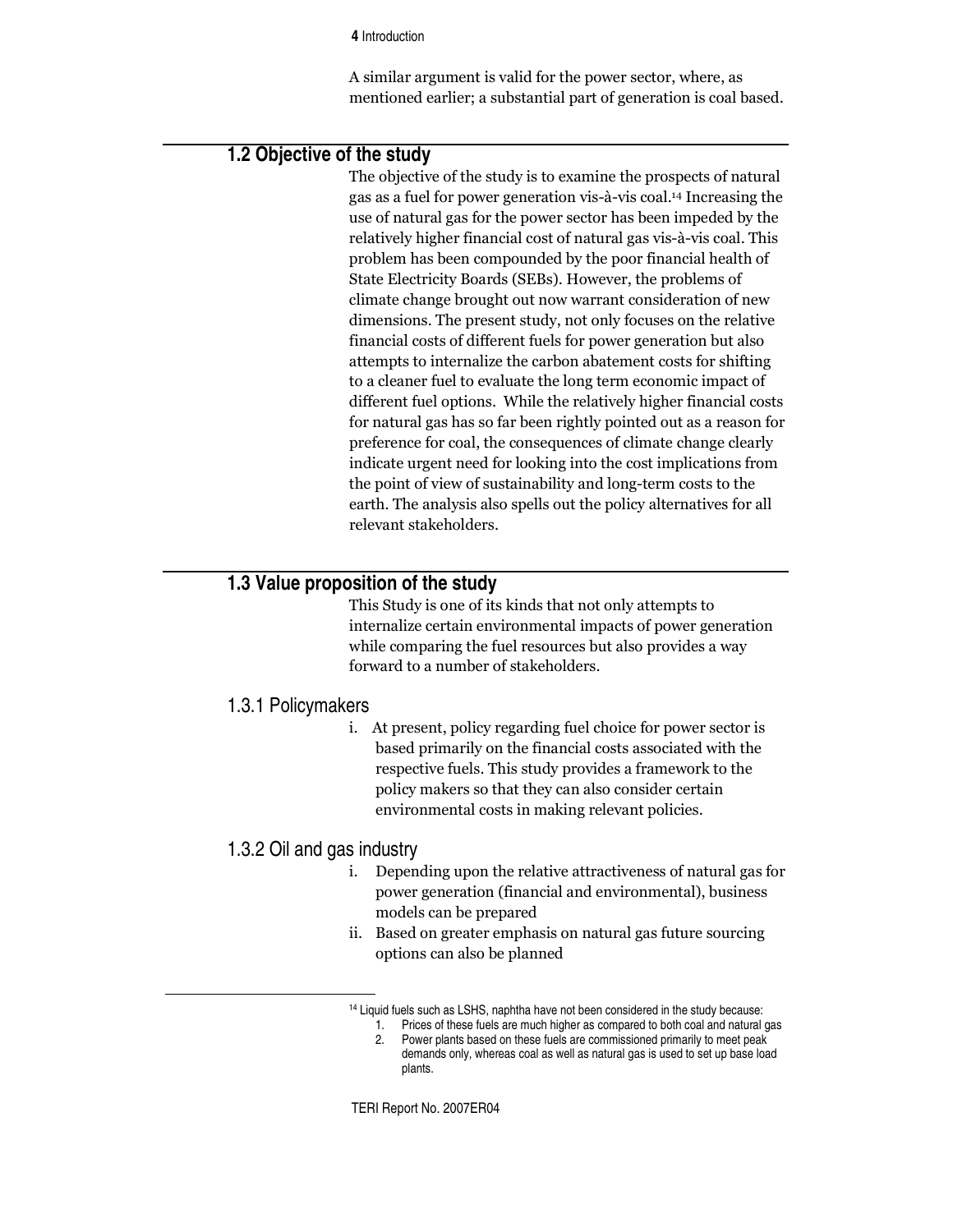A similar argument is valid for the power sector, where, as mentioned earlier; a substantial part of generation is coal based.

## 1.2 Objective of the study

The objective of the study is to examine the prospects of natural gas as a fuel for power generation vis-à-vis coal.[14] Increasing the use of natural gas for the power sector has been impeded by the relatively higher financial cost of natural gas vis-à-vis coal. This problem has been compounded by the poor financial health of State Electricity Boards (SEBs). However, the problems of climate change brought out now warrant consideration of new dimensions. The present study, not only focuses on the relative financial costs of different fuels for power generation but also attempts to internalize the carbon abatement costs for shifting to a cleaner fuel to evaluate the long term economic impact of different fuel options. While the relatively higher financial costs for natural gas has so far been rightly pointed out as a reason for preference for coal, the consequences of climate change clearly indicate urgent need for looking into the cost implications from the point of view of sustainability and long-term costs to the earth. The analysis also spells out the policy alternatives for all relevant stakeholders.

## 1.3 Value proposition of the study

This Study is one of its kinds that not only attempts to internalize certain environmental impacts of power generation while comparing the fuel resources but also provides a way forward to a number of stakeholders.

### 1.3.1 Policymakers

i. At present, policy regarding fuel choice for power sector is based primarily on the financial costs associated with the respective fuels. This study provides a framework to the policy makers so that they can also consider certain environmental costs in making relevant policies.

### 1.3.2 Oil and gas industry

i. Depending upon the relative attractiveness of natural gas for power generation (financial and environmental), business models can be prepared

ii. Based on greater emphasis on natural gas future sourcing options can also be planned

---

[14] Liquid fuels such as LSHS, naphtha have not been considered in the study because:

1. Prices of these fuels are much higher as compared to both coal and natural gas
2. Power plants based on these fuels are commissioned primarily to meet peak demands only, whereas coal as well as natural gas is used to set up base load plants.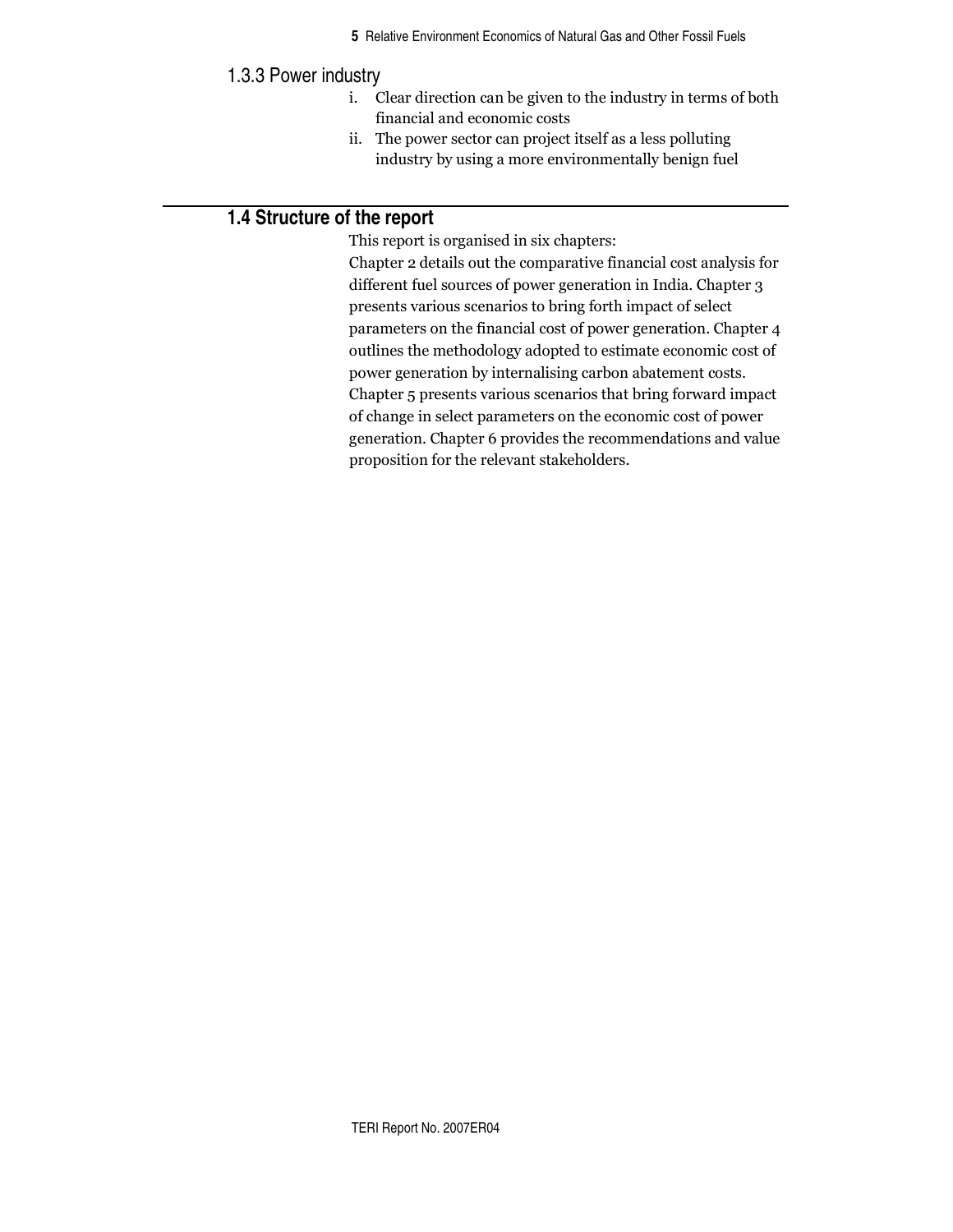### 1.3.3 Power industry

i. Clear direction can be given to the industry in terms of both financial and economic costs
ii. The power sector can project itself as a less polluting industry by using a more environmentally benign fuel

## 1.4 Structure of the report

This report is organised in six chapters:

Chapter 2 details out the comparative financial cost analysis for different fuel sources of power generation in India. Chapter 3 presents various scenarios to bring forth impact of select parameters on the financial cost of power generation. Chapter 4 outlines the methodology adopted to estimate economic cost of power generation by internalising carbon abatement costs. Chapter 5 presents various scenarios that bring forward impact of change in select parameters on the economic cost of power generation. Chapter 6 provides the recommendations and value proposition for the relevant stakeholders.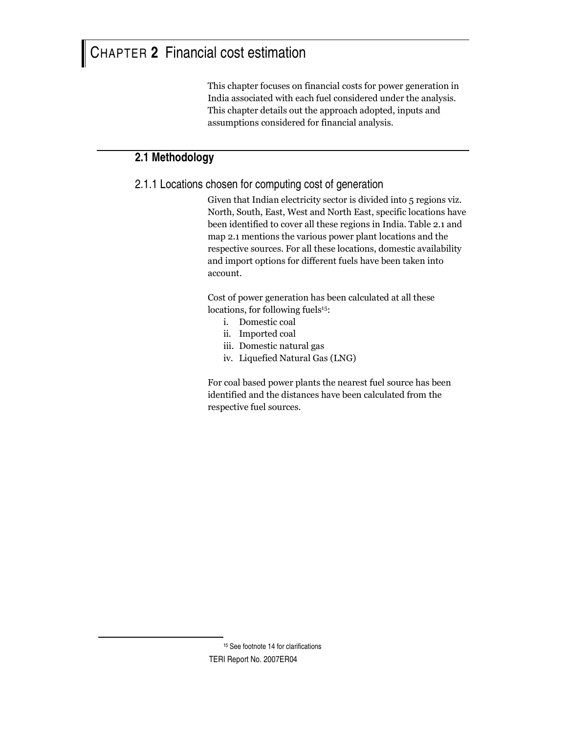# CHAPTER 2 Financial cost estimation

This chapter focuses on financial costs for power generation in India associated with each fuel considered under the analysis. This chapter details out the approach adopted, inputs and assumptions considered for financial analysis.

## 2.1 Methodology

### 2.1.1 Locations chosen for computing cost of generation

Given that Indian electricity sector is divided into 5 regions viz. North, South, East, West and North East, specific locations have been identified to cover all these regions in India. Table 2.1 and map 2.1 mentions the various power plant locations and the respective sources. For all these locations, domestic availability and import options for different fuels have been taken into account.

Cost of power generation has been calculated at all these locations, for following fuels[15]:

i. Domestic coal
ii. Imported coal
iii. Domestic natural gas
iv. Liquefied Natural Gas (LNG)

For coal based power plants the nearest fuel source has been identified and the distances have been calculated from the respective fuel sources.

[15] See footnote 14 for clarifications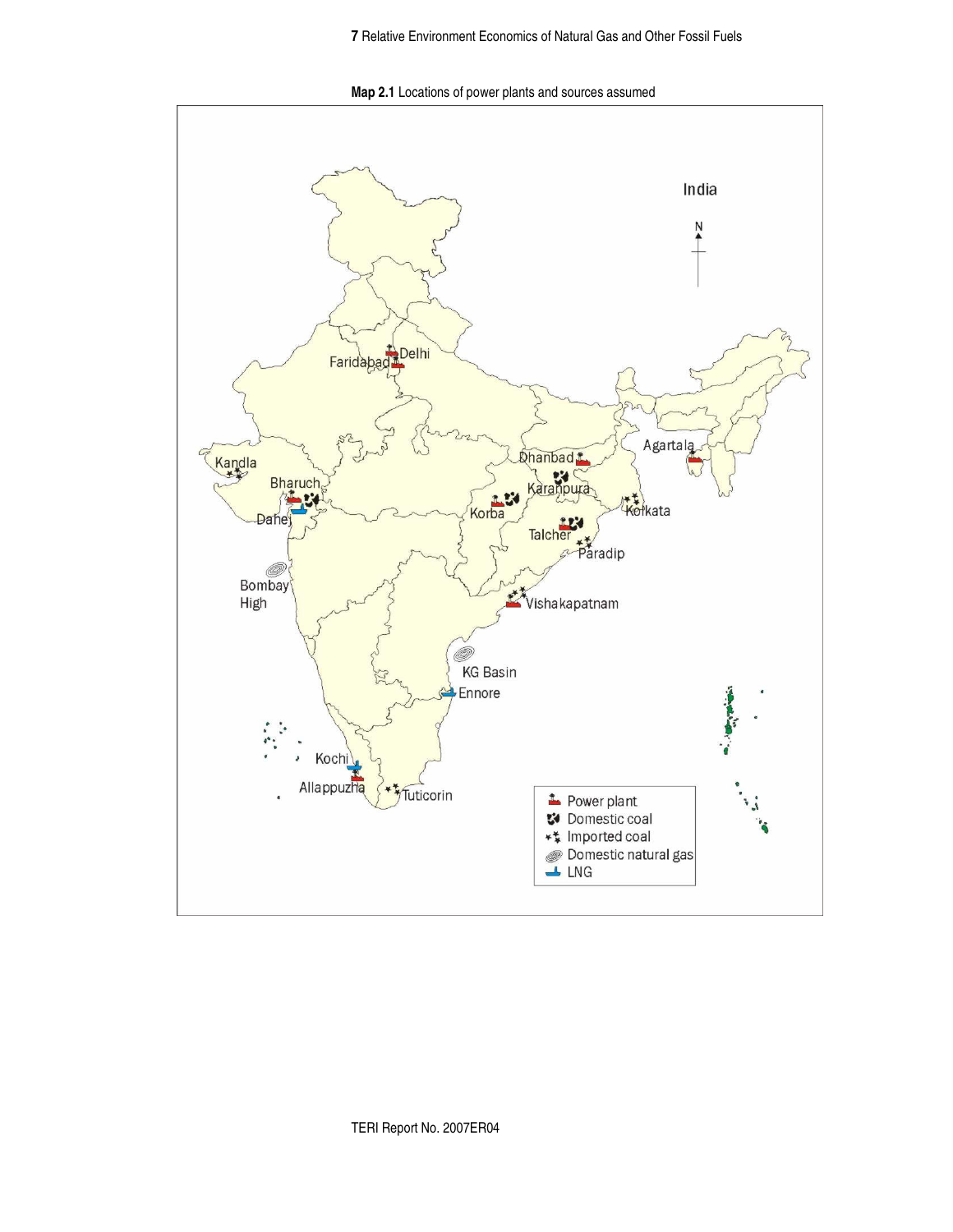**Map 2.1** Locations of power plants and sources assumed

India

N

Delhi

Faridabad

Kandla

Bharuch

Dahej

Bombay High

Dhanbad

Karanpura

Korba

Talcher

Kolkata

Paradip

Agartala

Vishakapatnam

KG Basin

Ennore

Kochi

Allappuzha

Tuticorin

Power plant

Domestic coal

Imported coal

Domestic natural gas

LNG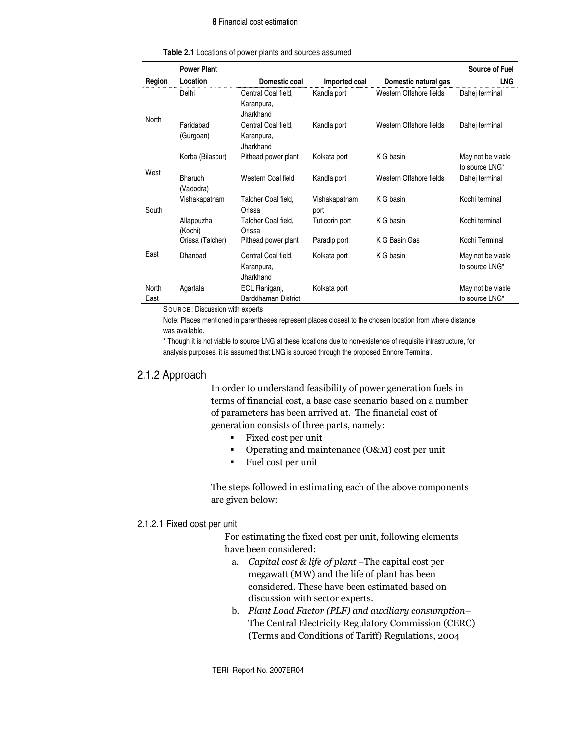**Table 2.1** Locations of power plants and sources assumed

| Region | Power Plant Location | Source of Fuel | | | |
|---|---|---|---|---|---|
| | | Domestic coal | Imported coal | Domestic natural gas | LNG |
| North | Delhi | Central Coal field, Karanpura, Jharkhand | Kandla port | Western Offshore fields | Dahej terminal |
| | Faridabad (Gurgoan) | Central Coal field, Karanpura, Jharkhand | Kandla port | Western Offshore fields | Dahej terminal |
| West | Korba (Bilaspur) | Pithead power plant | Kolkata port | K G basin | May not be viable to source LNG* |
| | Bharuch (Vadodra) | Western Coal field | Kandla port | Western Offshore fields | Dahej terminal |
| South | Vishakapatnam | Talcher Coal field, Orissa | Vishakapatnam port | K G basin | Kochi terminal |
| | Allappuzha (Kochi) | Talcher Coal field, Orissa | Tuticorin port | K G basin | Kochi terminal |
| East | Orissa (Talcher) | Pithead power plant | Paradip port | K G Basin Gas | Kochi Terminal |
| | Dhanbad | Central Coal field, Karanpura, Jharkhand | Kolkata port | K G basin | May not be viable to source LNG* |
| North East | Agartala | ECL Raniganj, Barddhaman District | Kolkata port | | May not be viable to source LNG* |

SOURCE: Discussion with experts

Note: Places mentioned in parentheses represent places closest to the chosen location from where distance was available.

* Though it is not viable to source LNG at these locations due to non-existence of requisite infrastructure, for analysis purposes, it is assumed that LNG is sourced through the proposed Ennore Terminal.

## 2.1.2 Approach

In order to understand feasibility of power generation fuels in terms of financial cost, a base case scenario based on a number of parameters has been arrived at. The financial cost of generation consists of three parts, namely:

- Fixed cost per unit
- Operating and maintenance (O&M) cost per unit
- Fuel cost per unit

The steps followed in estimating each of the above components are given below:

### 2.1.2.1 Fixed cost per unit

For estimating the fixed cost per unit, following elements have been considered:

a. *Capital cost & life of plant* –The capital cost per megawatt (MW) and the life of plant has been considered. These have been estimated based on discussion with sector experts.

b. *Plant Load Factor (PLF) and auxiliary consumption*– The Central Electricity Regulatory Commission (CERC) (Terms and Conditions of Tariff) Regulations, 2004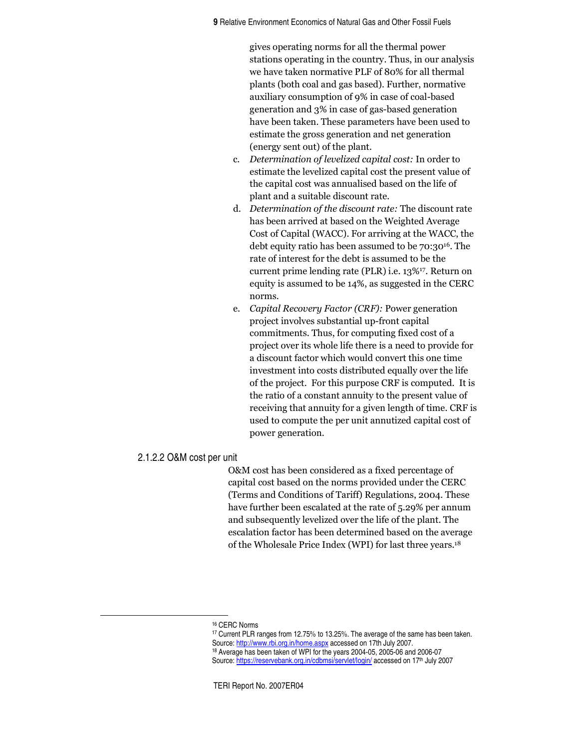gives operating norms for all the thermal power stations operating in the country. Thus, in our analysis we have taken normative PLF of 80% for all thermal plants (both coal and gas based). Further, normative auxiliary consumption of 9% in case of coal-based generation and 3% in case of gas-based generation have been taken. These parameters have been used to estimate the gross generation and net generation (energy sent out) of the plant.

c. *Determination of levelized capital cost:* In order to estimate the levelized capital cost the present value of the capital cost was annualised based on the life of plant and a suitable discount rate.

d. *Determination of the discount rate:* The discount rate has been arrived at based on the Weighted Average Cost of Capital (WACC). For arriving at the WACC, the debt equity ratio has been assumed to be 70:30[16]. The rate of interest for the debt is assumed to be the current prime lending rate (PLR) i.e. 13%[17]. Return on equity is assumed to be 14%, as suggested in the CERC norms.

e. *Capital Recovery Factor (CRF):* Power generation project involves substantial up-front capital commitments. Thus, for computing fixed cost of a project over its whole life there is a need to provide for a discount factor which would convert this one time investment into costs distributed equally over the life of the project. For this purpose CRF is computed. It is the ratio of a constant annuity to the present value of receiving that annuity for a given length of time. CRF is used to compute the per unit annutized capital cost of power generation.

#### 2.1.2.2 O&M cost per unit

O&M cost has been considered as a fixed percentage of capital cost based on the norms provided under the CERC (Terms and Conditions of Tariff) Regulations, 2004. These have further been escalated at the rate of 5.29% per annum and subsequently levelized over the life of the plant. The escalation factor has been determined based on the average of the Wholesale Price Index (WPI) for last three years.[18]

---

[16] CERC Norms

[17] Current PLR ranges from 12.75% to 13.25%. The average of the same has been taken. Source: http://www.rbi.org.in/home.aspx accessed on 17th July 2007.

[18] Average has been taken of WPI for the years 2004-05, 2005-06 and 2006-07 Source: https://reservebank.org.in/cdbmsi/servlet/login/ accessed on 17th July 2007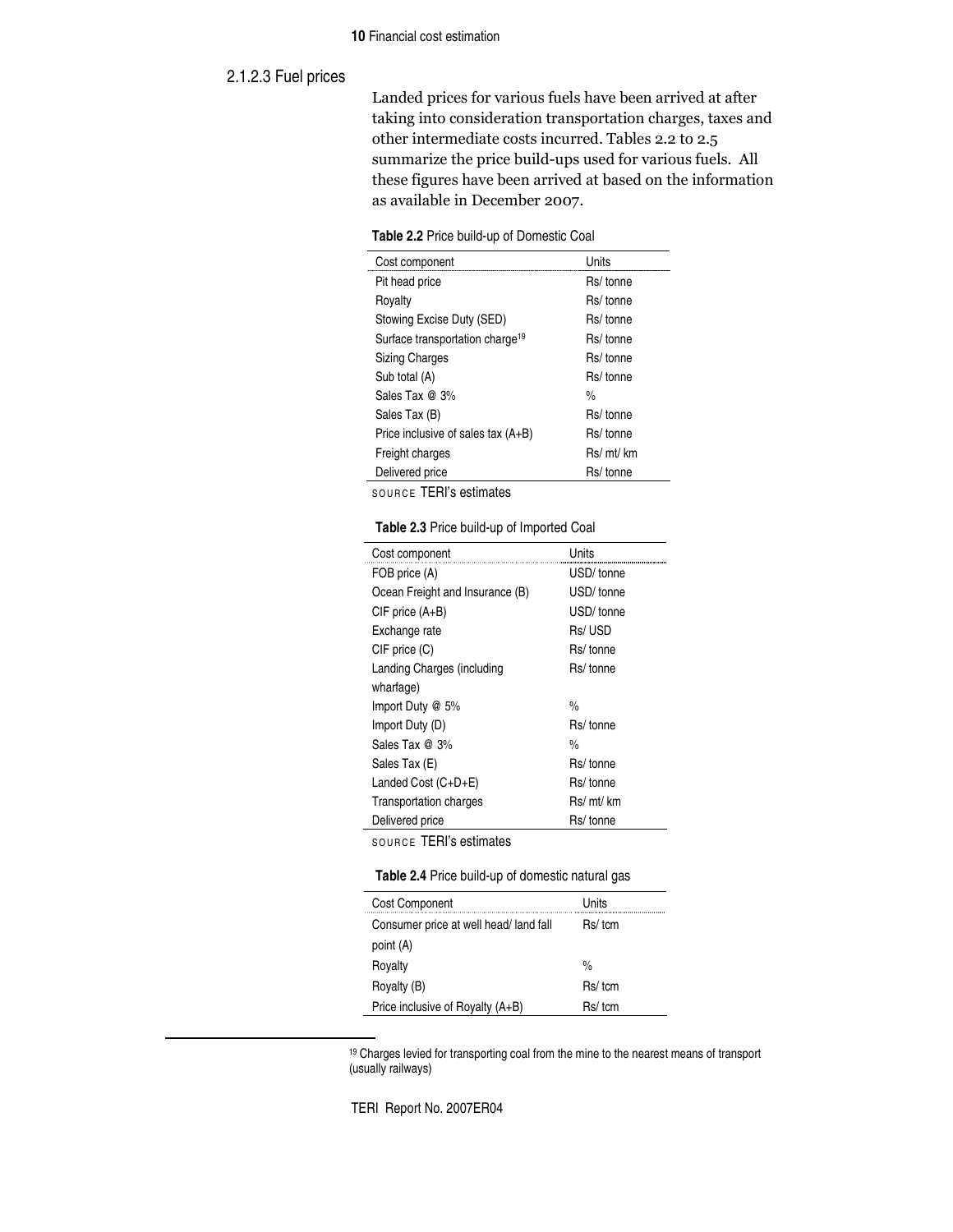#### 2.1.2.3 Fuel prices

Landed prices for various fuels have been arrived at after taking into consideration transportation charges, taxes and other intermediate costs incurred. Tables 2.2 to 2.5 summarize the price build-ups used for various fuels. All these figures have been arrived at based on the information as available in December 2007.

**Table 2.2** Price build-up of Domestic Coal

| Cost component | Units |
|---|---|
| Pit head price | Rs/ tonne |
| Royalty | Rs/ tonne |
| Stowing Excise Duty (SED) | Rs/ tonne |
| Surface transportation charge[19] | Rs/ tonne |
| Sizing Charges | Rs/ tonne |
| Sub total (A) | Rs/ tonne |
| Sales Tax @ 3% | % |
| Sales Tax (B) | Rs/ tonne |
| Price inclusive of sales tax (A+B) | Rs/ tonne |
| Freight charges | Rs/ mt/ km |
| Delivered price | Rs/ tonne |

SOURCE TERI's estimates

**Table 2.3** Price build-up of Imported Coal

| Cost component | Units |
|---|---|
| FOB price (A) | USD/ tonne |
| Ocean Freight and Insurance (B) | USD/ tonne |
| CIF price (A+B) | USD/ tonne |
| Exchange rate | Rs/ USD |
| CIF price (C) | Rs/ tonne |
| Landing Charges (including wharfage) | Rs/ tonne |
| Import Duty @ 5% | % |
| Import Duty (D) | Rs/ tonne |
| Sales Tax @ 3% | % |
| Sales Tax (E) | Rs/ tonne |
| Landed Cost (C+D+E) | Rs/ tonne |
| Transportation charges | Rs/ mt/ km |
| Delivered price | Rs/ tonne |

SOURCE TERI's estimates

**Table 2.4** Price build-up of domestic natural gas

| Cost Component | Units |
|---|---|
| Consumer price at well head/ land fall point (A) | Rs/ tcm |
| Royalty | % |
| Royalty (B) | Rs/ tcm |
| Price inclusive of Royalty (A+B) | Rs/ tcm |

[19] Charges levied for transporting coal from the mine to the nearest means of transport (usually railways)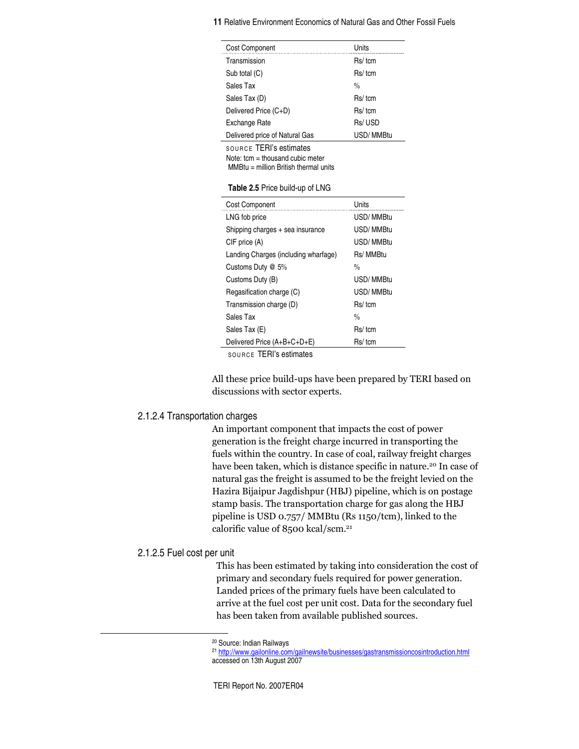| Cost Component | Units |
|---|---|
| Transmission | Rs/ tcm |
| Sub total (C) | Rs/ tcm |
| Sales Tax | % |
| Sales Tax (D) | Rs/ tcm |
| Delivered Price (C+D) | Rs/ tcm |
| Exchange Rate | Rs/ USD |
| Delivered price of Natural Gas | USD/ MMBtu |

SOURCE TERI's estimates
Note: tcm = thousand cubic meter
MMBtu = million British thermal units

**Table 2.5** Price build-up of LNG

| Cost Component | Units |
|---|---|
| LNG fob price | USD/ MMBtu |
| Shipping charges + sea insurance | USD/ MMBtu |
| CIF price (A) | USD/ MMBtu |
| Landing Charges (including wharfage) | Rs/ MMBtu |
| Customs Duty @ 5% | % |
| Customs Duty (B) | USD/ MMBtu |
| Regasification charge (C) | USD/ MMBtu |
| Transmission charge (D) | Rs/ tcm |
| Sales Tax | % |
| Sales Tax (E) | Rs/ tcm |
| Delivered Price (A+B+C+D+E) | Rs/ tcm |

SOURCE TERI's estimates

All these price build-ups have been prepared by TERI based on discussions with sector experts.

#### 2.1.2.4 Transportation charges

An important component that impacts the cost of power generation is the freight charge incurred in transporting the fuels within the country. In case of coal, railway freight charges have been taken, which is distance specific in nature.[20] In case of natural gas the freight is assumed to be the freight levied on the Hazira Bijaipur Jagdishpur (HBJ) pipeline, which is on postage stamp basis. The transportation charge for gas along the HBJ pipeline is USD 0.757/ MMBtu (Rs 1150/tcm), linked to the calorific value of 8500 kcal/scm.[21]

#### 2.1.2.5 Fuel cost per unit

This has been estimated by taking into consideration the cost of primary and secondary fuels required for power generation. Landed prices of the primary fuels have been calculated to arrive at the fuel cost per unit cost. Data for the secondary fuel has been taken from available published sources.

---

[20] Source: Indian Railways

[21] http://www.gailonline.com/gailnewsite/businesses/gastransmissioncosintroduction.html accessed on 13th August 2007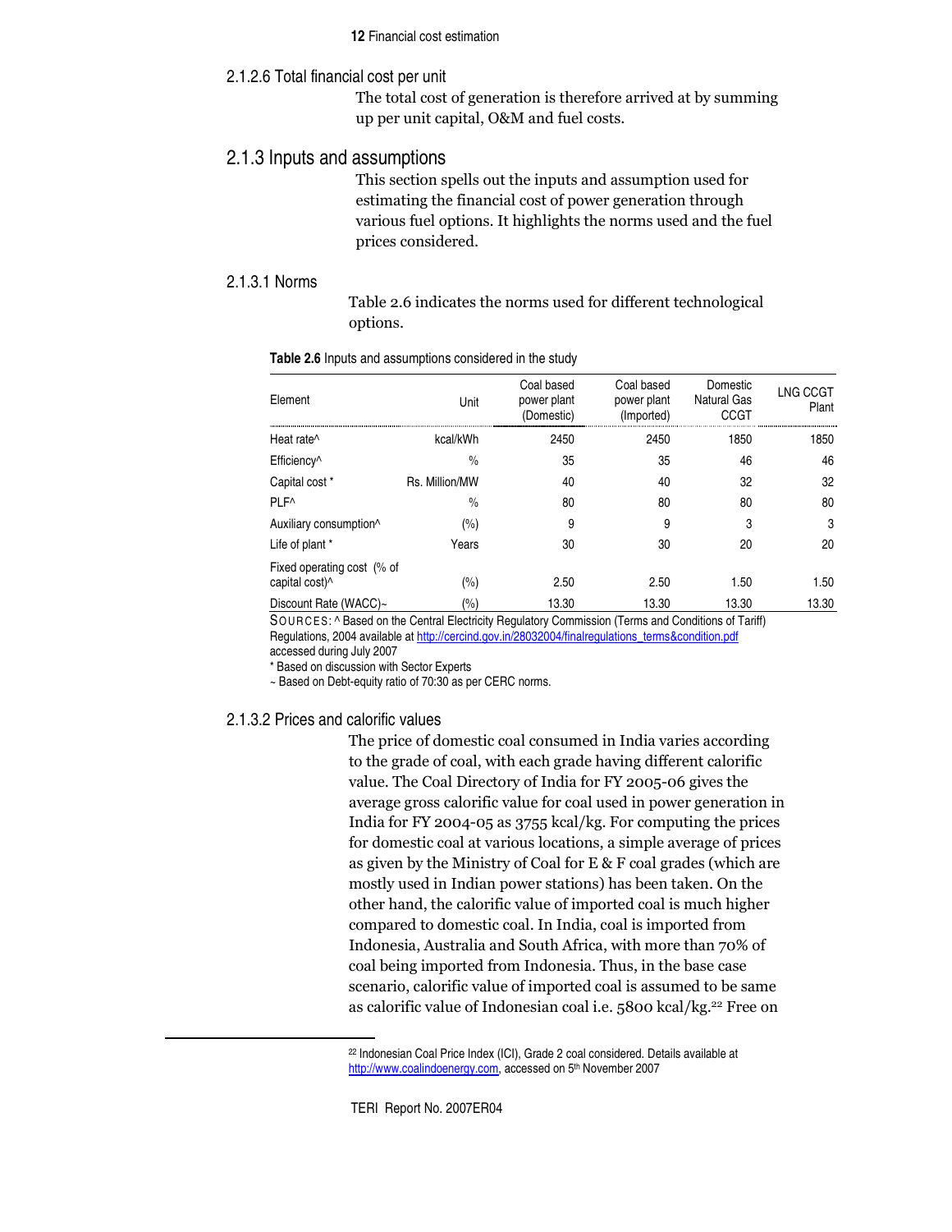#### 2.1.2.6 Total financial cost per unit

The total cost of generation is therefore arrived at by summing up per unit capital, O&M and fuel costs.

### 2.1.3 Inputs and assumptions

This section spells out the inputs and assumption used for estimating the financial cost of power generation through various fuel options. It highlights the norms used and the fuel prices considered.

#### 2.1.3.1 Norms

Table 2.6 indicates the norms used for different technological options.

**Table 2.6** Inputs and assumptions considered in the study

| Element | Unit | Coal based power plant (Domestic) | Coal based power plant (Imported) | Domestic Natural Gas CCGT | LNG CCGT Plant |
|---|---|---|---|---|---|
| Heat rate^ | kcal/kWh | 2450 | 2450 | 1850 | 1850 |
| Efficiency^ | % | 35 | 35 | 46 | 46 |
| Capital cost * | Rs. Million/MW | 40 | 40 | 32 | 32 |
| PLF^ | % | 80 | 80 | 80 | 80 |
| Auxiliary consumption^ | (%) | 9 | 9 | 3 | 3 |
| Life of plant * | Years | 30 | 30 | 20 | 20 |
| Fixed operating cost (% of capital cost)^ | (%) | 2.50 | 2.50 | 1.50 | 1.50 |
| Discount Rate (WACC)~ | (%) | 13.30 | 13.30 | 13.30 | 13.30 |

SOURCES: ^ Based on the Central Electricity Regulatory Commission (Terms and Conditions of Tariff) Regulations, 2004 available at http://cercind.gov.in/28032004/finalregulations_terms&condition.pdf accessed during July 2007

* Based on discussion with Sector Experts

~ Based on Debt-equity ratio of 70:30 as per CERC norms.

#### 2.1.3.2 Prices and calorific values

The price of domestic coal consumed in India varies according to the grade of coal, with each grade having different calorific value. The Coal Directory of India for FY 2005-06 gives the average gross calorific value for coal used in power generation in India for FY 2004-05 as 3755 kcal/kg. For computing the prices for domestic coal at various locations, a simple average of prices as given by the Ministry of Coal for E & F coal grades (which are mostly used in Indian power stations) has been taken. On the other hand, the calorific value of imported coal is much higher compared to domestic coal. In India, coal is imported from Indonesia, Australia and South Africa, with more than 70% of coal being imported from Indonesia. Thus, in the base case scenario, calorific value of imported coal is assumed to be same as calorific value of Indonesian coal i.e. 5800 kcal/kg.[22] Free on

[22] Indonesian Coal Price Index (ICI), Grade 2 coal considered. Details available at http://www.coalindoenergy.com, accessed on 5th November 2007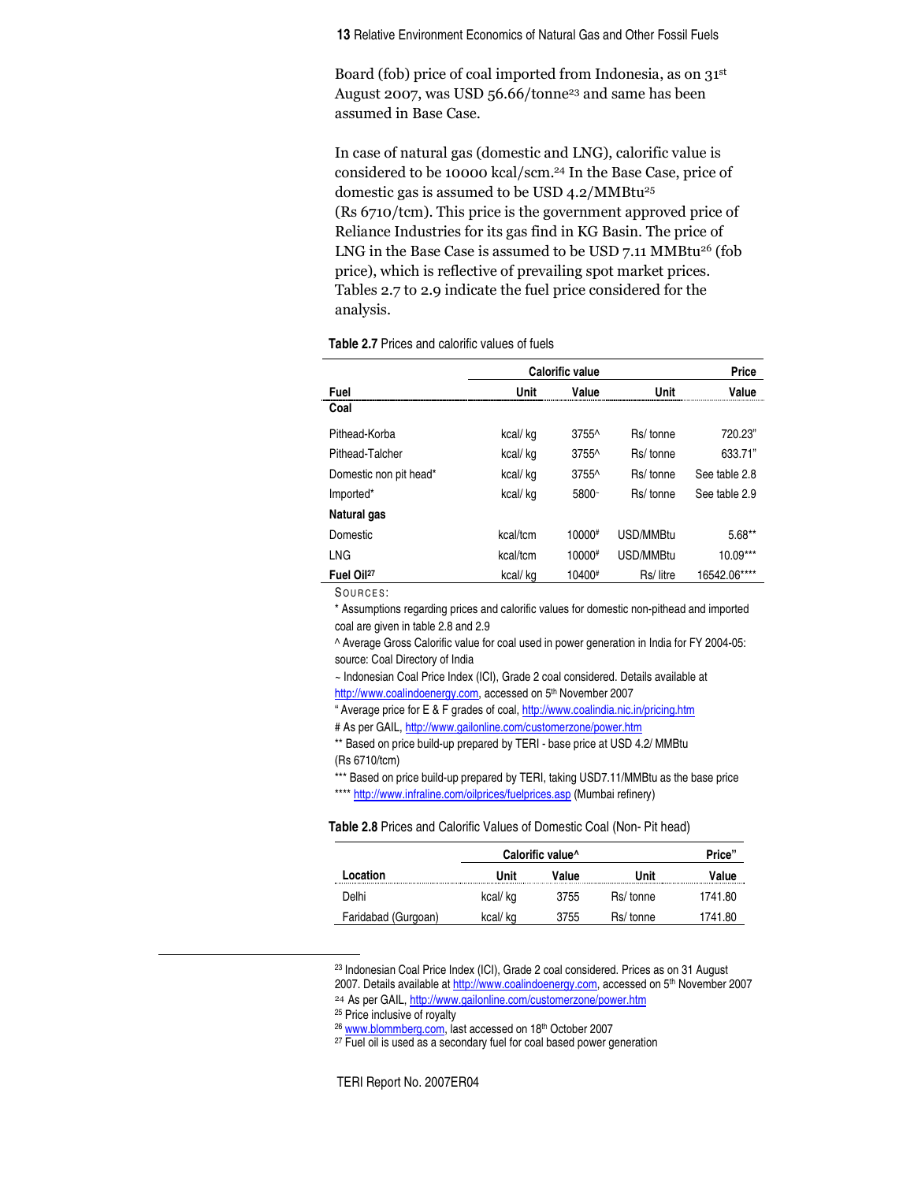Board (fob) price of coal imported from Indonesia, as on 31st August 2007, was USD 56.66/tonne[23] and same has been assumed in Base Case.

In case of natural gas (domestic and LNG), calorific value is considered to be 10000 kcal/scm.[24] In the Base Case, price of domestic gas is assumed to be USD 4.2/MMBtu[25] (Rs 6710/tcm). This price is the government approved price of Reliance Industries for its gas find in KG Basin. The price of LNG in the Base Case is assumed to be USD 7.11 MMBtu[26] (fob price), which is reflective of prevailing spot market prices. Tables 2.7 to 2.9 indicate the fuel price considered for the analysis.

**Table 2.7** Prices and calorific values of fuels

| | Calorific value | | Price | |
|---|---|---|---|---|
| **Fuel** | **Unit** | **Value** | **Unit** | **Value** |
| **Coal** | | | | |
| Pithead-Korba | kcal/ kg | 3755^ | Rs/ tonne | 720.23" |
| Pithead-Talcher | kcal/ kg | 3755^ | Rs/ tonne | 633.71" |
| Domestic non pit head* | kcal/ kg | 3755^ | Rs/ tonne | See table 2.8 |
| Imported* | kcal/ kg | 5800~ | Rs/ tonne | See table 2.9 |
| **Natural gas** | | | | |
| Domestic | kcal/tcm | 10000# | USD/MMBtu | 5.68** |
| LNG | kcal/tcm | 10000# | USD/MMBtu | 10.09*** |
| **Fuel Oil**[27] | kcal/ kg | 10400# | Rs/ litre | 16542.06**** |

SOURCES:

* Assumptions regarding prices and calorific values for domestic non-pithead and imported coal are given in table 2.8 and 2.9

^ Average Gross Calorific value for coal used in power generation in India for FY 2004-05: source: Coal Directory of India

~ Indonesian Coal Price Index (ICI), Grade 2 coal considered. Details available at http://www.coalindoenergy.com, accessed on 5th November 2007

" Average price for E & F grades of coal, http://www.coalindia.nic.in/pricing.htm

# As per GAIL, http://www.gailonline.com/customerzone/power.htm

** Based on price build-up prepared by TERI - base price at USD 4.2/ MMBtu (Rs 6710/tcm)

*** Based on price build-up prepared by TERI, taking USD7.11/MMBtu as the base price

**** http://www.infraline.com/oilprices/fuelprices.asp (Mumbai refinery)

**Table 2.8** Prices and Calorific Values of Domestic Coal (Non- Pit head)

| | Calorific value^ | | Price" | |
|---|---|---|---|---|
| **Location** | **Unit** | **Value** | **Unit** | **Value** |
| Delhi | kcal/ kg | 3755 | Rs/ tonne | 1741.80 |
| Faridabad (Gurgoan) | kcal/ kg | 3755 | Rs/ tonne | 1741.80 |

[23] Indonesian Coal Price Index (ICI), Grade 2 coal considered. Prices as on 31 August 2007. Details available at http://www.coalindoenergy.com, accessed on 5th November 2007

[24] As per GAIL, http://www.gailonline.com/customerzone/power.htm

[25] Price inclusive of royalty

[26] www.blommberg.com, last accessed on 18th October 2007

[27] Fuel oil is used as a secondary fuel for coal based power generation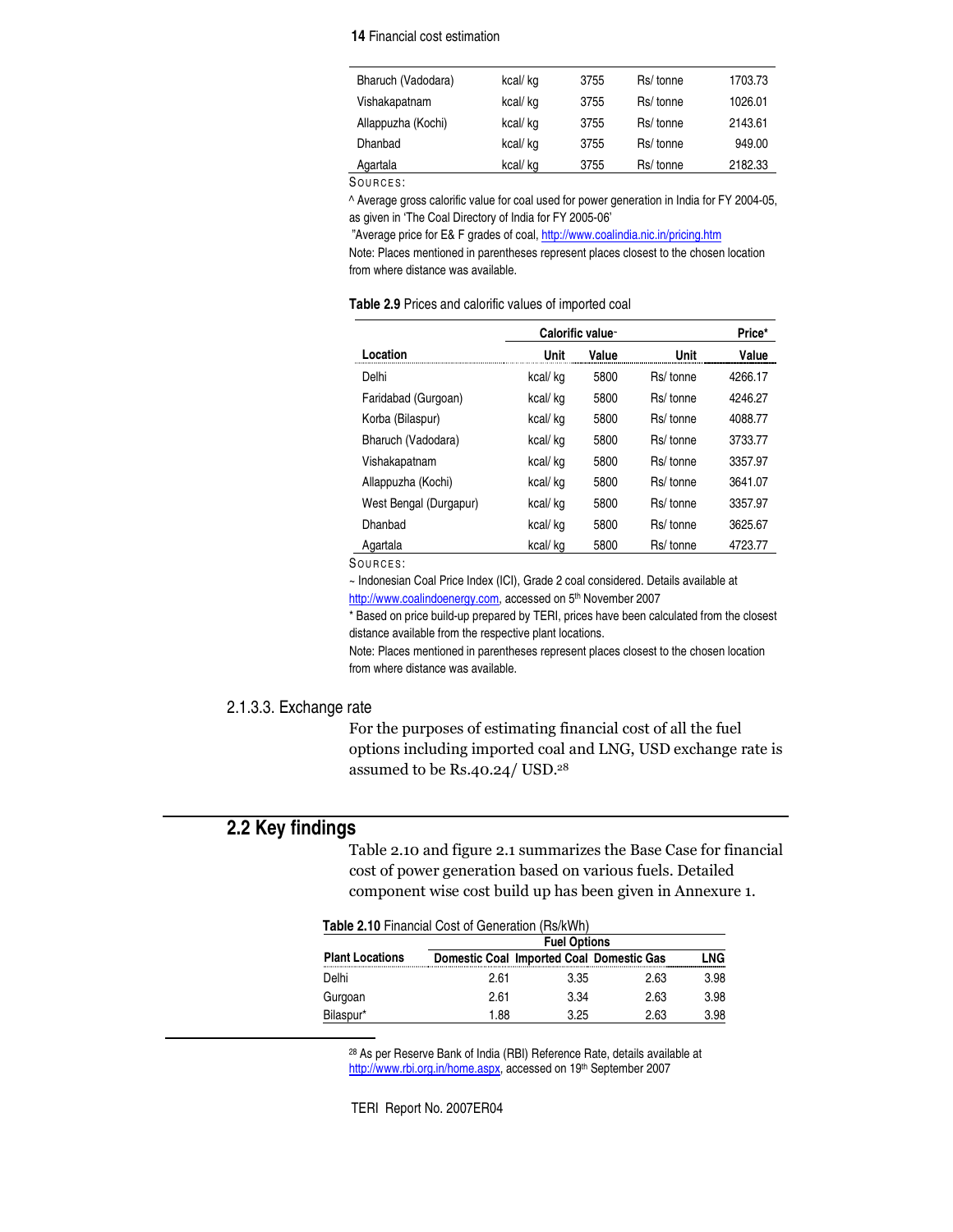| | | | | |
|---|---|---|---|---|
| Bharuch (Vadodara) | kcal/ kg | 3755 | Rs/ tonne | 1703.73 |
| Vishakapatnam | kcal/ kg | 3755 | Rs/ tonne | 1026.01 |
| Allappuzha (Kochi) | kcal/ kg | 3755 | Rs/ tonne | 2143.61 |
| Dhanbad | kcal/ kg | 3755 | Rs/ tonne | 949.00 |
| Agartala | kcal/ kg | 3755 | Rs/ tonne | 2182.33 |

SOURCES:

^ Average gross calorific value for coal used for power generation in India for FY 2004-05, as given in 'The Coal Directory of India for FY 2005-06'

"Average price for E& F grades of coal, http://www.coalindia.nic.in/pricing.htm

Note: Places mentioned in parentheses represent places closest to the chosen location from where distance was available.

**Table 2.9** Prices and calorific values of imported coal

| | Calorific value~ | | Price* | |
|---|---|---|---|---|
| **Location** | **Unit** | **Value** | **Unit** | **Value** |
| Delhi | kcal/ kg | 5800 | Rs/ tonne | 4266.17 |
| Faridabad (Gurgoan) | kcal/ kg | 5800 | Rs/ tonne | 4246.27 |
| Korba (Bilaspur) | kcal/ kg | 5800 | Rs/ tonne | 4088.77 |
| Bharuch (Vadodara) | kcal/ kg | 5800 | Rs/ tonne | 3733.77 |
| Vishakapatnam | kcal/ kg | 5800 | Rs/ tonne | 3357.97 |
| Allappuzha (Kochi) | kcal/ kg | 5800 | Rs/ tonne | 3641.07 |
| West Bengal (Durgapur) | kcal/ kg | 5800 | Rs/ tonne | 3357.97 |
| Dhanbad | kcal/ kg | 5800 | Rs/ tonne | 3625.67 |
| Agartala | kcal/ kg | 5800 | Rs/ tonne | 4723.77 |

SOURCES:

~ Indonesian Coal Price Index (ICI), Grade 2 coal considered. Details available at http://www.coalindoenergy.com, accessed on 5th November 2007

* Based on price build-up prepared by TERI, prices have been calculated from the closest distance available from the respective plant locations.

Note: Places mentioned in parentheses represent places closest to the chosen location from where distance was available.

### 2.1.3.3. Exchange rate

For the purposes of estimating financial cost of all the fuel options including imported coal and LNG, USD exchange rate is assumed to be Rs.40.24/ USD.[28]

## 2.2 Key findings

Table 2.10 and figure 2.1 summarizes the Base Case for financial cost of power generation based on various fuels. Detailed component wise cost build up has been given in Annexure 1.

**Table 2.10** Financial Cost of Generation (Rs/kWh)

| | Fuel Options | | | |
|---|---|---|---|---|
| **Plant Locations** | **Domestic Coal** | **Imported Coal** | **Domestic Gas** | **LNG** |
| Delhi | 2.61 | 3.35 | 2.63 | 3.98 |
| Gurgoan | 2.61 | 3.34 | 2.63 | 3.98 |
| Bilaspur* | 1.88 | 3.25 | 2.63 | 3.98 |

[28] As per Reserve Bank of India (RBI) Reference Rate, details available at http://www.rbi.org.in/home.aspx, accessed on 19th September 2007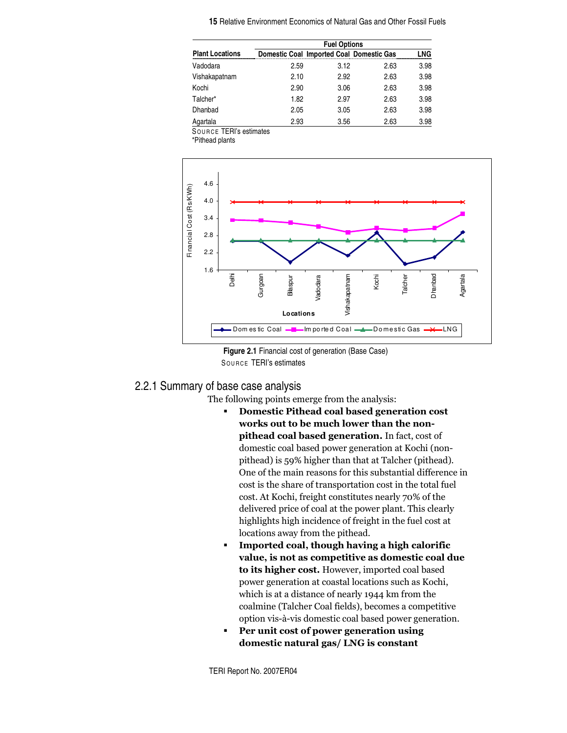| Plant Locations | Fuel Options | | | |
|---|---|---|---|---|
| | Domestic Coal | Imported Coal | Domestic Gas | LNG |
| Vadodara | 2.59 | 3.12 | 2.63 | 3.98 |
| Vishakapatnam | 2.10 | 2.92 | 2.63 | 3.98 |
| Kochi | 2.90 | 3.06 | 2.63 | 3.98 |
| Talcher* | 1.82 | 2.97 | 2.63 | 3.98 |
| Dhanbad | 2.05 | 3.05 | 2.63 | 3.98 |
| Agartala | 2.93 | 3.56 | 2.63 | 3.98 |

SOURCE TERI's estimates

*Pithead plants

**Figure 2.1** Financial cost of generation (Base Case)

SOURCE TERI's estimates

## 2.2.1 Summary of base case analysis

The following points emerge from the analysis:

- **Domestic Pithead coal based generation cost works out to be much lower than the non-pithead coal based generation.** In fact, cost of domestic coal based power generation at Kochi (non-pithead) is 59% higher than that at Talcher (pithead). One of the main reasons for this substantial difference in cost is the share of transportation cost in the total fuel cost. At Kochi, freight constitutes nearly 70% of the delivered price of coal at the power plant. This clearly highlights high incidence of freight in the fuel cost at locations away from the pithead.
- **Imported coal, though having a high calorific value, is not as competitive as domestic coal due to its higher cost.** However, imported coal based power generation at coastal locations such as Kochi, which is at a distance of nearly 1944 km from the coalmine (Talcher Coal fields), becomes a competitive option vis-à-vis domestic coal based power generation.
- **Per unit cost of power generation using domestic natural gas/ LNG is constant**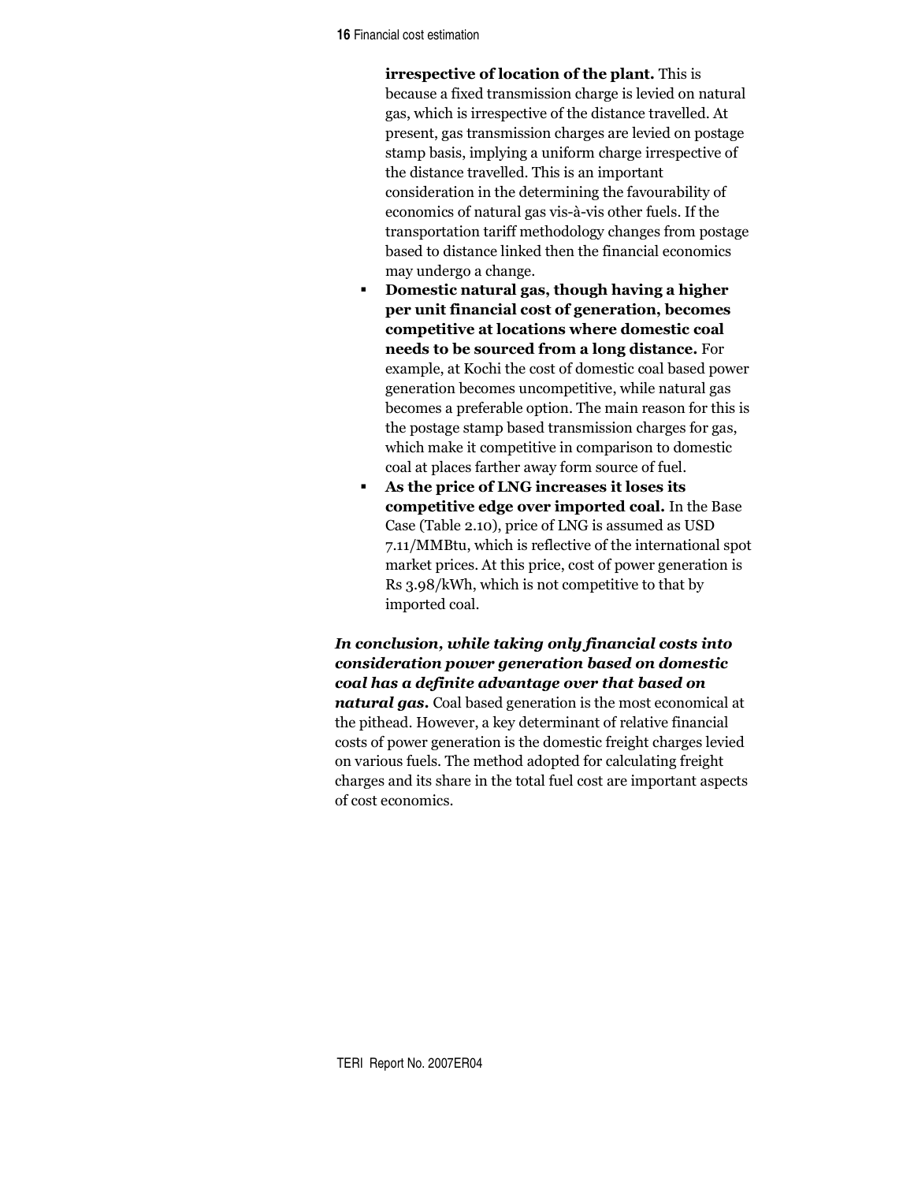**irrespective of location of the plant.** This is because a fixed transmission charge is levied on natural gas, which is irrespective of the distance travelled. At present, gas transmission charges are levied on postage stamp basis, implying a uniform charge irrespective of the distance travelled. This is an important consideration in the determining the favourability of economics of natural gas vis-à-vis other fuels. If the transportation tariff methodology changes from postage based to distance linked then the financial economics may undergo a change.

- **Domestic natural gas, though having a higher per unit financial cost of generation, becomes competitive at locations where domestic coal needs to be sourced from a long distance.** For example, at Kochi the cost of domestic coal based power generation becomes uncompetitive, while natural gas becomes a preferable option. The main reason for this is the postage stamp based transmission charges for gas, which make it competitive in comparison to domestic coal at places farther away form source of fuel.
- **As the price of LNG increases it loses its competitive edge over imported coal.** In the Base Case (Table 2.10), price of LNG is assumed as USD 7.11/MMBtu, which is reflective of the international spot market prices. At this price, cost of power generation is Rs 3.98/kWh, which is not competitive to that by imported coal.

***In conclusion, while taking only financial costs into consideration power generation based on domestic coal has a definite advantage over that based on natural gas.*** Coal based generation is the most economical at the pithead. However, a key determinant of relative financial costs of power generation is the domestic freight charges levied on various fuels. The method adopted for calculating freight charges and its share in the total fuel cost are important aspects of cost economics.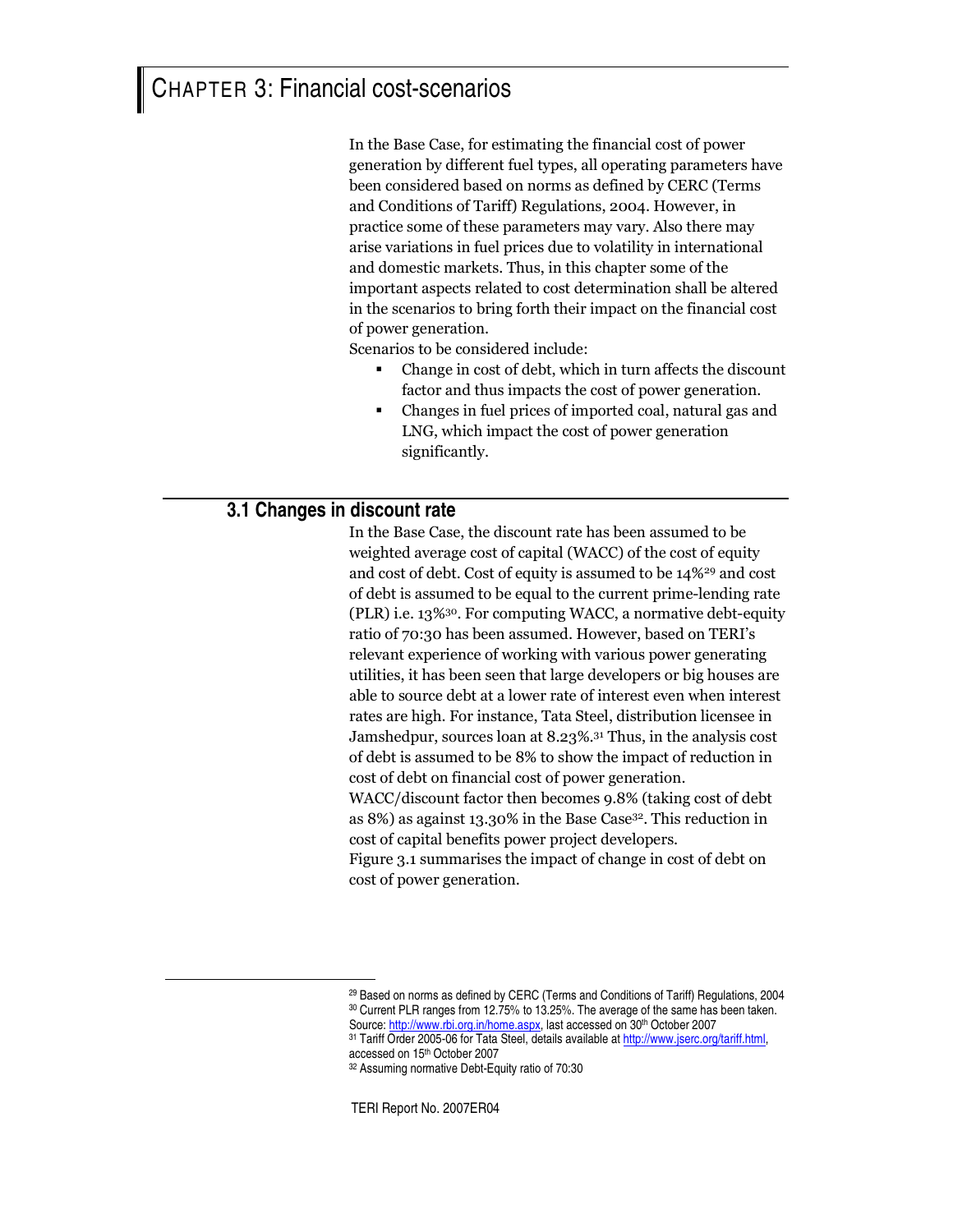# CHAPTER 3: Financial cost-scenarios

In the Base Case, for estimating the financial cost of power generation by different fuel types, all operating parameters have been considered based on norms as defined by CERC (Terms and Conditions of Tariff) Regulations, 2004. However, in practice some of these parameters may vary. Also there may arise variations in fuel prices due to volatility in international and domestic markets. Thus, in this chapter some of the important aspects related to cost determination shall be altered in the scenarios to bring forth their impact on the financial cost of power generation.

Scenarios to be considered include:

- Change in cost of debt, which in turn affects the discount factor and thus impacts the cost of power generation.
- Changes in fuel prices of imported coal, natural gas and LNG, which impact the cost of power generation significantly.

## 3.1 Changes in discount rate

In the Base Case, the discount rate has been assumed to be weighted average cost of capital (WACC) of the cost of equity and cost of debt. Cost of equity is assumed to be 14%[29] and cost of debt is assumed to be equal to the current prime-lending rate (PLR) i.e. 13%[30]. For computing WACC, a normative debt-equity ratio of 70:30 has been assumed. However, based on TERI's relevant experience of working with various power generating utilities, it has been seen that large developers or big houses are able to source debt at a lower rate of interest even when interest rates are high. For instance, Tata Steel, distribution licensee in Jamshedpur, sources loan at 8.23%.[31] Thus, in the analysis cost of debt is assumed to be 8% to show the impact of reduction in cost of debt on financial cost of power generation.

WACC/discount factor then becomes 9.8% (taking cost of debt as 8%) as against 13.30% in the Base Case[32]. This reduction in cost of capital benefits power project developers.

Figure 3.1 summarises the impact of change in cost of debt on cost of power generation.

---

[29] Based on norms as defined by CERC (Terms and Conditions of Tariff) Regulations, 2004

[30] Current PLR ranges from 12.75% to 13.25%. The average of the same has been taken. Source: http://www.rbi.org.in/home.aspx, last accessed on 30th October 2007

[31] Tariff Order 2005-06 for Tata Steel, details available at http://www.jserc.org/tariff.html, accessed on 15th October 2007

[32] Assuming normative Debt-Equity ratio of 70:30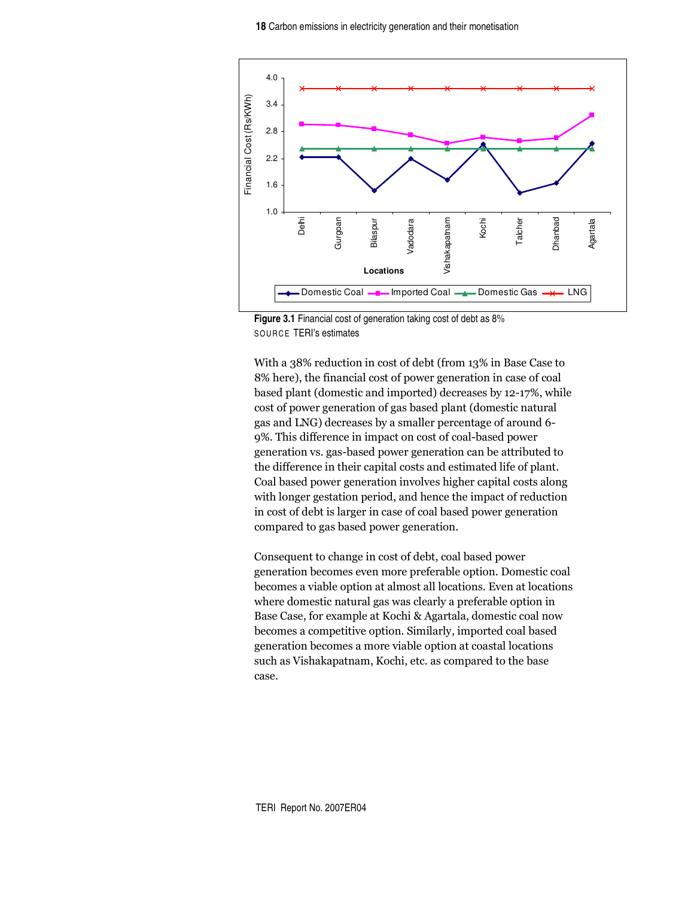Figure 3.1 Financial cost of generation taking cost of debt as 8%
SOURCE TERI's estimates

With a 38% reduction in cost of debt (from 13% in Base Case to 8% here), the financial cost of power generation in case of coal based plant (domestic and imported) decreases by 12-17%, while cost of power generation of gas based plant (domestic natural gas and LNG) decreases by a smaller percentage of around 6-9%. This difference in impact on cost of coal-based power generation vs. gas-based power generation can be attributed to the difference in their capital costs and estimated life of plant. Coal based power generation involves higher capital costs along with longer gestation period, and hence the impact of reduction in cost of debt is larger in case of coal based power generation compared to gas based power generation.

Consequent to change in cost of debt, coal based power generation becomes even more preferable option. Domestic coal becomes a viable option at almost all locations. Even at locations where domestic natural gas was clearly a preferable option in Base Case, for example at Kochi & Agartala, domestic coal now becomes a competitive option. Similarly, imported coal based generation becomes a more viable option at coastal locations such as Vishakapatnam, Kochi, etc. as compared to the base case.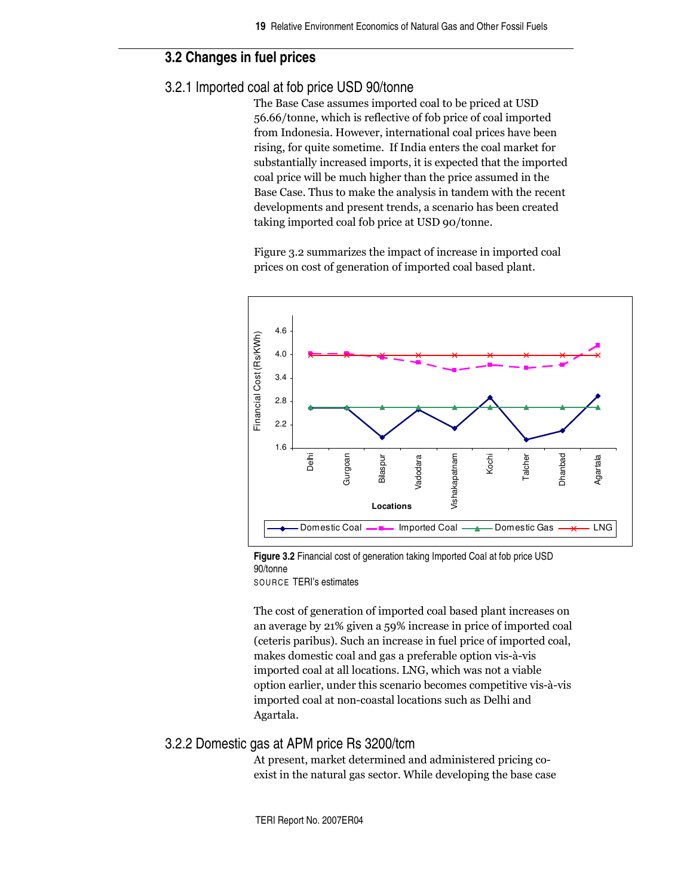## 3.2 Changes in fuel prices

### 3.2.1 Imported coal at fob price USD 90/tonne

The Base Case assumes imported coal to be priced at USD 56.66/tonne, which is reflective of fob price of coal imported from Indonesia. However, international coal prices have been rising, for quite sometime. If India enters the coal market for substantially increased imports, it is expected that the imported coal price will be much higher than the price assumed in the Base Case. Thus to make the analysis in tandem with the recent developments and present trends, a scenario has been created taking imported coal fob price at USD 90/tonne.

Figure 3.2 summarizes the impact of increase in imported coal prices on cost of generation of imported coal based plant.

**Figure 3.2** Financial cost of generation taking Imported Coal at fob price USD 90/tonne

SOURCE TERI's estimates

The cost of generation of imported coal based plant increases on an average by 21% given a 59% increase in price of imported coal (ceteris paribus). Such an increase in fuel price of imported coal, makes domestic coal and gas a preferable option vis-à-vis imported coal at all locations. LNG, which was not a viable option earlier, under this scenario becomes competitive vis-à-vis imported coal at non-coastal locations such as Delhi and Agartala.

### 3.2.2 Domestic gas at APM price Rs 3200/tcm

At present, market determined and administered pricing co-exist in the natural gas sector. While developing the base case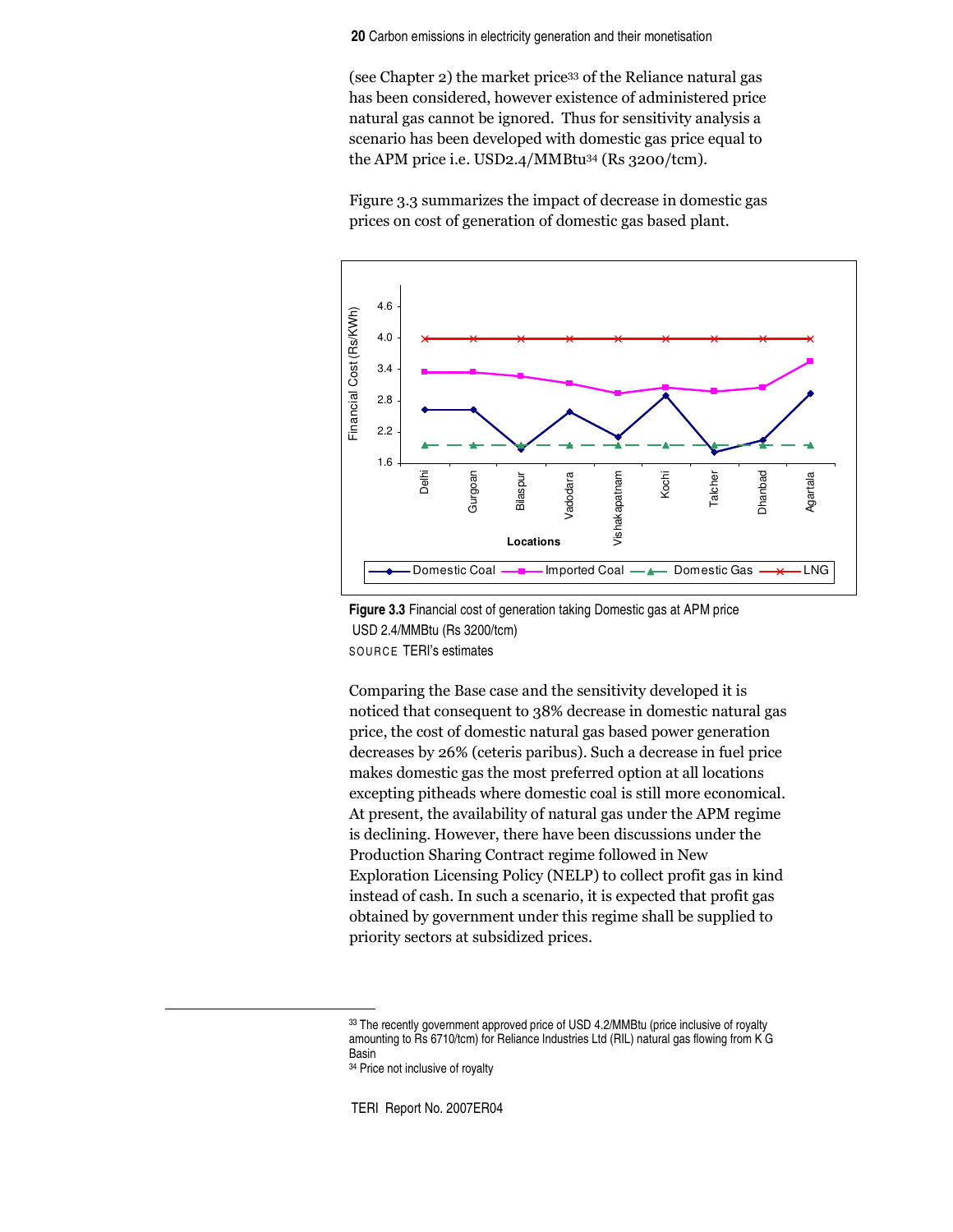(see Chapter 2) the market price[33] of the Reliance natural gas has been considered, however existence of administered price natural gas cannot be ignored. Thus for sensitivity analysis a scenario has been developed with domestic gas price equal to the APM price i.e. USD2.4/MMBtu[34] (Rs 3200/tcm).

Figure 3.3 summarizes the impact of decrease in domestic gas prices on cost of generation of domestic gas based plant.

**Figure 3.3** Financial cost of generation taking Domestic gas at APM price USD 2.4/MMBtu (Rs 3200/tcm)

SOURCE TERI's estimates

Comparing the Base case and the sensitivity developed it is noticed that consequent to 38% decrease in domestic natural gas price, the cost of domestic natural gas based power generation decreases by 26% (ceteris paribus). Such a decrease in fuel price makes domestic gas the most preferred option at all locations excepting pitheads where domestic coal is still more economical. At present, the availability of natural gas under the APM regime is declining. However, there have been discussions under the Production Sharing Contract regime followed in New Exploration Licensing Policy (NELP) to collect profit gas in kind instead of cash. In such a scenario, it is expected that profit gas obtained by government under this regime shall be supplied to priority sectors at subsidized prices.

---

[33] The recently government approved price of USD 4.2/MMBtu (price inclusive of royalty amounting to Rs 6710/tcm) for Reliance Industries Ltd (RIL) natural gas flowing from K G Basin

[34] Price not inclusive of royalty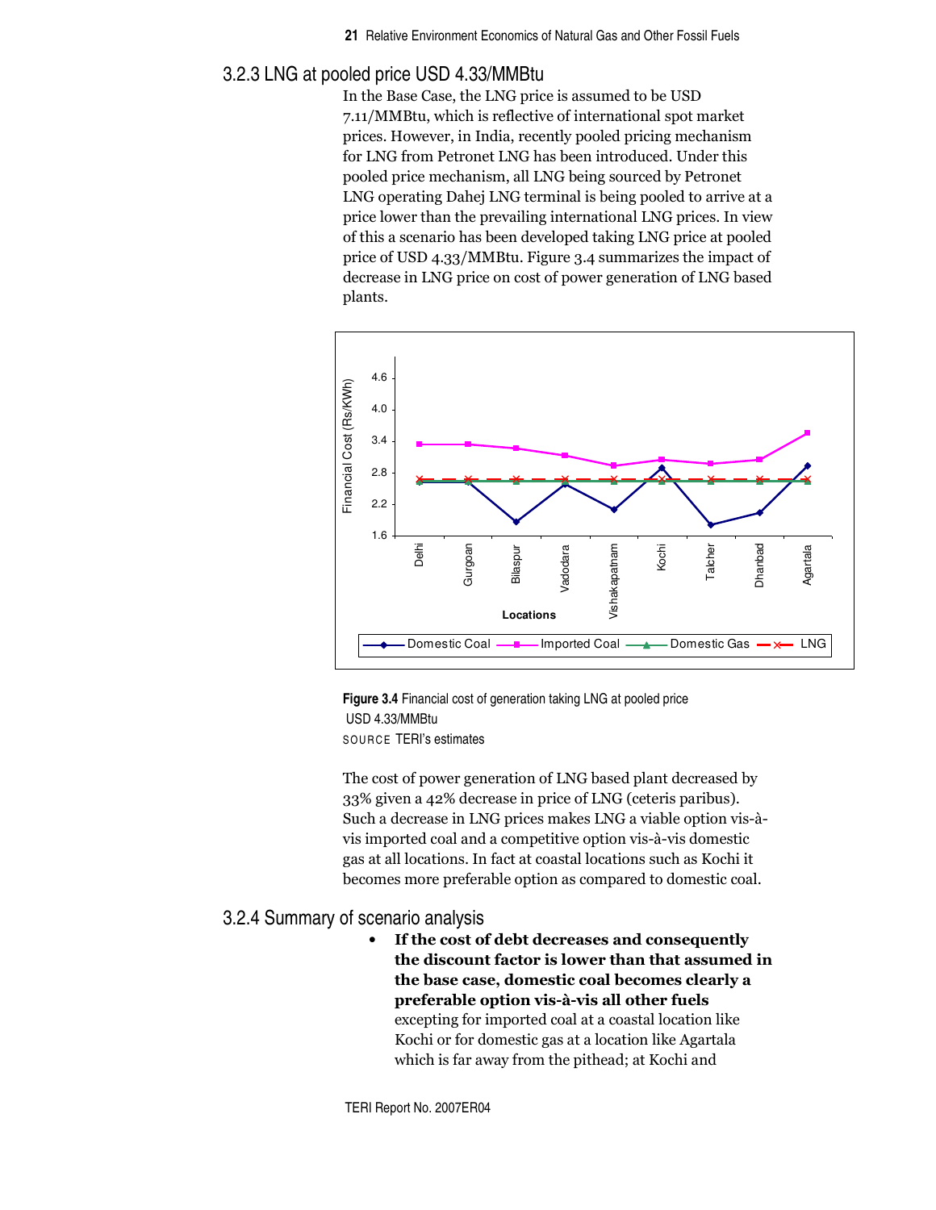### 3.2.3 LNG at pooled price USD 4.33/MMBtu

In the Base Case, the LNG price is assumed to be USD 7.11/MMBtu, which is reflective of international spot market prices. However, in India, recently pooled pricing mechanism for LNG from Petronet LNG has been introduced. Under this pooled price mechanism, all LNG being sourced by Petronet LNG operating Dahej LNG terminal is being pooled to arrive at a price lower than the prevailing international LNG prices. In view of this a scenario has been developed taking LNG price at pooled price of USD 4.33/MMBtu. Figure 3.4 summarizes the impact of decrease in LNG price on cost of power generation of LNG based plants.

**Figure 3.4** Financial cost of generation taking LNG at pooled price USD 4.33/MMBtu

SOURCE TERI's estimates

The cost of power generation of LNG based plant decreased by 33% given a 42% decrease in price of LNG (ceteris paribus). Such a decrease in LNG prices makes LNG a viable option vis-à-vis imported coal and a competitive option vis-à-vis domestic gas at all locations. In fact at coastal locations such as Kochi it becomes more preferable option as compared to domestic coal.

### 3.2.4 Summary of scenario analysis

- **If the cost of debt decreases and consequently the discount factor is lower than that assumed in the base case, domestic coal becomes clearly a preferable option vis-à-vis all other fuels** excepting for imported coal at a coastal location like Kochi or for domestic gas at a location like Agartala which is far away from the pithead; at Kochi and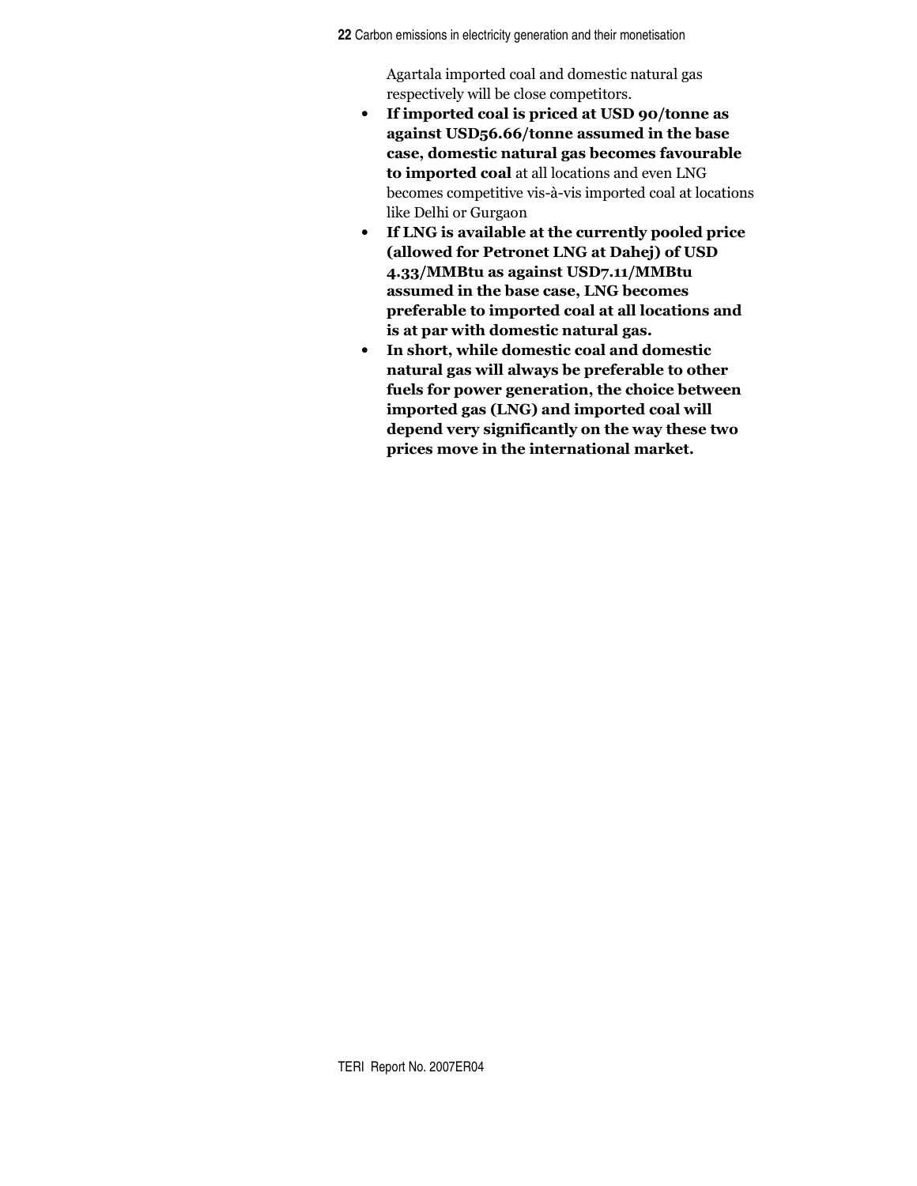Agartala imported coal and domestic natural gas respectively will be close competitors.

- **If imported coal is priced at USD 90/tonne as against USD56.66/tonne assumed in the base case, domestic natural gas becomes favourable to imported coal** at all locations and even LNG becomes competitive vis-à-vis imported coal at locations like Delhi or Gurgaon
- **If LNG is available at the currently pooled price (allowed for Petronet LNG at Dahej) of USD 4.33/MMBtu as against USD7.11/MMBtu assumed in the base case, LNG becomes preferable to imported coal at all locations and is at par with domestic natural gas.**
- **In short, while domestic coal and domestic natural gas will always be preferable to other fuels for power generation, the choice between imported gas (LNG) and imported coal will depend very significantly on the way these two prices move in the international market.**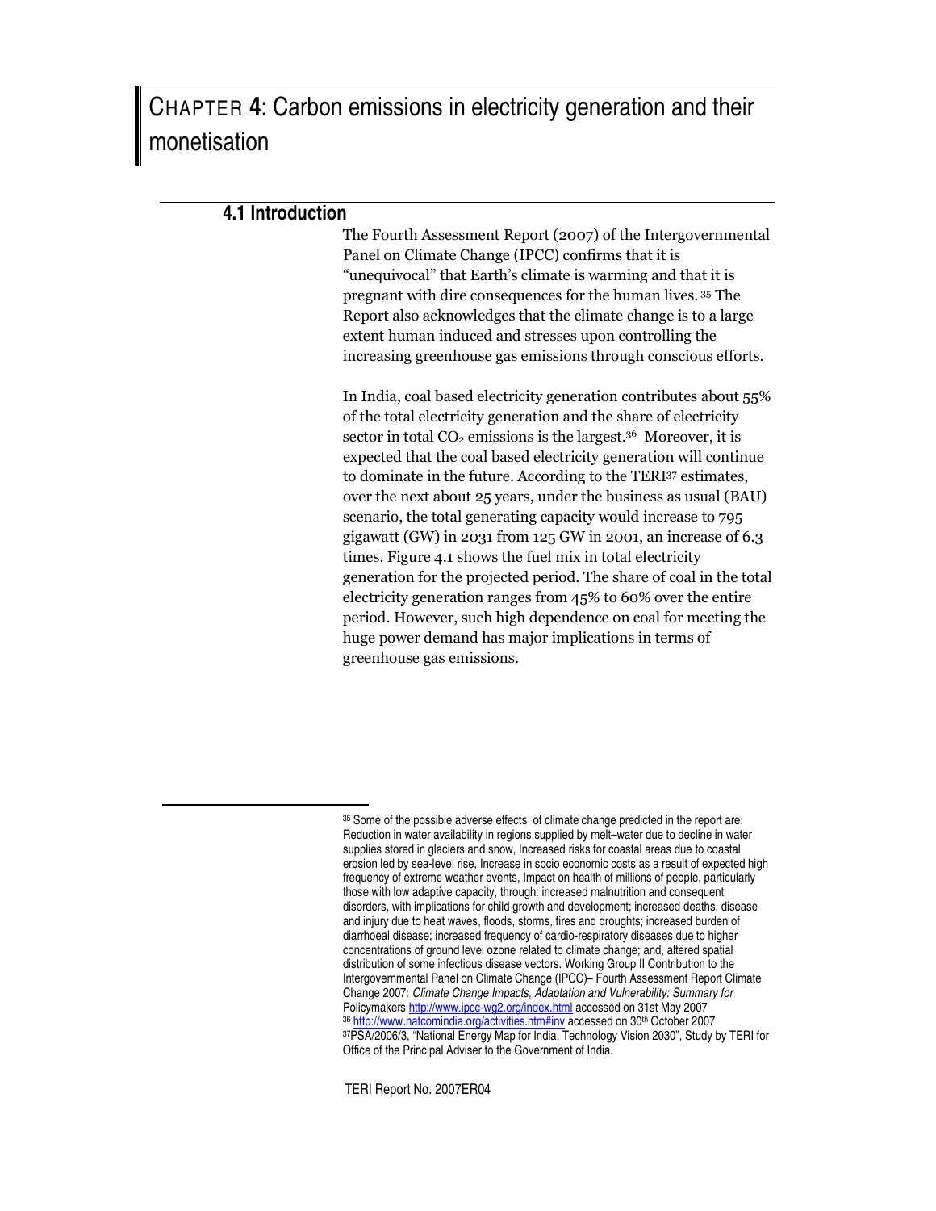# CHAPTER 4: Carbon emissions in electricity generation and their monetisation

## 4.1 Introduction

The Fourth Assessment Report (2007) of the Intergovernmental Panel on Climate Change (IPCC) confirms that it is "unequivocal" that Earth's climate is warming and that it is pregnant with dire consequences for the human lives.[35] The Report also acknowledges that the climate change is to a large extent human induced and stresses upon controlling the increasing greenhouse gas emissions through conscious efforts.

In India, coal based electricity generation contributes about 55% of the total electricity generation and the share of electricity sector in total $CO_2$ emissions is the largest.[36] Moreover, it is expected that the coal based electricity generation will continue to dominate in the future. According to the TERI[37] estimates, over the next about 25 years, under the business as usual (BAU) scenario, the total generating capacity would increase to 795 gigawatt (GW) in 2031 from 125 GW in 2001, an increase of 6.3 times. Figure 4.1 shows the fuel mix in total electricity generation for the projected period. The share of coal in the total electricity generation ranges from 45% to 60% over the entire period. However, such high dependence on coal for meeting the huge power demand has major implications in terms of greenhouse gas emissions.

---

[35] Some of the possible adverse effects of climate change predicted in the report are: Reduction in water availability in regions supplied by melt–water due to decline in water supplies stored in glaciers and snow, Increased risks for coastal areas due to coastal erosion led by sea-level rise, Increase in socio economic costs as a result of expected high frequency of extreme weather events, Impact on health of millions of people, particularly those with low adaptive capacity, through: increased malnutrition and consequent disorders, with implications for child growth and development; increased deaths, disease and injury due to heat waves, floods, storms, fires and droughts; increased burden of diarrhoeal disease; increased frequency of cardio-respiratory diseases due to higher concentrations of ground level ozone related to climate change; and, altered spatial distribution of some infectious disease vectors. Working Group II Contribution to the Intergovernmental Panel on Climate Change (IPCC)– Fourth Assessment Report Climate Change 2007: *Climate Change Impacts, Adaptation and Vulnerability: Summary for* Policymakers http://www.ipcc-wg2.org/index.html accessed on 31st May 2007

[36] http://www.natcomindia.org/activities.htm#inv accessed on 30th October 2007

[37] PSA/2006/3, "National Energy Map for India, Technology Vision 2030", Study by TERI for Office of the Principal Adviser to the Government of India.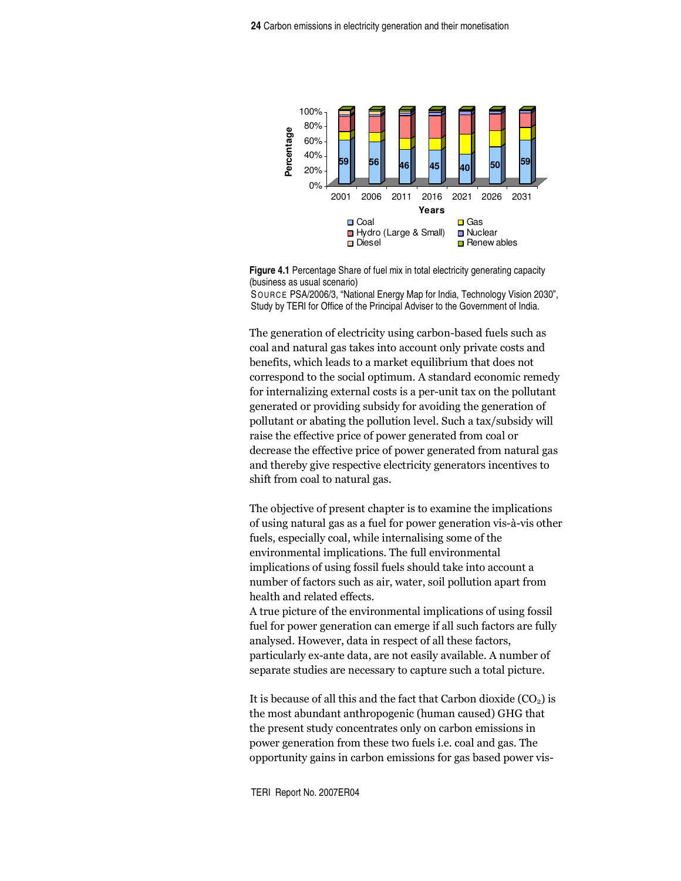**Figure 4.1** Percentage Share of fuel mix in total electricity generating capacity (business as usual scenario)

SOURCE PSA/2006/3, "National Energy Map for India, Technology Vision 2030", Study by TERI for Office of the Principal Adviser to the Government of India.

The generation of electricity using carbon-based fuels such as coal and natural gas takes into account only private costs and benefits, which leads to a market equilibrium that does not correspond to the social optimum. A standard economic remedy for internalizing external costs is a per-unit tax on the pollutant generated or providing subsidy for avoiding the generation of pollutant or abating the pollution level. Such a tax/subsidy will raise the effective price of power generated from coal or decrease the effective price of power generated from natural gas and thereby give respective electricity generators incentives to shift from coal to natural gas.

The objective of present chapter is to examine the implications of using natural gas as a fuel for power generation vis-à-vis other fuels, especially coal, while internalising some of the environmental implications. The full environmental implications of using fossil fuels should take into account a number of factors such as air, water, soil pollution apart from health and related effects.

A true picture of the environmental implications of using fossil fuel for power generation can emerge if all such factors are fully analysed. However, data in respect of all these factors, particularly ex-ante data, are not easily available. A number of separate studies are necessary to capture such a total picture.

It is because of all this and the fact that Carbon dioxide ($CO_2$) is the most abundant anthropogenic (human caused) GHG that the present study concentrates only on carbon emissions in power generation from these two fuels i.e. coal and gas. The opportunity gains in carbon emissions for gas based power vis-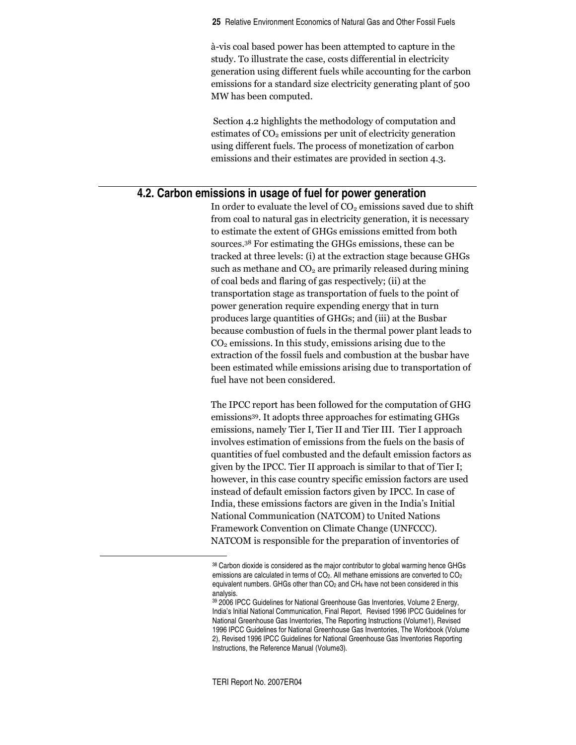à-vis coal based power has been attempted to capture in the study. To illustrate the case, costs differential in electricity generation using different fuels while accounting for the carbon emissions for a standard size electricity generating plant of 500 MW has been computed.

Section 4.2 highlights the methodology of computation and estimates of $CO_2$ emissions per unit of electricity generation using different fuels. The process of monetization of carbon emissions and their estimates are provided in section 4.3.

## 4.2. Carbon emissions in usage of fuel for power generation

In order to evaluate the level of $CO_2$ emissions saved due to shift from coal to natural gas in electricity generation, it is necessary to estimate the extent of GHGs emissions emitted from both sources.[38] For estimating the GHGs emissions, these can be tracked at three levels: (i) at the extraction stage because GHGs such as methane and $CO_2$ are primarily released during mining of coal beds and flaring of gas respectively; (ii) at the transportation stage as transportation of fuels to the point of power generation require expending energy that in turn produces large quantities of GHGs; and (iii) at the Busbar because combustion of fuels in the thermal power plant leads to $CO_2$ emissions. In this study, emissions arising due to the extraction of the fossil fuels and combustion at the busbar have been estimated while emissions arising due to transportation of fuel have not been considered.

The IPCC report has been followed for the computation of GHG emissions[39]. It adopts three approaches for estimating GHGs emissions, namely Tier I, Tier II and Tier III. Tier I approach involves estimation of emissions from the fuels on the basis of quantities of fuel combusted and the default emission factors as given by the IPCC. Tier II approach is similar to that of Tier I; however, in this case country specific emission factors are used instead of default emission factors given by IPCC. In case of India, these emissions factors are given in the India's Initial National Communication (NATCOM) to United Nations Framework Convention on Climate Change (UNFCCC). NATCOM is responsible for the preparation of inventories of

---

[38] Carbon dioxide is considered as the major contributor to global warming hence GHGs emissions are calculated in terms of $CO_2$. All methane emissions are converted to $CO_2$ equivalent numbers. GHGs other than $CO_2$ and $CH_4$ have not been considered in this analysis.

[39] 2006 IPCC Guidelines for National Greenhouse Gas Inventories, Volume 2 Energy, India's Initial National Communication, Final Report, Revised 1996 IPCC Guidelines for National Greenhouse Gas Inventories, The Reporting Instructions (Volume1), Revised 1996 IPCC Guidelines for National Greenhouse Gas Inventories, The Workbook (Volume 2), Revised 1996 IPCC Guidelines for National Greenhouse Gas Inventories Reporting Instructions, the Reference Manual (Volume3).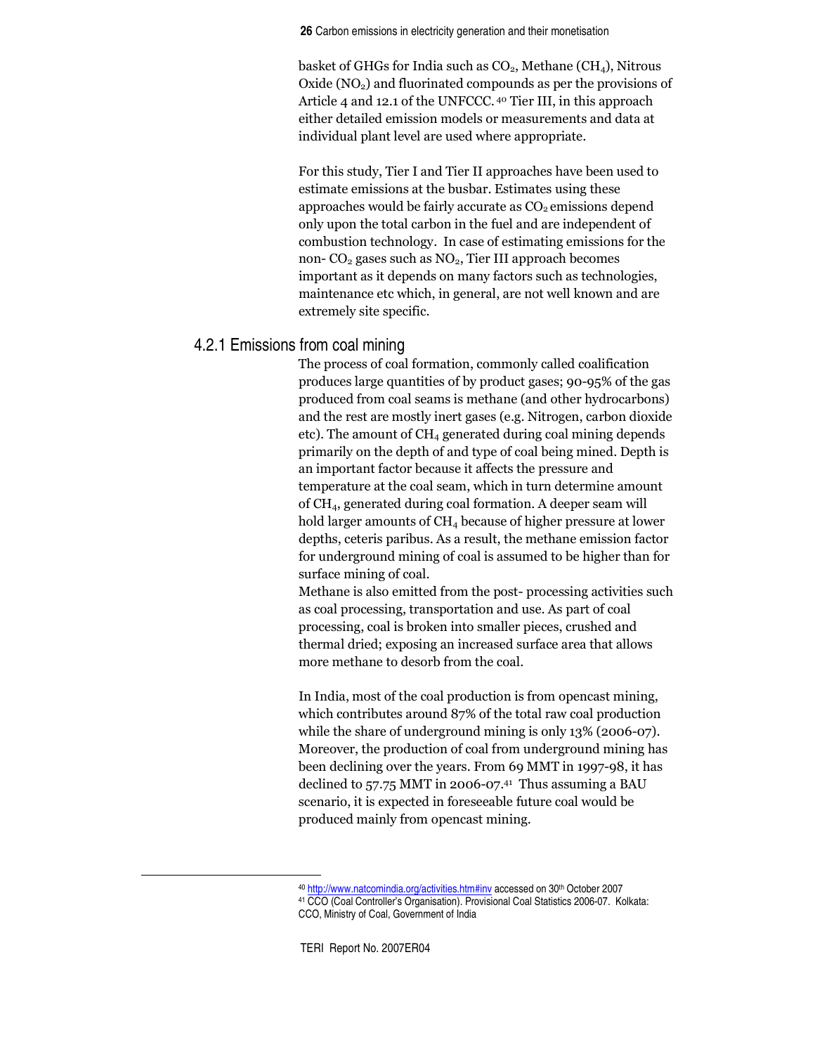basket of GHGs for India such as $CO_2$, Methane ($CH_4$), Nitrous Oxide ($NO_2$) and fluorinated compounds as per the provisions of Article 4 and 12.1 of the UNFCCC.[40] Tier III, in this approach either detailed emission models or measurements and data at individual plant level are used where appropriate.

For this study, Tier I and Tier II approaches have been used to estimate emissions at the busbar. Estimates using these approaches would be fairly accurate as $CO_2$ emissions depend only upon the total carbon in the fuel and are independent of combustion technology. In case of estimating emissions for the non- $CO_2$ gases such as $NO_2$, Tier III approach becomes important as it depends on many factors such as technologies, maintenance etc which, in general, are not well known and are extremely site specific.

### 4.2.1 Emissions from coal mining

The process of coal formation, commonly called coalification produces large quantities of by product gases; 90-95% of the gas produced from coal seams is methane (and other hydrocarbons) and the rest are mostly inert gases (e.g. Nitrogen, carbon dioxide etc). The amount of $CH_4$ generated during coal mining depends primarily on the depth of and type of coal being mined. Depth is an important factor because it affects the pressure and temperature at the coal seam, which in turn determine amount of $CH_4$, generated during coal formation. A deeper seam will hold larger amounts of $CH_4$ because of higher pressure at lower depths, ceteris paribus. As a result, the methane emission factor for underground mining of coal is assumed to be higher than for surface mining of coal.

Methane is also emitted from the post- processing activities such as coal processing, transportation and use. As part of coal processing, coal is broken into smaller pieces, crushed and thermal dried; exposing an increased surface area that allows more methane to desorb from the coal.

In India, most of the coal production is from opencast mining, which contributes around 87% of the total raw coal production while the share of underground mining is only 13% (2006-07). Moreover, the production of coal from underground mining has been declining over the years. From 69 MMT in 1997-98, it has declined to 57.75 MMT in 2006-07.[41] Thus assuming a BAU scenario, it is expected in foreseeable future coal would be produced mainly from opencast mining.

---

[40] http://www.natcomindia.org/activities.htm#inv accessed on 30th October 2007

[41] CCO (Coal Controller's Organisation). Provisional Coal Statistics 2006-07. Kolkata: CCO, Ministry of Coal, Government of India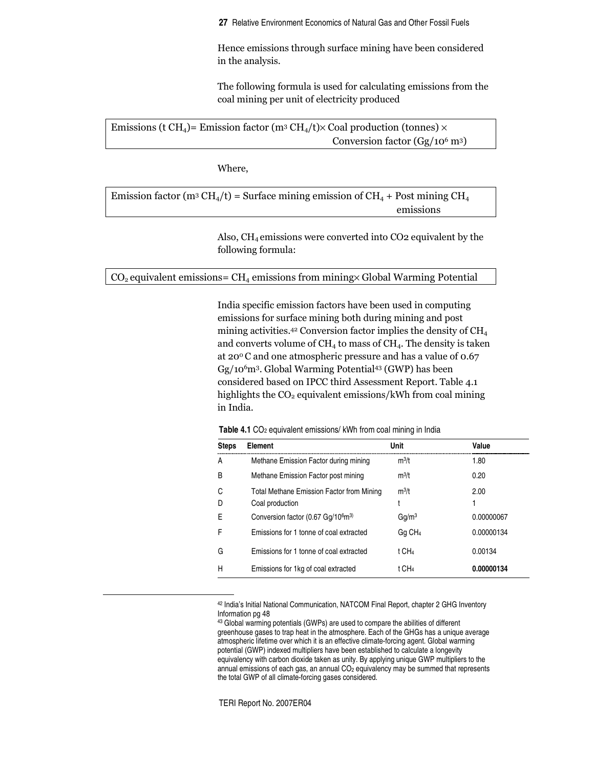Hence emissions through surface mining have been considered in the analysis.

The following formula is used for calculating emissions from the coal mining per unit of electricity produced

$$\text{Emissions (t } CH_4\text{)} = \text{Emission factor (m}^3\ CH_4\text{/t)} \times \text{Coal production (tonnes)} \times \text{Conversion factor (Gg/}10^6\text{ m}^3\text{)}$$

Where,

$$\text{Emission factor (m}^3\ CH_4\text{/t)} = \text{Surface mining emission of } CH_4 + \text{Post mining } CH_4 \text{ emissions}$$

Also, $CH_4$ emissions were converted into CO2 equivalent by the following formula:

$$CO_2 \text{ equivalent emissions} = CH_4 \text{ emissions from mining} \times \text{Global Warming Potential}$$

India specific emission factors have been used in computing emissions for surface mining both during mining and post mining activities.[42] Conversion factor implies the density of $CH_4$ and converts volume of $CH_4$ to mass of $CH_4$. The density is taken at 20° C and one atmospheric pressure and has a value of 0.67 Gg/$10^6$m$^3$. Global Warming Potential[43] (GWP) has been considered based on IPCC third Assessment Report. Table 4.1 highlights the $CO_2$ equivalent emissions/kWh from coal mining in India.

**Table 4.1** $CO_2$ equivalent emissions/ kWh from coal mining in India

| Steps | Element | Unit | Value |
|---|---|---|---|
| A | Methane Emission Factor during mining | m$^3$/t | 1.80 |
| B | Methane Emission Factor post mining | m$^3$/t | 0.20 |
| C | Total Methane Emission Factor from Mining | m$^3$/t | 2.00 |
| D | Coal production | t | 1 |
| E | Conversion factor (0.67 Gg/$10^6$m$^3$) | Gg/m$^3$ | 0.00000067 |
| F | Emissions for 1 tonne of coal extracted | Gg $CH_4$ | 0.00000134 |
| G | Emissions for 1 tonne of coal extracted | t $CH_4$ | 0.00134 |
| H | Emissions for 1kg of coal extracted | t $CH_4$ | **0.00000134** |

[42] India's Initial National Communication, NATCOM Final Report, chapter 2 GHG Inventory Information pg 48

[43] Global warming potentials (GWPs) are used to compare the abilities of different greenhouse gases to trap heat in the atmosphere. Each of the GHGs has a unique average atmospheric lifetime over which it is an effective climate-forcing agent. Global warming potential (GWP) indexed multipliers have been established to calculate a longevity equivalency with carbon dioxide taken as unity. By applying unique GWP multipliers to the annual emissions of each gas, an annual $CO_2$ equivalency may be summed that represents the total GWP of all climate-forcing gases considered.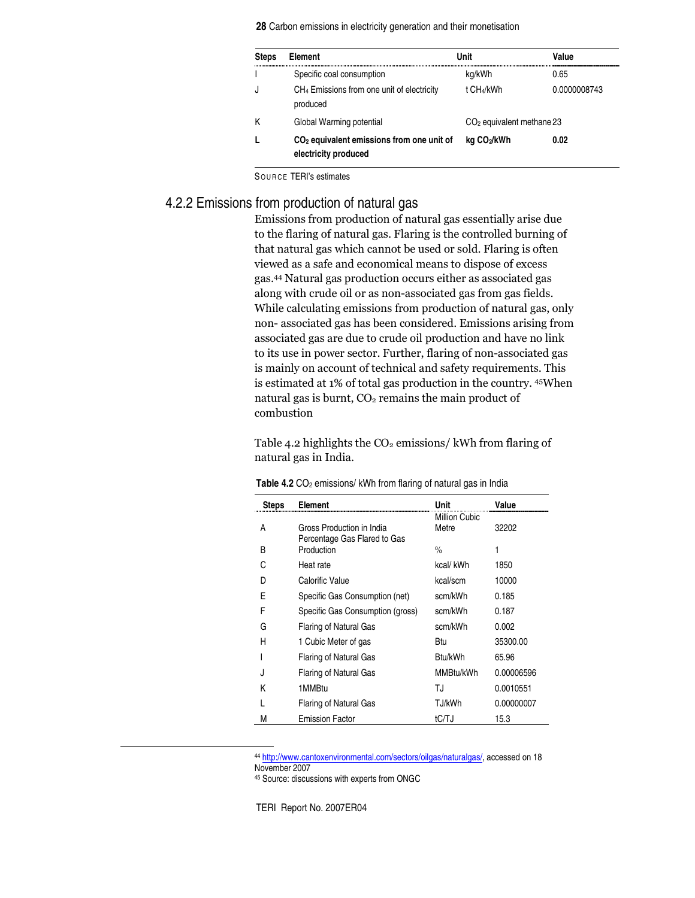| Steps | Element | Unit | Value |
|---|---|---|---|
| I | Specific coal consumption | kg/kWh | 0.65 |
| J | $CH_4$ Emissions from one unit of electricity produced | t $CH_4$/kWh | 0.0000008743 |
| K | Global Warming potential | $CO_2$ equivalent methane | 23 |
| **L** | **$CO_2$ equivalent emissions from one unit of electricity produced** | **kg $CO_2$/kWh** | **0.02** |

SOURCE TERI's estimates

### 4.2.2 Emissions from production of natural gas

Emissions from production of natural gas essentially arise due to the flaring of natural gas. Flaring is the controlled burning of that natural gas which cannot be used or sold. Flaring is often viewed as a safe and economical means to dispose of excess gas.[44] Natural gas production occurs either as associated gas along with crude oil or as non-associated gas from gas fields. While calculating emissions from production of natural gas, only non- associated gas has been considered. Emissions arising from associated gas are due to crude oil production and have no link to its use in power sector. Further, flaring of non-associated gas is mainly on account of technical and safety requirements. This is estimated at 1% of total gas production in the country. [45]When natural gas is burnt, $CO_2$ remains the main product of combustion

Table 4.2 highlights the $CO_2$ emissions/ kWh from flaring of natural gas in India.

**Table 4.2** $CO_2$ emissions/ kWh from flaring of natural gas in India

| Steps | Element | Unit | Value |
|---|---|---|---|
| A | Gross Production in India | Million Cubic Metre | 32202 |
| B | Percentage Gas Flared to Gas Production | % | 1 |
| C | Heat rate | kcal/ kWh | 1850 |
| D | Calorific Value | kcal/scm | 10000 |
| E | Specific Gas Consumption (net) | scm/kWh | 0.185 |
| F | Specific Gas Consumption (gross) | scm/kWh | 0.187 |
| G | Flaring of Natural Gas | scm/kWh | 0.002 |
| H | 1 Cubic Meter of gas | Btu | 35300.00 |
| I | Flaring of Natural Gas | Btu/kWh | 65.96 |
| J | Flaring of Natural Gas | MMBtu/kWh | 0.00006596 |
| K | 1MMBtu | TJ | 0.0010551 |
| L | Flaring of Natural Gas | TJ/kWh | 0.00000007 |
| M | Emission Factor | tC/TJ | 15.3 |

[44] http://www.cantoxenvironmental.com/sectors/oilgas/naturalgas/, accessed on 18 November 2007

[45] Source: discussions with experts from ONGC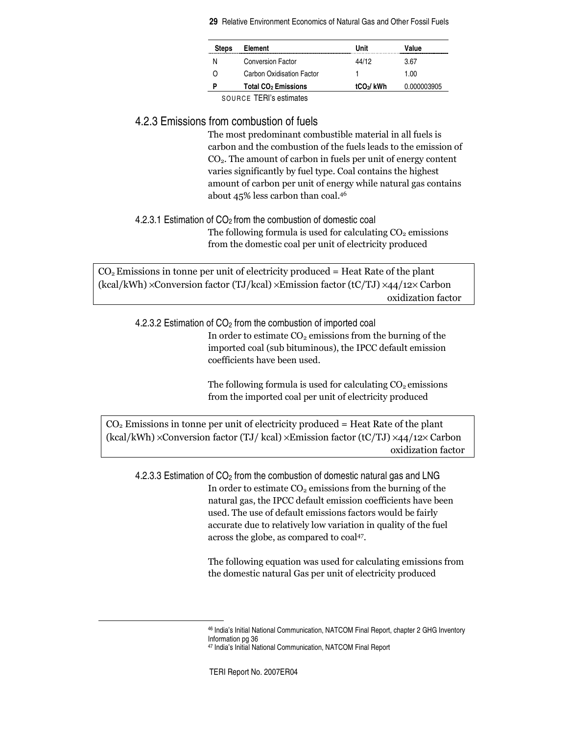| Steps | Element | Unit | Value |
|---|---|---|---|
| N | Conversion Factor | 44/12 | 3.67 |
| O | Carbon Oxidisation Factor | 1 | 1.00 |
| **P** | **Total $CO_2$ Emissions** | **$tCO_2$/ kWh** | 0.000003905 |

SOURCE TERI's estimates

### 4.2.3 Emissions from combustion of fuels

The most predominant combustible material in all fuels is carbon and the combustion of the fuels leads to the emission of $CO_2$. The amount of carbon in fuels per unit of energy content varies significantly by fuel type. Coal contains the highest amount of carbon per unit of energy while natural gas contains about 45% less carbon than coal.[46]

#### 4.2.3.1 Estimation of $CO_2$ from the combustion of domestic coal

The following formula is used for calculating $CO_2$ emissions from the domestic coal per unit of electricity produced

$CO_2$ Emissions in tonne per unit of electricity produced = Heat Rate of the plant (kcal/kWh) ×Conversion factor (TJ/kcal) ×Emission factor (tC/TJ) ×44/12× Carbon oxidization factor

#### 4.2.3.2 Estimation of $CO_2$ from the combustion of imported coal

In order to estimate $CO_2$ emissions from the burning of the imported coal (sub bituminous), the IPCC default emission coefficients have been used.

The following formula is used for calculating $CO_2$ emissions from the imported coal per unit of electricity produced

$CO_2$ Emissions in tonne per unit of electricity produced = Heat Rate of the plant (kcal/kWh) ×Conversion factor (TJ/ kcal) ×Emission factor (tC/TJ) ×44/12× Carbon oxidization factor

#### 4.2.3.3 Estimation of $CO_2$ from the combustion of domestic natural gas and LNG

In order to estimate $CO_2$ emissions from the burning of the natural gas, the IPCC default emission coefficients have been used. The use of default emissions factors would be fairly accurate due to relatively low variation in quality of the fuel across the globe, as compared to coal[47].

The following equation was used for calculating emissions from the domestic natural Gas per unit of electricity produced

[46] India's Initial National Communication, NATCOM Final Report, chapter 2 GHG Inventory Information pg 36

[47] India's Initial National Communication, NATCOM Final Report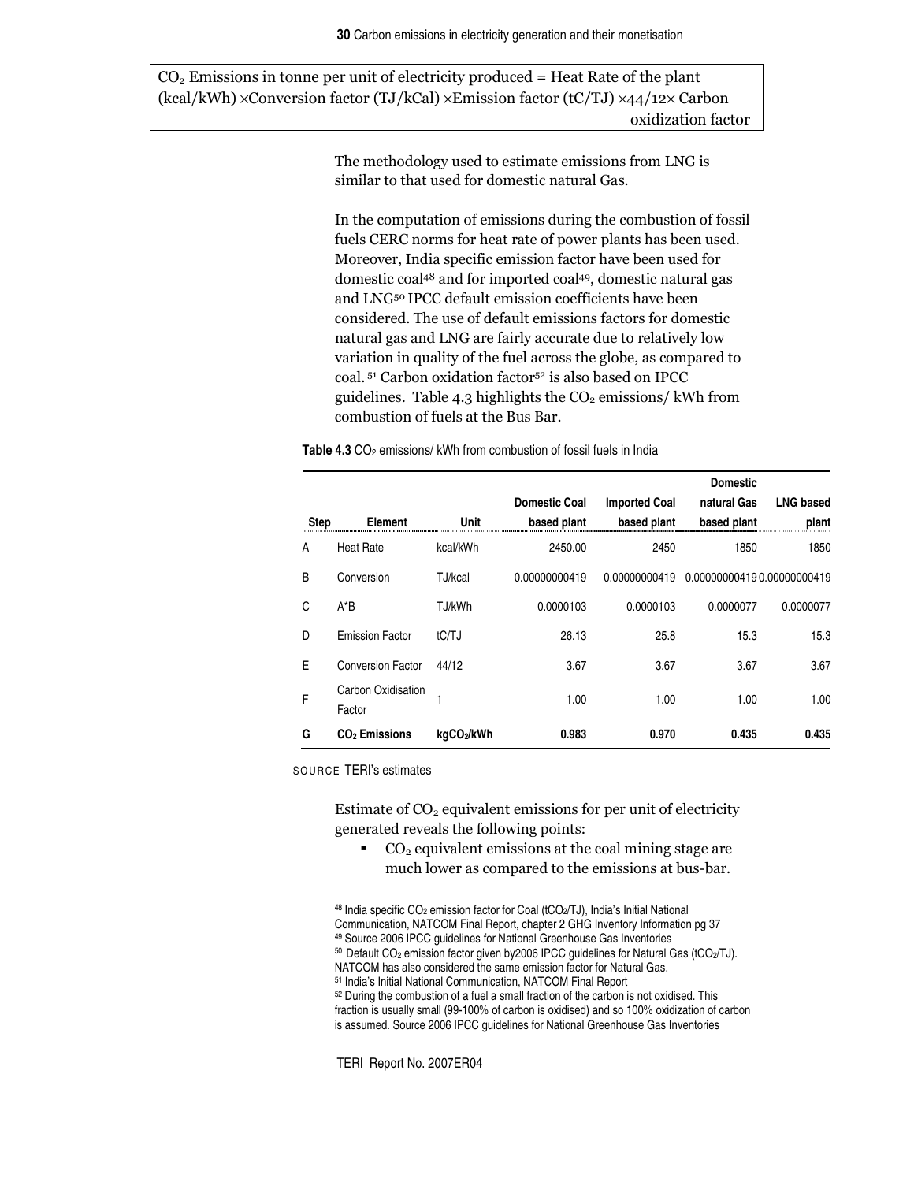$CO_2$ Emissions in tonne per unit of electricity produced = Heat Rate of the plant (kcal/kWh) ×Conversion factor (TJ/kCal) ×Emission factor (tC/TJ) ×44/12× Carbon oxidization factor

The methodology used to estimate emissions from LNG is similar to that used for domestic natural Gas.

In the computation of emissions during the combustion of fossil fuels CERC norms for heat rate of power plants has been used. Moreover, India specific emission factor have been used for domestic coal[48] and for imported coal[49], domestic natural gas and LNG[50] IPCC default emission coefficients have been considered. The use of default emissions factors for domestic natural gas and LNG are fairly accurate due to relatively low variation in quality of the fuel across the globe, as compared to coal. [51] Carbon oxidation factor[52] is also based on IPCC guidelines. Table 4.3 highlights the $CO_2$ emissions/ kWh from combustion of fuels at the Bus Bar.

**Table 4.3** $CO_2$ emissions/ kWh from combustion of fossil fuels in India

| Step | Element | Unit | Domestic Coal based plant | Imported Coal based plant | Domestic natural Gas based plant | LNG based plant |
|---|---|---|---|---|---|---|
| A | Heat Rate | kcal/kWh | 2450.00 | 2450 | 1850 | 1850 |
| B | Conversion | TJ/kcal | 0.00000000419 | 0.00000000419 | 0.00000000419 | 0.00000000419 |
| C | A*B | TJ/kWh | 0.0000103 | 0.0000103 | 0.0000077 | 0.0000077 |
| D | Emission Factor | tC/TJ | 26.13 | 25.8 | 15.3 | 15.3 |
| E | Conversion Factor | 44/12 | 3.67 | 3.67 | 3.67 | 3.67 |
| F | Carbon Oxidisation Factor | 1 | 1.00 | 1.00 | 1.00 | 1.00 |
| **G** | **$CO_2$ Emissions** | **$kgCO_2/kWh$** | **0.983** | **0.970** | **0.435** | **0.435** |

SOURCE TERI's estimates

Estimate of $CO_2$ equivalent emissions for per unit of electricity generated reveals the following points:

- $CO_2$ equivalent emissions at the coal mining stage are much lower as compared to the emissions at bus-bar.

---

[48] India specific $CO_2$ emission factor for Coal ($tCO_2/TJ$), India's Initial National Communication, NATCOM Final Report, chapter 2 GHG Inventory Information pg 37

[49] Source 2006 IPCC guidelines for National Greenhouse Gas Inventories

[50] Default $CO_2$ emission factor given by2006 IPCC guidelines for Natural Gas ($tCO_2/TJ$). NATCOM has also considered the same emission factor for Natural Gas.

[51] India's Initial National Communication, NATCOM Final Report

[52] During the combustion of a fuel a small fraction of the carbon is not oxidised. This fraction is usually small (99-100% of carbon is oxidised) and so 100% oxidization of carbon is assumed. Source 2006 IPCC guidelines for National Greenhouse Gas Inventories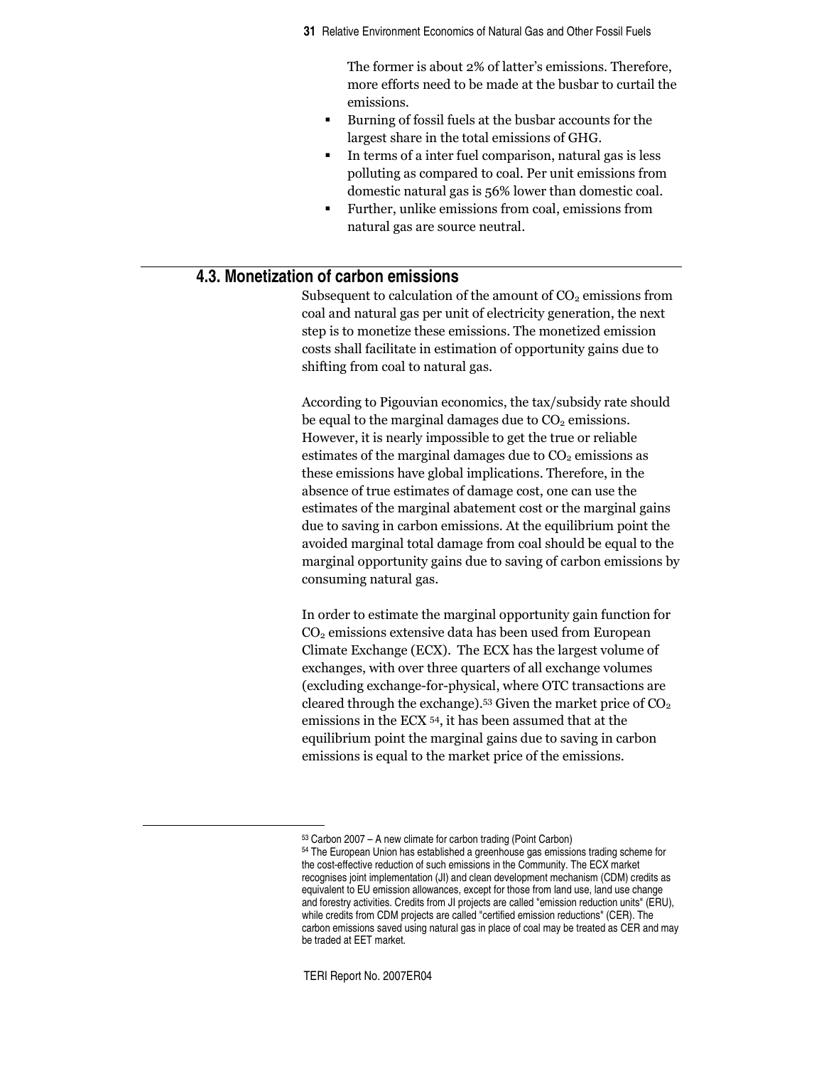The former is about 2% of latter's emissions. Therefore, more efforts need to be made at the busbar to curtail the emissions.

- Burning of fossil fuels at the busbar accounts for the largest share in the total emissions of GHG.
- In terms of a inter fuel comparison, natural gas is less polluting as compared to coal. Per unit emissions from domestic natural gas is 56% lower than domestic coal.
- Further, unlike emissions from coal, emissions from natural gas are source neutral.

## 4.3. Monetization of carbon emissions

Subsequent to calculation of the amount of $CO_2$ emissions from coal and natural gas per unit of electricity generation, the next step is to monetize these emissions. The monetized emission costs shall facilitate in estimation of opportunity gains due to shifting from coal to natural gas.

According to Pigouvian economics, the tax/subsidy rate should be equal to the marginal damages due to $CO_2$ emissions. However, it is nearly impossible to get the true or reliable estimates of the marginal damages due to $CO_2$ emissions as these emissions have global implications. Therefore, in the absence of true estimates of damage cost, one can use the estimates of the marginal abatement cost or the marginal gains due to saving in carbon emissions. At the equilibrium point the avoided marginal total damage from coal should be equal to the marginal opportunity gains due to saving of carbon emissions by consuming natural gas.

In order to estimate the marginal opportunity gain function for $CO_2$ emissions extensive data has been used from European Climate Exchange (ECX). The ECX has the largest volume of exchanges, with over three quarters of all exchange volumes (excluding exchange-for-physical, where OTC transactions are cleared through the exchange).[53] Given the market price of $CO_2$ emissions in the ECX [54], it has been assumed that at the equilibrium point the marginal gains due to saving in carbon emissions is equal to the market price of the emissions.

---

[53] Carbon 2007 – A new climate for carbon trading (Point Carbon)

[54] The European Union has established a greenhouse gas emissions trading scheme for the cost-effective reduction of such emissions in the Community. The ECX market recognises joint implementation (JI) and clean development mechanism (CDM) credits as equivalent to EU emission allowances, except for those from land use, land use change and forestry activities. Credits from JI projects are called "emission reduction units" (ERU), while credits from CDM projects are called "certified emission reductions" (CER). The carbon emissions saved using natural gas in place of coal may be treated as CER and may be traded at EET market.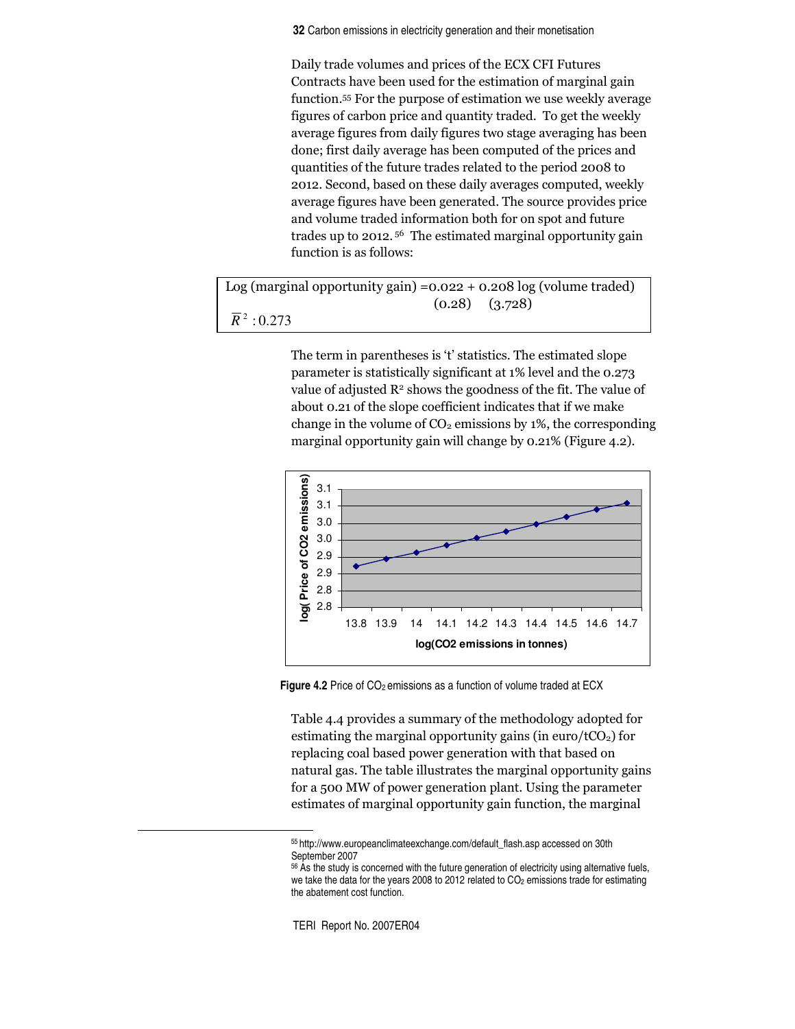Daily trade volumes and prices of the ECX CFI Futures Contracts have been used for the estimation of marginal gain function.[55] For the purpose of estimation we use weekly average figures of carbon price and quantity traded. To get the weekly average figures from daily figures two stage averaging has been done; first daily average has been computed of the prices and quantities of the future trades related to the period 2008 to 2012. Second, based on these daily averages computed, weekly average figures have been generated. The source provides price and volume traded information both for on spot and future trades up to 2012.[56] The estimated marginal opportunity gain function is as follows:

$$\text{Log (marginal opportunity gain)} = \underset{(0.28)}{0.022} + \underset{(3.728)}{0.208} \text{ log (volume traded)}$$

$\bar{R}^2 : 0.273$

The term in parentheses is 't' statistics. The estimated slope parameter is statistically significant at 1% level and the 0.273 value of adjusted $R^2$ shows the goodness of the fit. The value of about 0.21 of the slope coefficient indicates that if we make change in the volume of $CO_2$ emissions by 1%, the corresponding marginal opportunity gain will change by 0.21% (Figure 4.2).

**Figure 4.2** Price of $CO_2$ emissions as a function of volume traded at ECX

Table 4.4 provides a summary of the methodology adopted for estimating the marginal opportunity gains (in euro/t$CO_2$) for replacing coal based power generation with that based on natural gas. The table illustrates the marginal opportunity gains for a 500 MW of power generation plant. Using the parameter estimates of marginal opportunity gain function, the marginal

---

[55] http://www.europeanclimateexchange.com/default_flash.asp accessed on 30th September 2007

[56] As the study is concerned with the future generation of electricity using alternative fuels, we take the data for the years 2008 to 2012 related to $CO_2$ emissions trade for estimating the abatement cost function.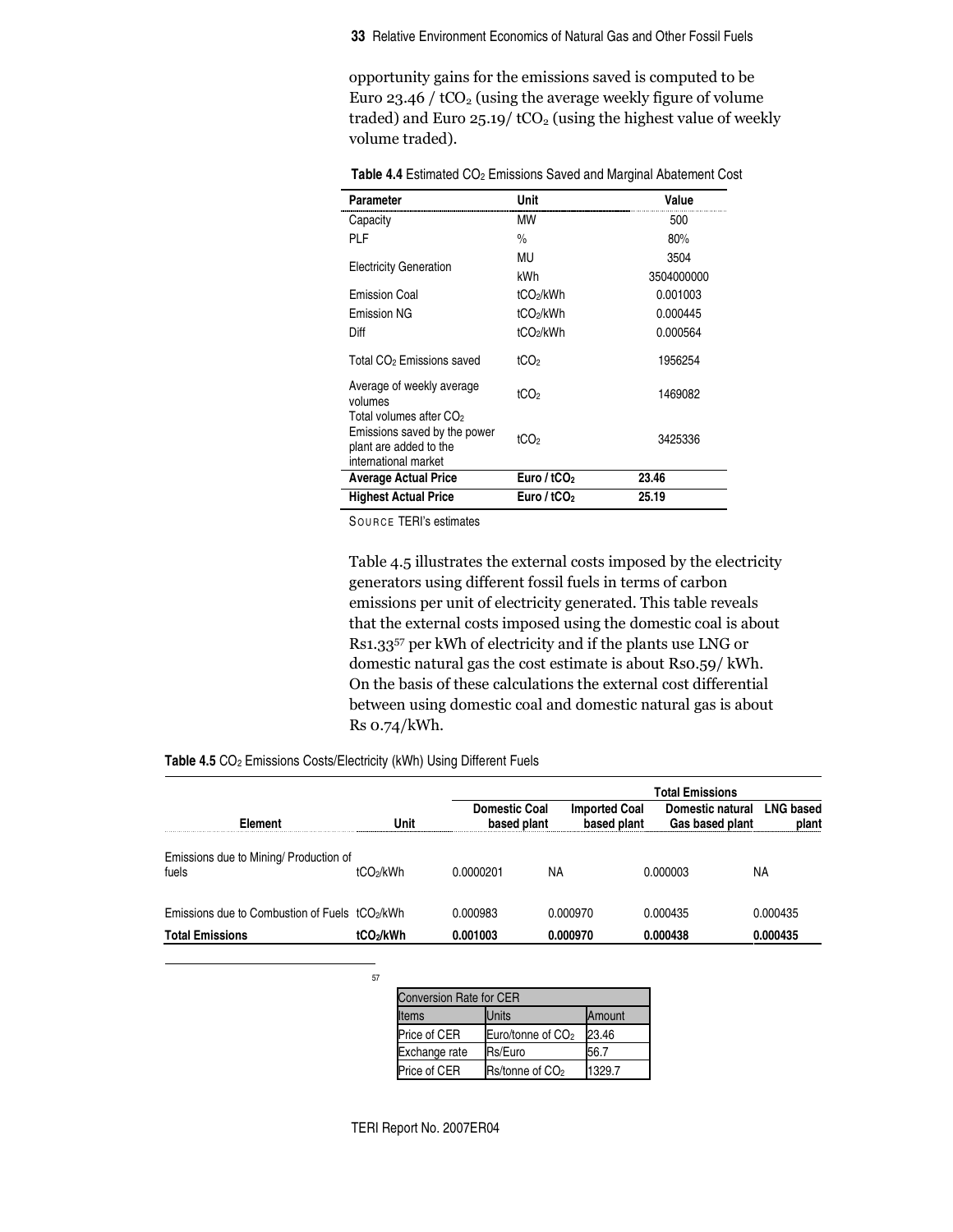opportunity gains for the emissions saved is computed to be Euro 23.46 / $tCO_2$ (using the average weekly figure of volume traded) and Euro 25.19/ $tCO_2$ (using the highest value of weekly volume traded).

**Table 4.4** Estimated $CO_2$ Emissions Saved and Marginal Abatement Cost

| Parameter | Unit | Value |
|---|---|---|
| Capacity | MW | 500 |
| PLF | % | 80% |
| Electricity Generation | MU | 3504 |
| | kWh | 3504000000 |
| Emission Coal | $tCO_2$/kWh | 0.001003 |
| Emission NG | $tCO_2$/kWh | 0.000445 |
| Diff | $tCO_2$/kWh | 0.000564 |
| Total $CO_2$ Emissions saved | $tCO_2$ | 1956254 |
| Average of weekly average volumes | $tCO_2$ | 1469082 |
| Total volumes after $CO_2$ Emissions saved by the power plant are added to the international market | $tCO_2$ | 3425336 |
| **Average Actual Price** | **Euro / $tCO_2$** | **23.46** |
| **Highest Actual Price** | **Euro / $tCO_2$** | **25.19** |

SOURCE TERI's estimates

Table 4.5 illustrates the external costs imposed by the electricity generators using different fossil fuels in terms of carbon emissions per unit of electricity generated. This table reveals that the external costs imposed using the domestic coal is about Rs1.33[57] per kWh of electricity and if the plants use LNG or domestic natural gas the cost estimate is about Rs0.59/ kWh. On the basis of these calculations the external cost differential between using domestic coal and domestic natural gas is about Rs 0.74/kWh.

**Table 4.5** $CO_2$ Emissions Costs/Electricity (kWh) Using Different Fuels

| | | Total Emissions | | | |
|---|---|---|---|---|---|
| Element | Unit | Domestic Coal based plant | Imported Coal based plant | Domestic natural Gas based plant | LNG based plant |
| Emissions due to Mining/ Production of fuels | $tCO_2$/kWh | 0.0000201 | NA | 0.000003 | NA |
| Emissions due to Combustion of Fuels | $tCO_2$/kWh | 0.000983 | 0.000970 | 0.000435 | 0.000435 |
| **Total Emissions** | **$tCO_2$/kWh** | **0.001003** | **0.000970** | **0.000438** | **0.000435** |

[57]

| Conversion Rate for CER | | |
|---|---|---|
| Items | Units | Amount |
| Price of CER | Euro/tonne of $CO_2$ | 23.46 |
| Exchange rate | Rs/Euro | 56.7 |
| Price of CER | Rs/tonne of $CO_2$ | 1329.7 |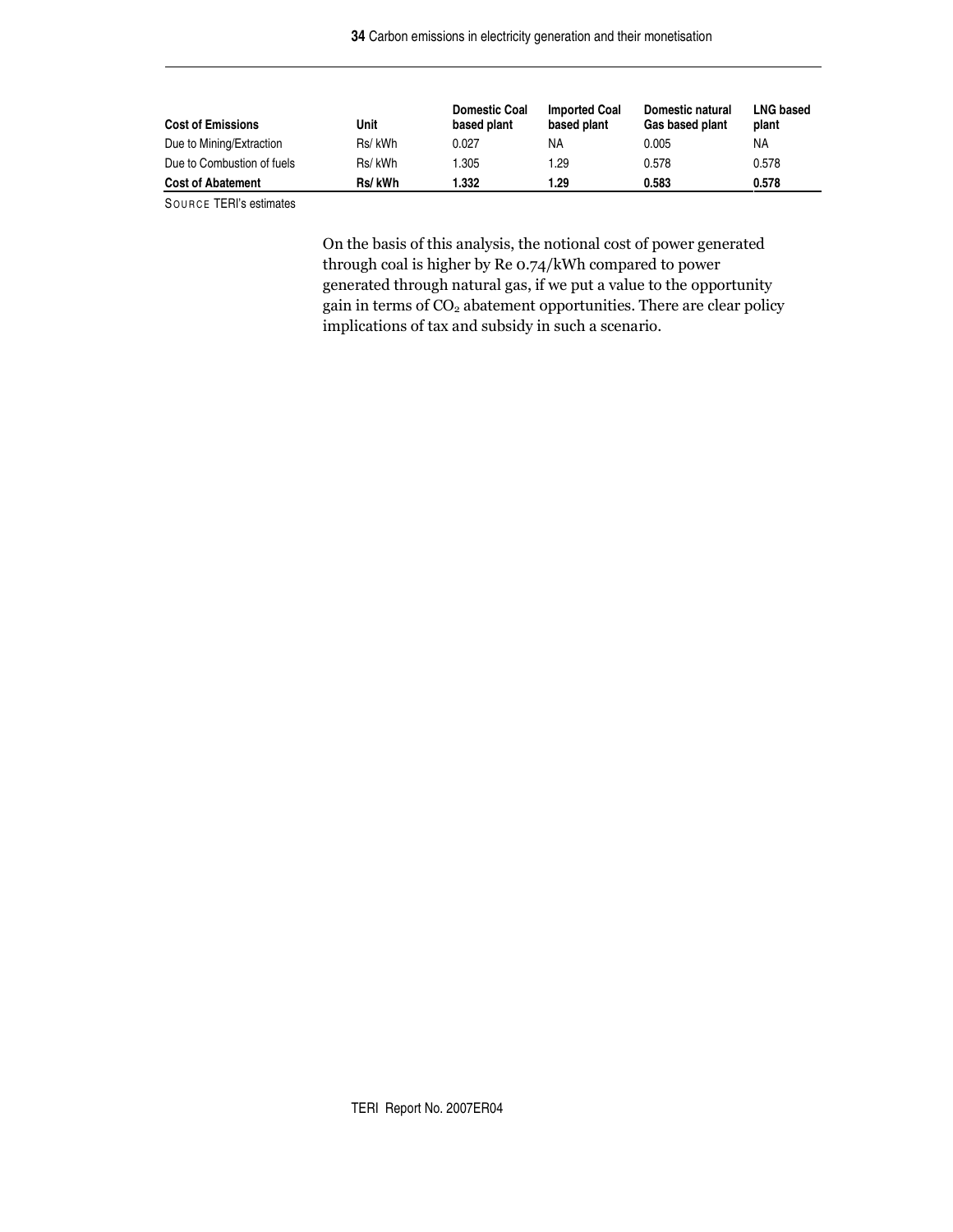| Cost of Emissions | Unit | Domestic Coal based plant | Imported Coal based plant | Domestic natural Gas based plant | LNG based plant |
|---|---|---|---|---|---|
| Due to Mining/Extraction | Rs/ kWh | 0.027 | NA | 0.005 | NA |
| Due to Combustion of fuels | Rs/ kWh | 1.305 | 1.29 | 0.578 | 0.578 |
| **Cost of Abatement** | **Rs/ kWh** | **1.332** | **1.29** | **0.583** | **0.578** |

SOURCE TERI's estimates

On the basis of this analysis, the notional cost of power generated through coal is higher by Re 0.74/kWh compared to power generated through natural gas, if we put a value to the opportunity gain in terms of $CO_2$ abatement opportunities. There are clear policy implications of tax and subsidy in such a scenario.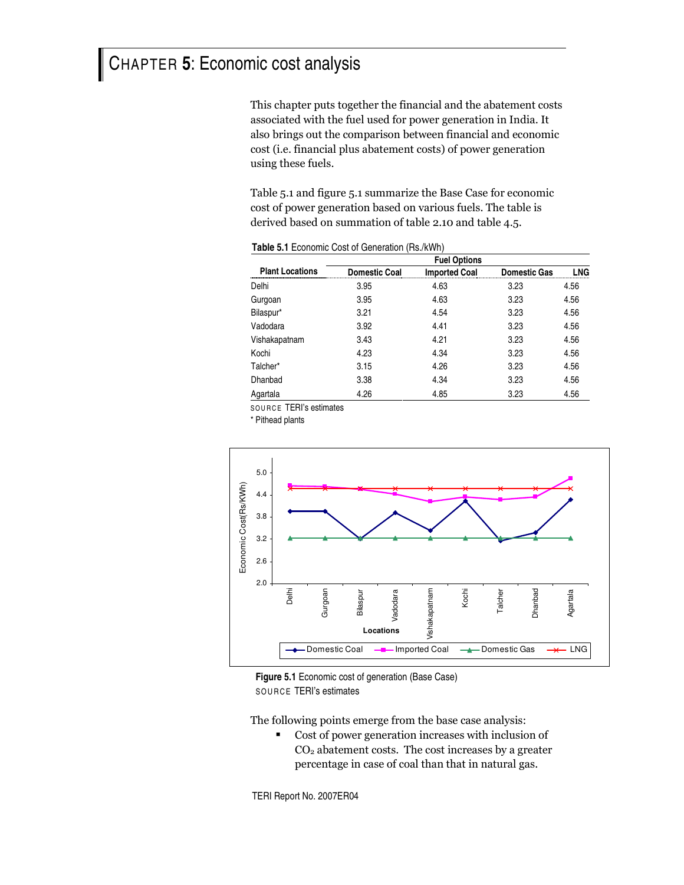# CHAPTER 5: Economic cost analysis

This chapter puts together the financial and the abatement costs associated with the fuel used for power generation in India. It also brings out the comparison between financial and economic cost (i.e. financial plus abatement costs) of power generation using these fuels.

Table 5.1 and figure 5.1 summarize the Base Case for economic cost of power generation based on various fuels. The table is derived based on summation of table 2.10 and table 4.5.

**Table 5.1** Economic Cost of Generation (Rs./kWh)

| Plant Locations | Fuel Options | | | |
|---|---|---|---|---|
| | Domestic Coal | Imported Coal | Domestic Gas | LNG |
| Delhi | 3.95 | 4.63 | 3.23 | 4.56 |
| Gurgoan | 3.95 | 4.63 | 3.23 | 4.56 |
| Bilaspur* | 3.21 | 4.54 | 3.23 | 4.56 |
| Vadodara | 3.92 | 4.41 | 3.23 | 4.56 |
| Vishakapatnam | 3.43 | 4.21 | 3.23 | 4.56 |
| Kochi | 4.23 | 4.34 | 3.23 | 4.56 |
| Talcher* | 3.15 | 4.26 | 3.23 | 4.56 |
| Dhanbad | 3.38 | 4.34 | 3.23 | 4.56 |
| Agartala | 4.26 | 4.85 | 3.23 | 4.56 |

SOURCE TERI's estimates

\* Pithead plants

**Figure 5.1** Economic cost of generation (Base Case)

SOURCE TERI's estimates

The following points emerge from the base case analysis:

- Cost of power generation increases with inclusion of $CO_2$ abatement costs. The cost increases by a greater percentage in case of coal than that in natural gas.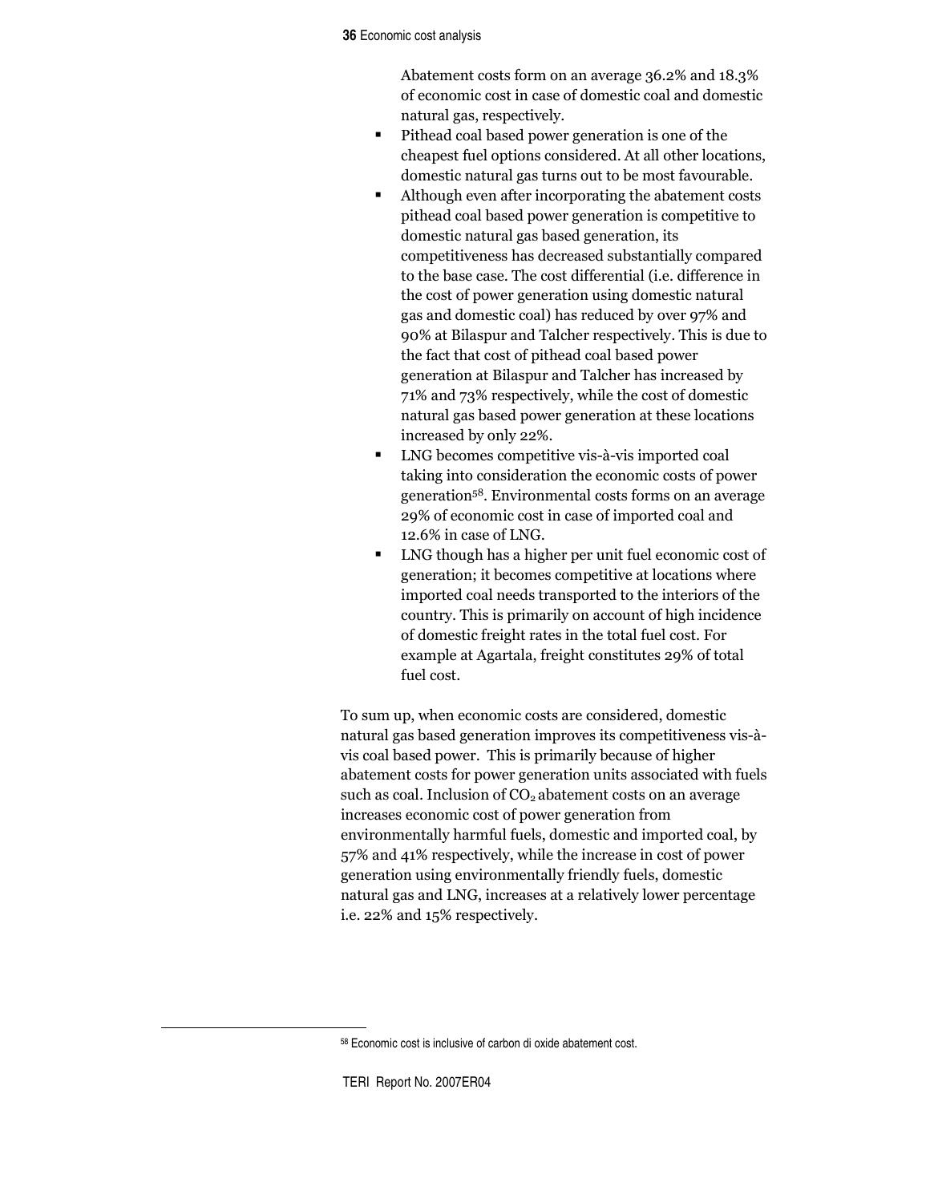Abatement costs form on an average 36.2% and 18.3% of economic cost in case of domestic coal and domestic natural gas, respectively.

- Pithead coal based power generation is one of the cheapest fuel options considered. At all other locations, domestic natural gas turns out to be most favourable.
- Although even after incorporating the abatement costs pithead coal based power generation is competitive to domestic natural gas based generation, its competitiveness has decreased substantially compared to the base case. The cost differential (i.e. difference in the cost of power generation using domestic natural gas and domestic coal) has reduced by over 97% and 90% at Bilaspur and Talcher respectively. This is due to the fact that cost of pithead coal based power generation at Bilaspur and Talcher has increased by 71% and 73% respectively, while the cost of domestic natural gas based power generation at these locations increased by only 22%.
- LNG becomes competitive vis-à-vis imported coal taking into consideration the economic costs of power generation[58]. Environmental costs forms on an average 29% of economic cost in case of imported coal and 12.6% in case of LNG.
- LNG though has a higher per unit fuel economic cost of generation; it becomes competitive at locations where imported coal needs transported to the interiors of the country. This is primarily on account of high incidence of domestic freight rates in the total fuel cost. For example at Agartala, freight constitutes 29% of total fuel cost.

To sum up, when economic costs are considered, domestic natural gas based generation improves its competitiveness vis-à-vis coal based power. This is primarily because of higher abatement costs for power generation units associated with fuels such as coal. Inclusion of $CO_2$ abatement costs on an average increases economic cost of power generation from environmentally harmful fuels, domestic and imported coal, by 57% and 41% respectively, while the increase in cost of power generation using environmentally friendly fuels, domestic natural gas and LNG, increases at a relatively lower percentage i.e. 22% and 15% respectively.

[58] Economic cost is inclusive of carbon di oxide abatement cost.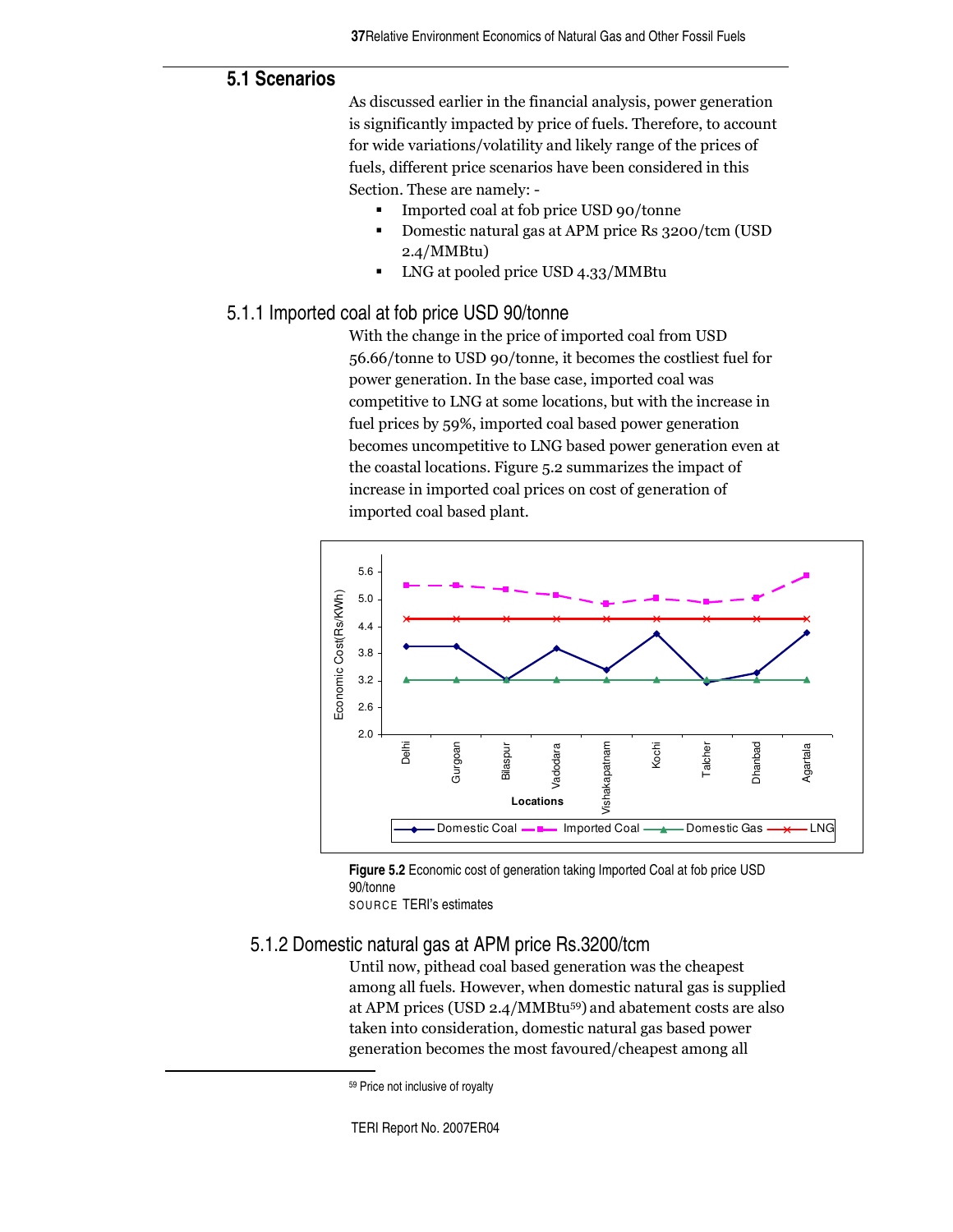## 5.1 Scenarios

As discussed earlier in the financial analysis, power generation is significantly impacted by price of fuels. Therefore, to account for wide variations/volatility and likely range of the prices of fuels, different price scenarios have been considered in this Section. These are namely: -

- Imported coal at fob price USD 90/tonne
- Domestic natural gas at APM price Rs 3200/tcm (USD 2.4/MMBtu)
- LNG at pooled price USD 4.33/MMBtu

### 5.1.1 Imported coal at fob price USD 90/tonne

With the change in the price of imported coal from USD 56.66/tonne to USD 90/tonne, it becomes the costliest fuel for power generation. In the base case, imported coal was competitive to LNG at some locations, but with the increase in fuel prices by 59%, imported coal based power generation becomes uncompetitive to LNG based power generation even at the coastal locations. Figure 5.2 summarizes the impact of increase in imported coal prices on cost of generation of imported coal based plant.

**Figure 5.2** Economic cost of generation taking Imported Coal at fob price USD 90/tonne

SOURCE TERI's estimates

### 5.1.2 Domestic natural gas at APM price Rs.3200/tcm

Until now, pithead coal based generation was the cheapest among all fuels. However, when domestic natural gas is supplied at APM prices (USD 2.4/MMBtu[59]) and abatement costs are also taken into consideration, domestic natural gas based power generation becomes the most favoured/cheapest among all

[59] Price not inclusive of royalty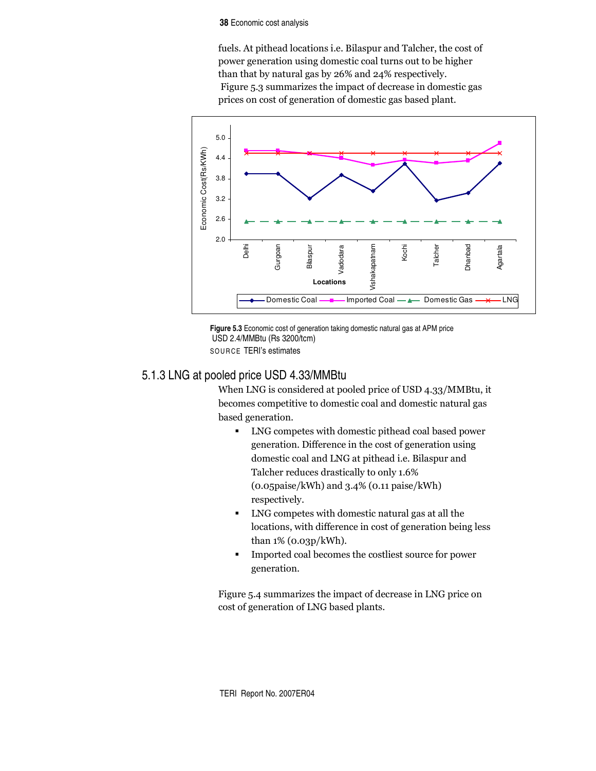fuels. At pithead locations i.e. Bilaspur and Talcher, the cost of power generation using domestic coal turns out to be higher than that by natural gas by 26% and 24% respectively.

Figure 5.3 summarizes the impact of decrease in domestic gas prices on cost of generation of domestic gas based plant.

**Figure 5.3** Economic cost of generation taking domestic natural gas at APM price USD 2.4/MMBtu (Rs 3200/tcm)

SOURCE TERI's estimates

### 5.1.3 LNG at pooled price USD 4.33/MMBtu

When LNG is considered at pooled price of USD 4.33/MMBtu, it becomes competitive to domestic coal and domestic natural gas based generation.

- LNG competes with domestic pithead coal based power generation. Difference in the cost of generation using domestic coal and LNG at pithead i.e. Bilaspur and Talcher reduces drastically to only 1.6% (0.05paise/kWh) and 3.4% (0.11 paise/kWh) respectively.
- LNG competes with domestic natural gas at all the locations, with difference in cost of generation being less than 1% (0.03p/kWh).
- Imported coal becomes the costliest source for power generation.

Figure 5.4 summarizes the impact of decrease in LNG price on cost of generation of LNG based plants.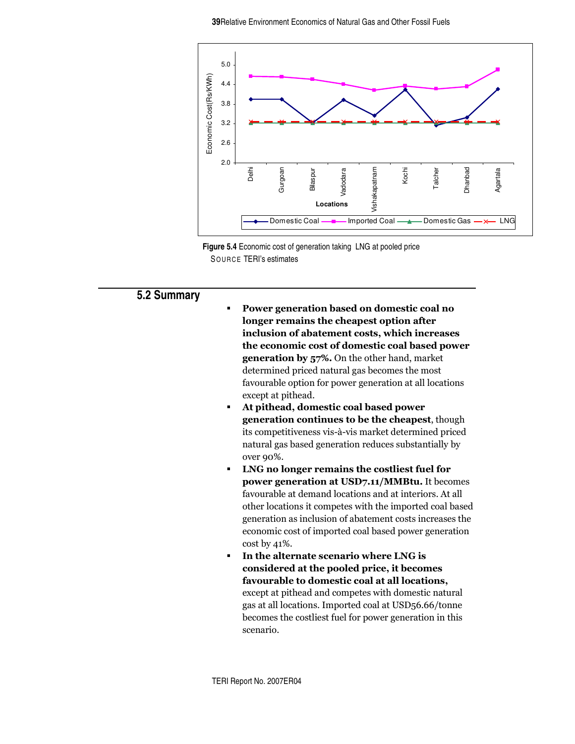**Figure 5.4** Economic cost of generation taking LNG at pooled price
SOURCE TERI's estimates

## 5.2 Summary

- **Power generation based on domestic coal no longer remains the cheapest option after inclusion of abatement costs, which increases the economic cost of domestic coal based power generation by 57%.** On the other hand, market determined priced natural gas becomes the most favourable option for power generation at all locations except at pithead.
- **At pithead, domestic coal based power generation continues to be the cheapest**, though its competitiveness vis-à-vis market determined priced natural gas based generation reduces substantially by over 90%.
- **LNG no longer remains the costliest fuel for power generation at USD7.11/MMBtu.** It becomes favourable at demand locations and at interiors. At all other locations it competes with the imported coal based generation as inclusion of abatement costs increases the economic cost of imported coal based power generation cost by 41%.
- **In the alternate scenario where LNG is considered at the pooled price, it becomes favourable to domestic coal at all locations,** except at pithead and competes with domestic natural gas at all locations. Imported coal at USD56.66/tonne becomes the costliest fuel for power generation in this scenario.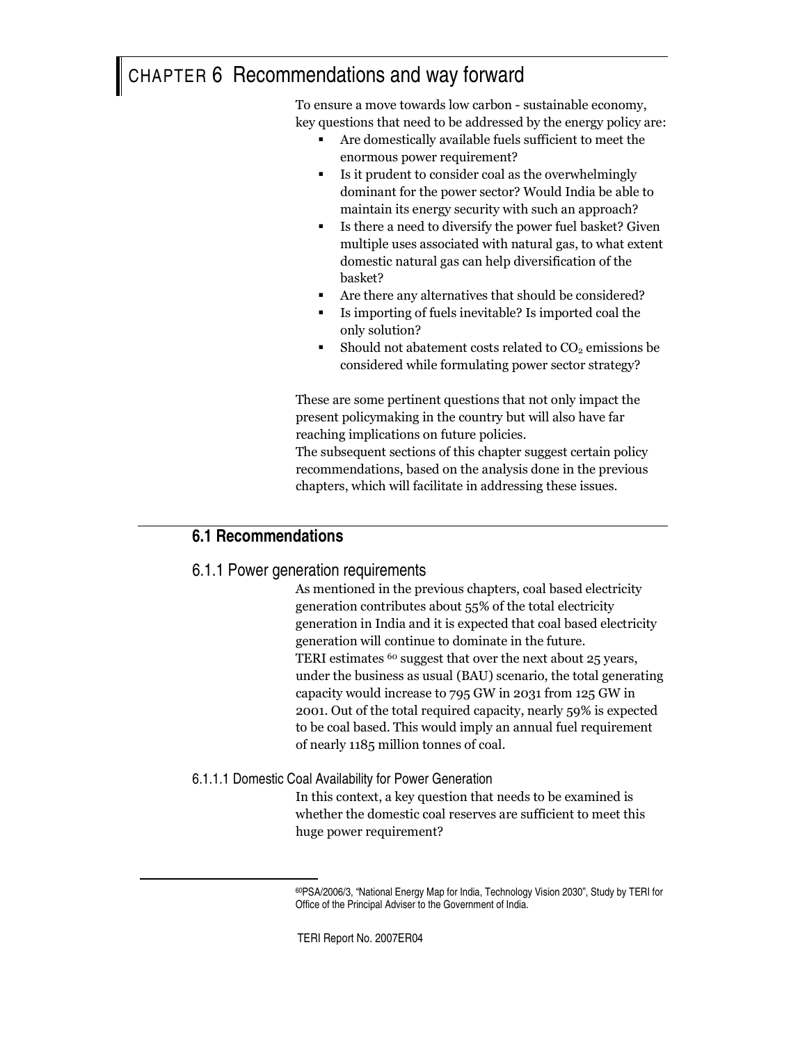# CHAPTER 6 Recommendations and way forward

To ensure a move towards low carbon - sustainable economy, key questions that need to be addressed by the energy policy are:

- Are domestically available fuels sufficient to meet the enormous power requirement?
- Is it prudent to consider coal as the overwhelmingly dominant for the power sector? Would India be able to maintain its energy security with such an approach?
- Is there a need to diversify the power fuel basket? Given multiple uses associated with natural gas, to what extent domestic natural gas can help diversification of the basket?
- Are there any alternatives that should be considered?
- Is importing of fuels inevitable? Is imported coal the only solution?
- Should not abatement costs related to $CO_2$ emissions be considered while formulating power sector strategy?

These are some pertinent questions that not only impact the present policymaking in the country but will also have far reaching implications on future policies.

The subsequent sections of this chapter suggest certain policy recommendations, based on the analysis done in the previous chapters, which will facilitate in addressing these issues.

## 6.1 Recommendations

### 6.1.1 Power generation requirements

As mentioned in the previous chapters, coal based electricity generation contributes about 55% of the total electricity generation in India and it is expected that coal based electricity generation will continue to dominate in the future.

TERI estimates [60] suggest that over the next about 25 years, under the business as usual (BAU) scenario, the total generating capacity would increase to 795 GW in 2031 from 125 GW in 2001. Out of the total required capacity, nearly 59% is expected to be coal based. This would imply an annual fuel requirement of nearly 1185 million tonnes of coal.

#### 6.1.1.1 Domestic Coal Availability for Power Generation

In this context, a key question that needs to be examined is whether the domestic coal reserves are sufficient to meet this huge power requirement?

[60] PSA/2006/3, "National Energy Map for India, Technology Vision 2030", Study by TERI for Office of the Principal Adviser to the Government of India.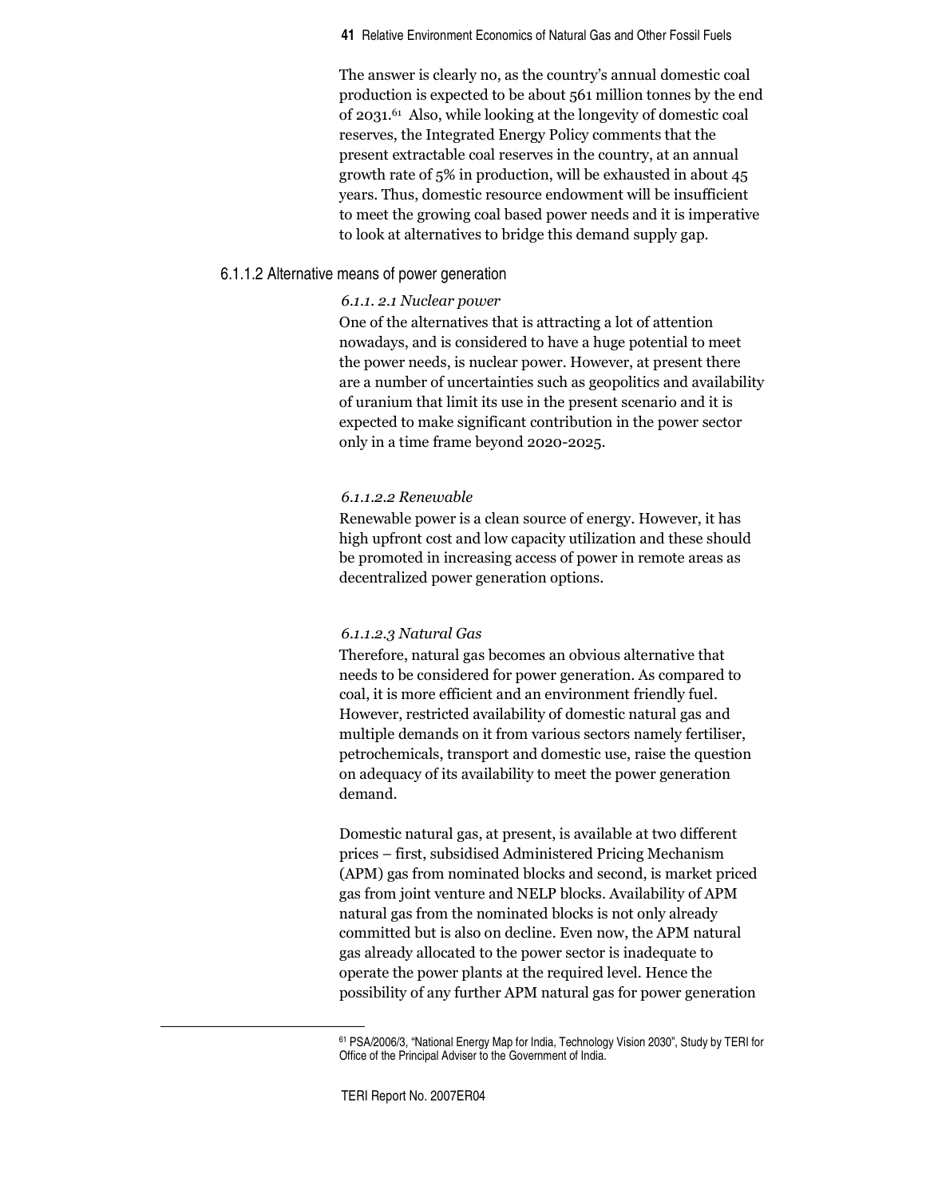The answer is clearly no, as the country's annual domestic coal production is expected to be about 561 million tonnes by the end of 2031.[61] Also, while looking at the longevity of domestic coal reserves, the Integrated Energy Policy comments that the present extractable coal reserves in the country, at an annual growth rate of 5% in production, will be exhausted in about 45 years. Thus, domestic resource endowment will be insufficient to meet the growing coal based power needs and it is imperative to look at alternatives to bridge this demand supply gap.

#### 6.1.1.2 Alternative means of power generation

*6.1.1. 2.1 Nuclear power*

One of the alternatives that is attracting a lot of attention nowadays, and is considered to have a huge potential to meet the power needs, is nuclear power. However, at present there are a number of uncertainties such as geopolitics and availability of uranium that limit its use in the present scenario and it is expected to make significant contribution in the power sector only in a time frame beyond 2020-2025.

*6.1.1.2.2 Renewable*

Renewable power is a clean source of energy. However, it has high upfront cost and low capacity utilization and these should be promoted in increasing access of power in remote areas as decentralized power generation options.

*6.1.1.2.3 Natural Gas*

Therefore, natural gas becomes an obvious alternative that needs to be considered for power generation. As compared to coal, it is more efficient and an environment friendly fuel. However, restricted availability of domestic natural gas and multiple demands on it from various sectors namely fertiliser, petrochemicals, transport and domestic use, raise the question on adequacy of its availability to meet the power generation demand.

Domestic natural gas, at present, is available at two different prices – first, subsidised Administered Pricing Mechanism (APM) gas from nominated blocks and second, is market priced gas from joint venture and NELP blocks. Availability of APM natural gas from the nominated blocks is not only already committed but is also on decline. Even now, the APM natural gas already allocated to the power sector is inadequate to operate the power plants at the required level. Hence the possibility of any further APM natural gas for power generation

[61] PSA/2006/3, "National Energy Map for India, Technology Vision 2030", Study by TERI for Office of the Principal Adviser to the Government of India.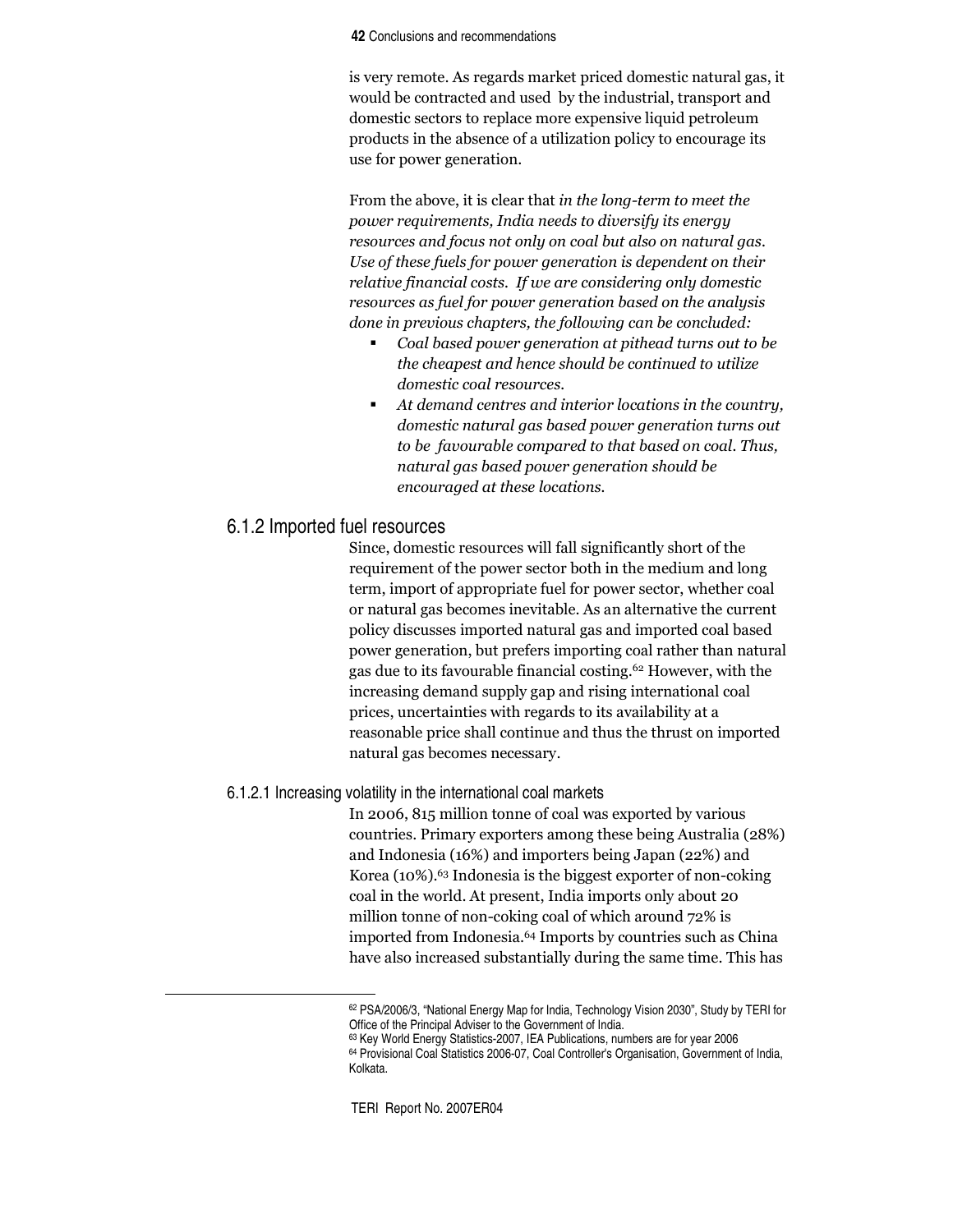is very remote. As regards market priced domestic natural gas, it would be contracted and used by the industrial, transport and domestic sectors to replace more expensive liquid petroleum products in the absence of a utilization policy to encourage its use for power generation.

From the above, it is clear that *in the long-term to meet the power requirements, India needs to diversify its energy resources and focus not only on coal but also on natural gas. Use of these fuels for power generation is dependent on their relative financial costs. If we are considering only domestic resources as fuel for power generation based on the analysis done in previous chapters, the following can be concluded:*

- *Coal based power generation at pithead turns out to be the cheapest and hence should be continued to utilize domestic coal resources.*
- *At demand centres and interior locations in the country, domestic natural gas based power generation turns out to be favourable compared to that based on coal. Thus, natural gas based power generation should be encouraged at these locations.*

### 6.1.2 Imported fuel resources

Since, domestic resources will fall significantly short of the requirement of the power sector both in the medium and long term, import of appropriate fuel for power sector, whether coal or natural gas becomes inevitable. As an alternative the current policy discusses imported natural gas and imported coal based power generation, but prefers importing coal rather than natural gas due to its favourable financial costing.[62] However, with the increasing demand supply gap and rising international coal prices, uncertainties with regards to its availability at a reasonable price shall continue and thus the thrust on imported natural gas becomes necessary.

#### 6.1.2.1 Increasing volatility in the international coal markets

In 2006, 815 million tonne of coal was exported by various countries. Primary exporters among these being Australia (28%) and Indonesia (16%) and importers being Japan (22%) and Korea (10%).[63] Indonesia is the biggest exporter of non-coking coal in the world. At present, India imports only about 20 million tonne of non-coking coal of which around 72% is imported from Indonesia.[64] Imports by countries such as China have also increased substantially during the same time. This has

---

[62] PSA/2006/3, "National Energy Map for India, Technology Vision 2030", Study by TERI for Office of the Principal Adviser to the Government of India.

[63] Key World Energy Statistics-2007, IEA Publications, numbers are for year 2006

[64] Provisional Coal Statistics 2006-07, Coal Controller's Organisation, Government of India, Kolkata.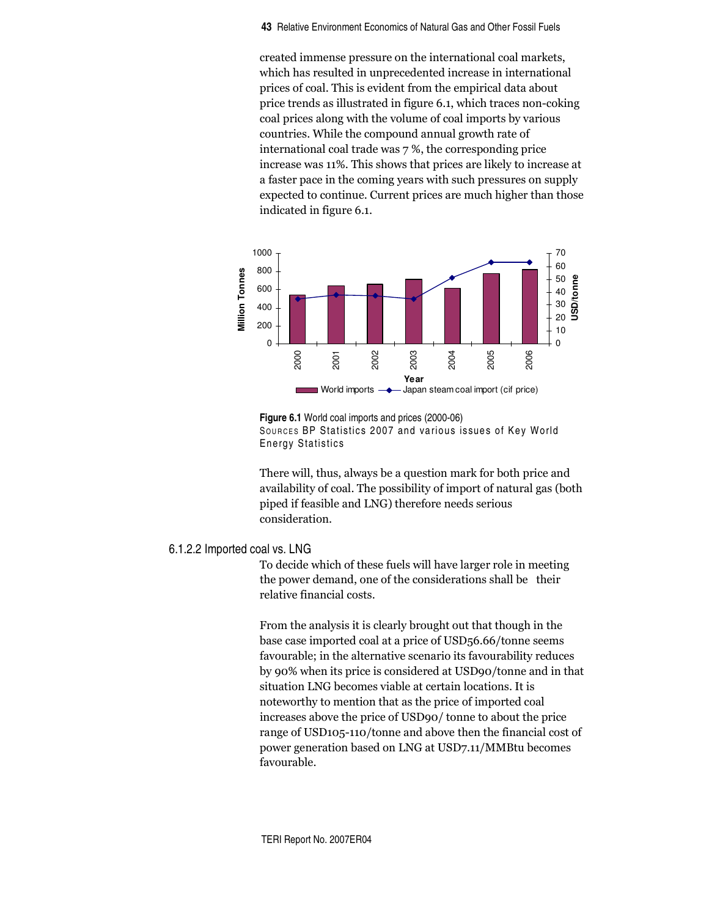created immense pressure on the international coal markets, which has resulted in unprecedented increase in international prices of coal. This is evident from the empirical data about price trends as illustrated in figure 6.1, which traces non-coking coal prices along with the volume of coal imports by various countries. While the compound annual growth rate of international coal trade was 7 %, the corresponding price increase was 11%. This shows that prices are likely to increase at a faster pace in the coming years with such pressures on supply expected to continue. Current prices are much higher than those indicated in figure 6.1.

**Figure 6.1** World coal imports and prices (2000-06)
SOURCES BP Statistics 2007 and various issues of Key World Energy Statistics

There will, thus, always be a question mark for both price and availability of coal. The possibility of import of natural gas (both piped if feasible and LNG) therefore needs serious consideration.

### 6.1.2.2 Imported coal vs. LNG

To decide which of these fuels will have larger role in meeting the power demand, one of the considerations shall be their relative financial costs.

From the analysis it is clearly brought out that though in the base case imported coal at a price of USD56.66/tonne seems favourable; in the alternative scenario its favourability reduces by 90% when its price is considered at USD90/tonne and in that situation LNG becomes viable at certain locations. It is noteworthy to mention that as the price of imported coal increases above the price of USD90/ tonne to about the price range of USD105-110/tonne and above then the financial cost of power generation based on LNG at USD7.11/MMBtu becomes favourable.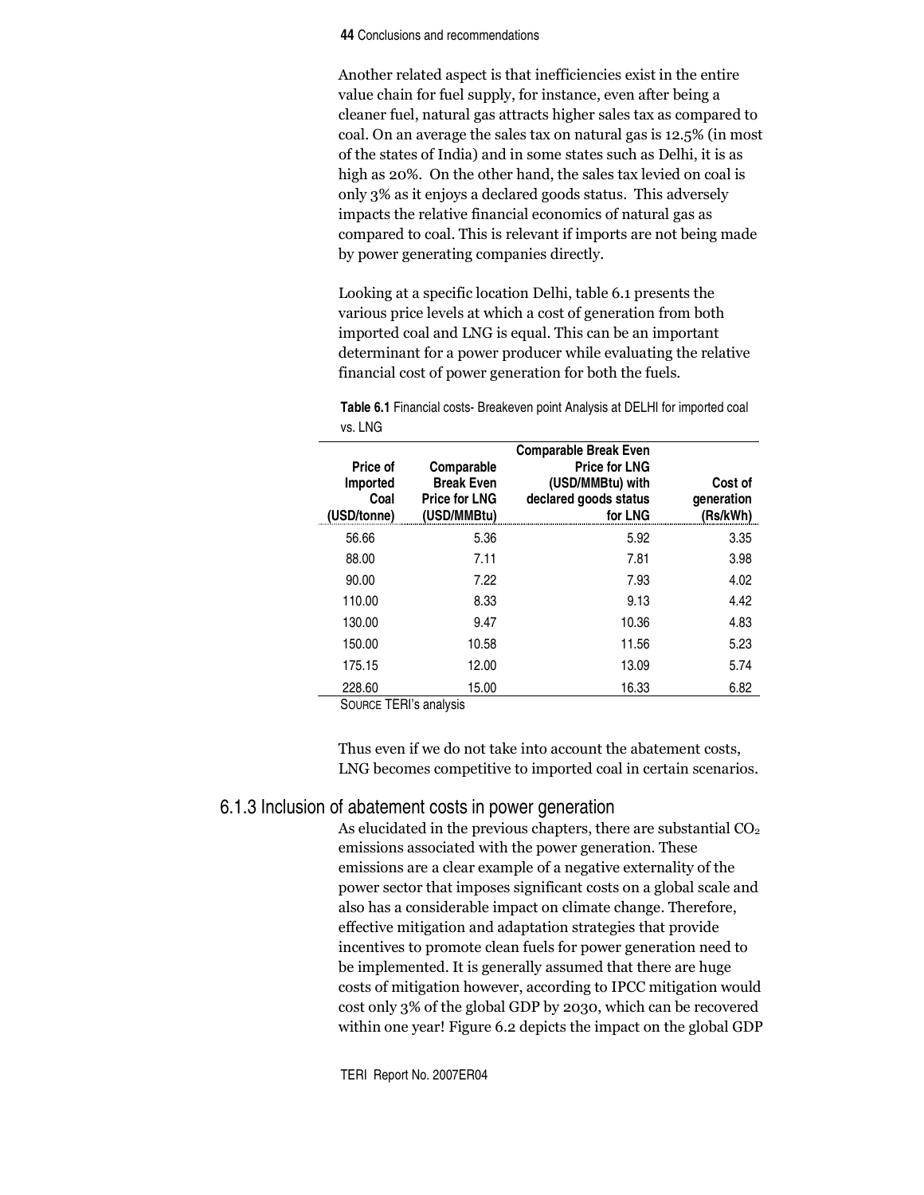Another related aspect is that inefficiencies exist in the entire value chain for fuel supply, for instance, even after being a cleaner fuel, natural gas attracts higher sales tax as compared to coal. On an average the sales tax on natural gas is 12.5% (in most of the states of India) and in some states such as Delhi, it is as high as 20%. On the other hand, the sales tax levied on coal is only 3% as it enjoys a declared goods status. This adversely impacts the relative financial economics of natural gas as compared to coal. This is relevant if imports are not being made by power generating companies directly.

Looking at a specific location Delhi, table 6.1 presents the various price levels at which a cost of generation from both imported coal and LNG is equal. This can be an important determinant for a power producer while evaluating the relative financial cost of power generation for both the fuels.

**Table 6.1** Financial costs- Breakeven point Analysis at DELHI for imported coal vs. LNG

| Price of Imported Coal (USD/tonne) | Comparable Break Even Price for LNG (USD/MMBtu) | Comparable Break Even Price for LNG (USD/MMBtu) with declared goods status for LNG | Cost of generation (Rs/kWh) |
|---|---|---|---|
| 56.66 | 5.36 | 5.92 | 3.35 |
| 88.00 | 7.11 | 7.81 | 3.98 |
| 90.00 | 7.22 | 7.93 | 4.02 |
| 110.00 | 8.33 | 9.13 | 4.42 |
| 130.00 | 9.47 | 10.36 | 4.83 |
| 150.00 | 10.58 | 11.56 | 5.23 |
| 175.15 | 12.00 | 13.09 | 5.74 |
| 228.60 | 15.00 | 16.33 | 6.82 |

SOURCE TERI's analysis

Thus even if we do not take into account the abatement costs, LNG becomes competitive to imported coal in certain scenarios.

### 6.1.3 Inclusion of abatement costs in power generation

As elucidated in the previous chapters, there are substantial $CO_2$ emissions associated with the power generation. These emissions are a clear example of a negative externality of the power sector that imposes significant costs on a global scale and also has a considerable impact on climate change. Therefore, effective mitigation and adaptation strategies that provide incentives to promote clean fuels for power generation need to be implemented. It is generally assumed that there are huge costs of mitigation however, according to IPCC mitigation would cost only 3% of the global GDP by 2030, which can be recovered within one year! Figure 6.2 depicts the impact on the global GDP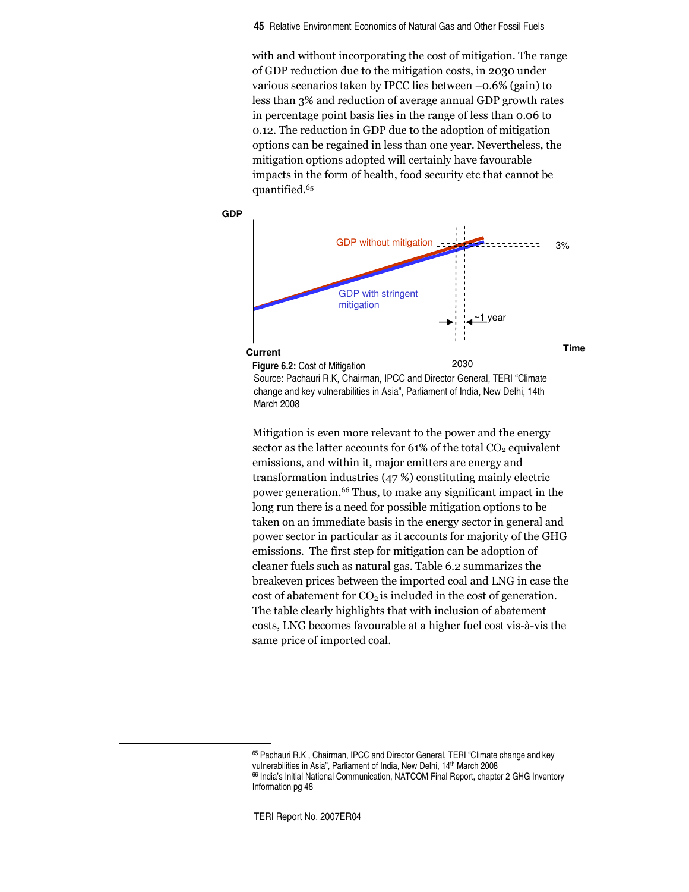with and without incorporating the cost of mitigation. The range of GDP reduction due to the mitigation costs, in 2030 under various scenarios taken by IPCC lies between –0.6% (gain) to less than 3% and reduction of average annual GDP growth rates in percentage point basis lies in the range of less than 0.06 to 0.12. The reduction in GDP due to the adoption of mitigation options can be regained in less than one year. Nevertheless, the mitigation options adopted will certainly have favourable impacts in the form of health, food security etc that cannot be quantified.[65]

**Figure 6.2:** Cost of Mitigation

Source: Pachauri R.K, Chairman, IPCC and Director General, TERI "Climate change and key vulnerabilities in Asia", Parliament of India, New Delhi, 14th March 2008

Mitigation is even more relevant to the power and the energy sector as the latter accounts for 61% of the total $CO_2$ equivalent emissions, and within it, major emitters are energy and transformation industries (47 %) constituting mainly electric power generation.[66] Thus, to make any significant impact in the long run there is a need for possible mitigation options to be taken on an immediate basis in the energy sector in general and power sector in particular as it accounts for majority of the GHG emissions. The first step for mitigation can be adoption of cleaner fuels such as natural gas. Table 6.2 summarizes the breakeven prices between the imported coal and LNG in case the cost of abatement for $CO_2$ is included in the cost of generation. The table clearly highlights that with inclusion of abatement costs, LNG becomes favourable at a higher fuel cost vis-à-vis the same price of imported coal.

---

[65] Pachauri R.K , Chairman, IPCC and Director General, TERI "Climate change and key vulnerabilities in Asia", Parliament of India, New Delhi, 14th March 2008

[66] India's Initial National Communication, NATCOM Final Report, chapter 2 GHG Inventory Information pg 48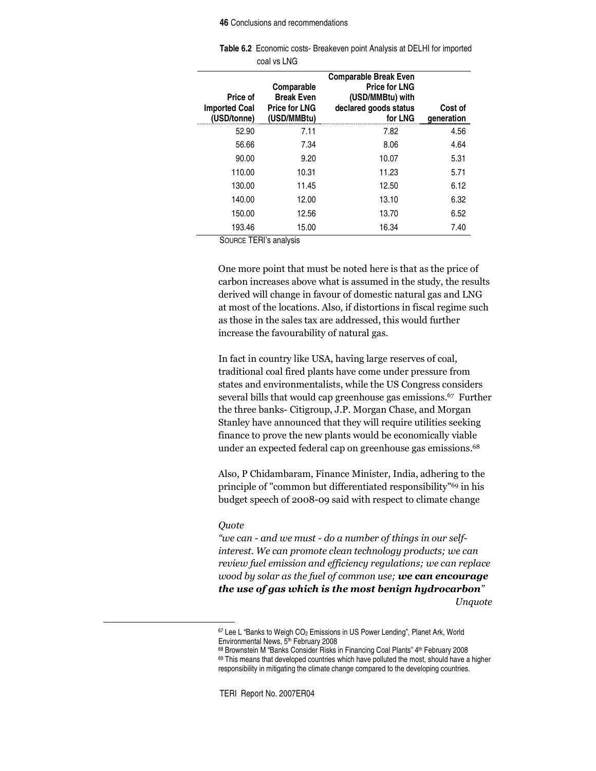**Table 6.2** Economic costs- Breakeven point Analysis at DELHI for imported coal vs LNG

| Price of Imported Coal (USD/tonne) | Comparable Break Even Price for LNG (USD/MMBtu) | Comparable Break Even Price for LNG (USD/MMBtu) with declared goods status for LNG | Cost of generation |
|---|---|---|---|
| 52.90 | 7.11 | 7.82 | 4.56 |
| 56.66 | 7.34 | 8.06 | 4.64 |
| 90.00 | 9.20 | 10.07 | 5.31 |
| 110.00 | 10.31 | 11.23 | 5.71 |
| 130.00 | 11.45 | 12.50 | 6.12 |
| 140.00 | 12.00 | 13.10 | 6.32 |
| 150.00 | 12.56 | 13.70 | 6.52 |
| 193.46 | 15.00 | 16.34 | 7.40 |

SOURCE TERI's analysis

One more point that must be noted here is that as the price of carbon increases above what is assumed in the study, the results derived will change in favour of domestic natural gas and LNG at most of the locations. Also, if distortions in fiscal regime such as those in the sales tax are addressed, this would further increase the favourability of natural gas.

In fact in country like USA, having large reserves of coal, traditional coal fired plants have come under pressure from states and environmentalists, while the US Congress considers several bills that would cap greenhouse gas emissions.[67] Further the three banks- Citigroup, J.P. Morgan Chase, and Morgan Stanley have announced that they will require utilities seeking finance to prove the new plants would be economically viable under an expected federal cap on greenhouse gas emissions.[68]

Also, P Chidambaram, Finance Minister, India, adhering to the principle of "common but differentiated responsibility"[69] in his budget speech of 2008-09 said with respect to climate change

*Quote*

*"we can - and we must - do a number of things in our self-interest. We can promote clean technology products; we can review fuel emission and efficiency regulations; we can replace wood by solar as the fuel of common use;* ***we can encourage the use of gas which is the most benign hydrocarbon****"*

*Unquote*

[67] Lee L "Banks to Weigh $CO_2$ Emissions in US Power Lending", Planet Ark, World Environmental News, 5th February 2008

[68] Brownstein M "Banks Consider Risks in Financing Coal Plants" 4th February 2008

[69] This means that developed countries which have polluted the most, should have a higher responsibility in mitigating the climate change compared to the developing countries.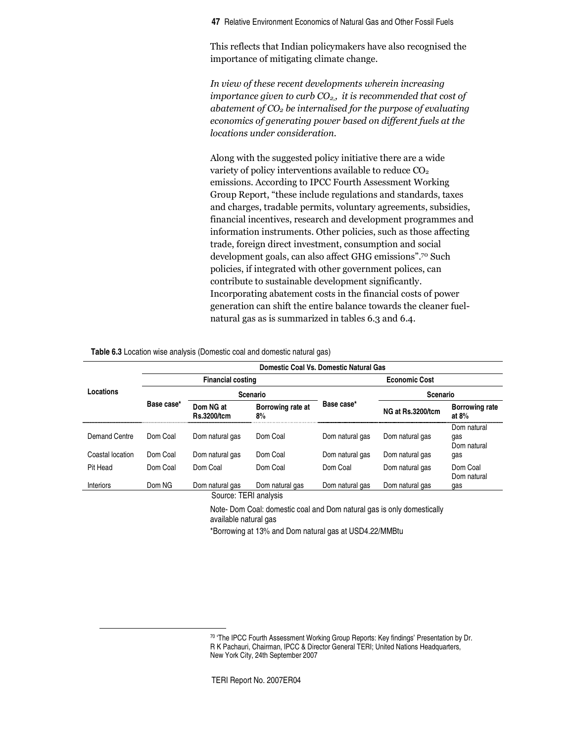This reflects that Indian policymakers have also recognised the importance of mitigating climate change.

*In view of these recent developments wherein increasing importance given to curb $CO_2$, it is recommended that cost of abatement of $CO_2$ be internalised for the purpose of evaluating economics of generating power based on different fuels at the locations under consideration.*

Along with the suggested policy initiative there are a wide variety of policy interventions available to reduce $CO_2$ emissions. According to IPCC Fourth Assessment Working Group Report, "these include regulations and standards, taxes and charges, tradable permits, voluntary agreements, subsidies, financial incentives, research and development programmes and information instruments. Other policies, such as those affecting trade, foreign direct investment, consumption and social development goals, can also affect GHG emissions".[70] Such policies, if integrated with other government polices, can contribute to sustainable development significantly. Incorporating abatement costs in the financial costs of power generation can shift the entire balance towards the cleaner fuel-natural gas as is summarized in tables 6.3 and 6.4.

**Table 6.3** Location wise analysis (Domestic coal and domestic natural gas)

| Locations | Domestic Coal Vs. Domestic Natural Gas | | | | | |
|---|---|---|---|---|---|---|
| | Financial costing | | | Economic Cost | | |
| | Base case* | Scenario | | Base case* | Scenario | |
| | | Dom NG at Rs.3200/tcm | Borrowing rate at 8% | | NG at Rs.3200/tcm | Borrowing rate at 8% |
| Demand Centre | Dom Coal | Dom natural gas | Dom Coal | Dom natural gas | Dom natural gas | Dom natural gas |
| Coastal location | Dom Coal | Dom natural gas | Dom Coal | Dom natural gas | Dom natural gas | Dom natural gas |
| Pit Head | Dom Coal | Dom Coal | Dom Coal | Dom Coal | Dom natural gas | Dom Coal |
| Interiors | Dom NG | Dom natural gas | Dom natural gas | Dom natural gas | Dom natural gas | Dom natural gas |

Source: TERI analysis

Note- Dom Coal: domestic coal and Dom natural gas is only domestically available natural gas

*Borrowing at 13% and Dom natural gas at USD4.22/MMBtu

[70] 'The IPCC Fourth Assessment Working Group Reports: Key findings' Presentation by Dr. R K Pachauri, Chairman, IPCC & Director General TERI; United Nations Headquarters, New York City, 24th September 2007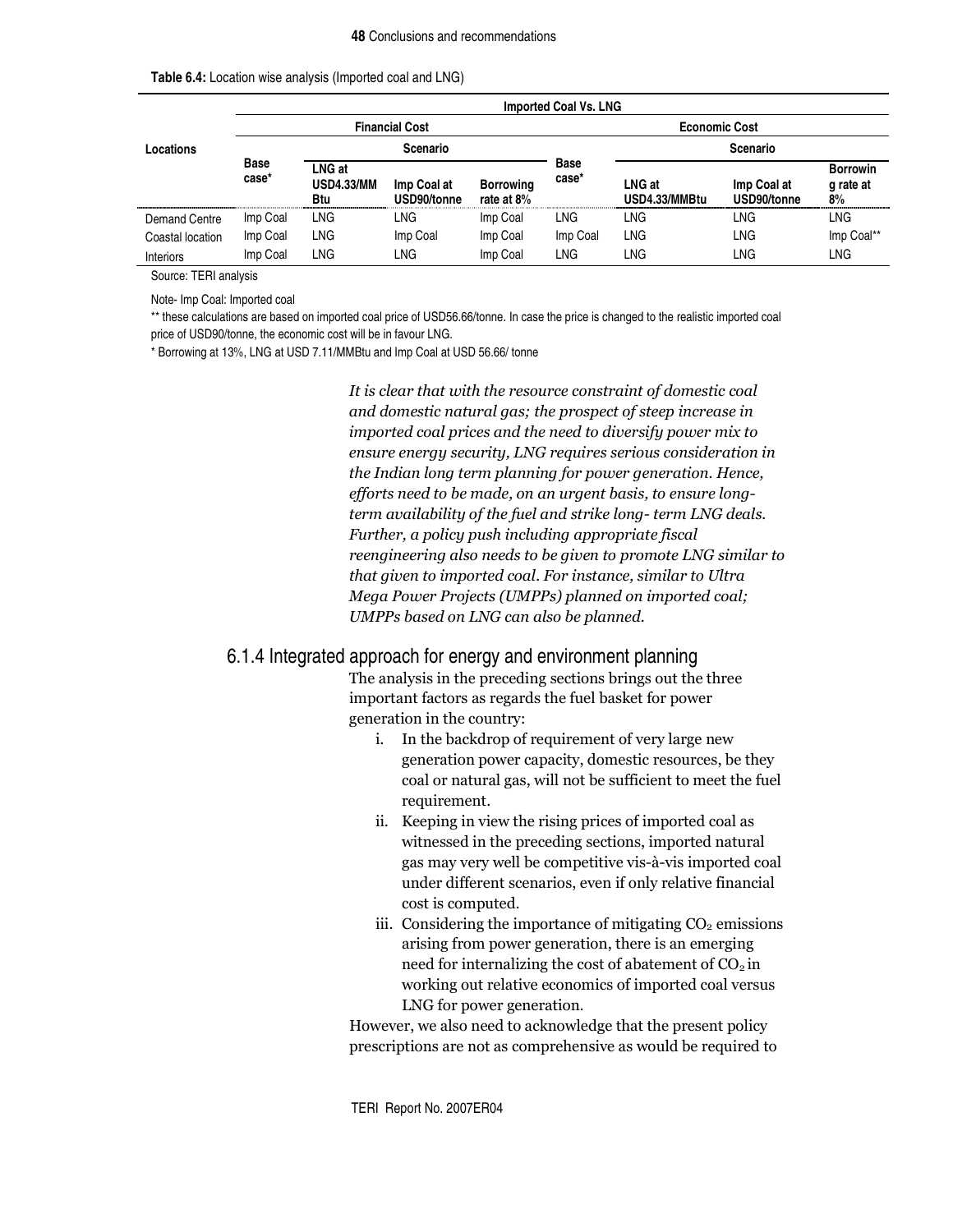**Table 6.4:** Location wise analysis (Imported coal and LNG)

| Locations | Imported Coal Vs. LNG | | | | | | | |
|---|---|---|---|---|---|---|---|---|
| | Financial Cost | | | | Economic Cost | | | |
| | Base case* | Scenario | | | Base case* | Scenario | | |
| | | LNG at USD4.33/MMBtu | Imp Coal at USD90/tonne | Borrowing rate at 8% | | LNG at USD4.33/MMBtu | Imp Coal at USD90/tonne | Borrowing rate at 8% |
| Demand Centre | Imp Coal | LNG | LNG | Imp Coal | LNG | LNG | LNG | LNG |
| Coastal location | Imp Coal | LNG | Imp Coal | Imp Coal | Imp Coal | LNG | LNG | Imp Coal** |
| Interiors | Imp Coal | LNG | LNG | Imp Coal | LNG | LNG | LNG | LNG |

Source: TERI analysis

Note- Imp Coal: Imported coal

** these calculations are based on imported coal price of USD56.66/tonne. In case the price is changed to the realistic imported coal price of USD90/tonne, the economic cost will be in favour LNG.

* Borrowing at 13%, LNG at USD 7.11/MMBtu and Imp Coal at USD 56.66/ tonne

*It is clear that with the resource constraint of domestic coal and domestic natural gas; the prospect of steep increase in imported coal prices and the need to diversify power mix to ensure energy security, LNG requires serious consideration in the Indian long term planning for power generation. Hence, efforts need to be made, on an urgent basis, to ensure long-term availability of the fuel and strike long- term LNG deals. Further, a policy push including appropriate fiscal reengineering also needs to be given to promote LNG similar to that given to imported coal. For instance, similar to Ultra Mega Power Projects (UMPPs) planned on imported coal; UMPPs based on LNG can also be planned.*

### 6.1.4 Integrated approach for energy and environment planning

The analysis in the preceding sections brings out the three important factors as regards the fuel basket for power generation in the country:

i. In the backdrop of requirement of very large new generation power capacity, domestic resources, be they coal or natural gas, will not be sufficient to meet the fuel requirement.
ii. Keeping in view the rising prices of imported coal as witnessed in the preceding sections, imported natural gas may very well be competitive vis-à-vis imported coal under different scenarios, even if only relative financial cost is computed.
iii. Considering the importance of mitigating $CO_2$ emissions arising from power generation, there is an emerging need for internalizing the cost of abatement of $CO_2$ in working out relative economics of imported coal versus LNG for power generation.

However, we also need to acknowledge that the present policy prescriptions are not as comprehensive as would be required to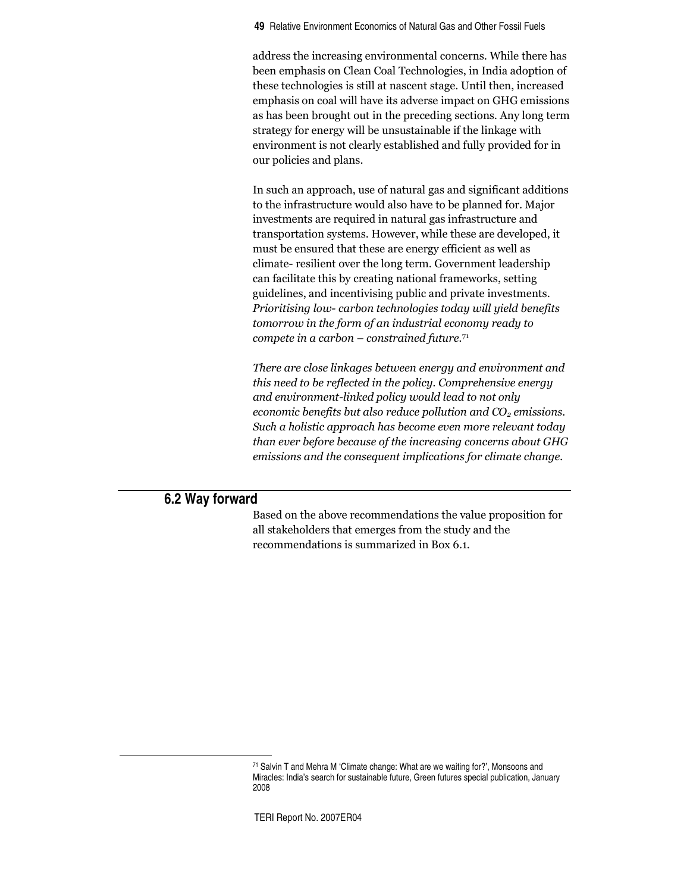address the increasing environmental concerns. While there has been emphasis on Clean Coal Technologies, in India adoption of these technologies is still at nascent stage. Until then, increased emphasis on coal will have its adverse impact on GHG emissions as has been brought out in the preceding sections. Any long term strategy for energy will be unsustainable if the linkage with environment is not clearly established and fully provided for in our policies and plans.

In such an approach, use of natural gas and significant additions to the infrastructure would also have to be planned for. Major investments are required in natural gas infrastructure and transportation systems. However, while these are developed, it must be ensured that these are energy efficient as well as climate- resilient over the long term. Government leadership can facilitate this by creating national frameworks, setting guidelines, and incentivising public and private investments. *Prioritising low- carbon technologies today will yield benefits tomorrow in the form of an industrial economy ready to compete in a carbon – constrained future.*[71]

*There are close linkages between energy and environment and this need to be reflected in the policy. Comprehensive energy and environment-linked policy would lead to not only economic benefits but also reduce pollution and $CO_2$ emissions. Such a holistic approach has become even more relevant today than ever before because of the increasing concerns about GHG emissions and the consequent implications for climate change.*

## 6.2 Way forward

Based on the above recommendations the value proposition for all stakeholders that emerges from the study and the recommendations is summarized in Box 6.1.

[71] Salvin T and Mehra M 'Climate change: What are we waiting for?', Monsoons and Miracles: India's search for sustainable future, Green futures special publication, January 2008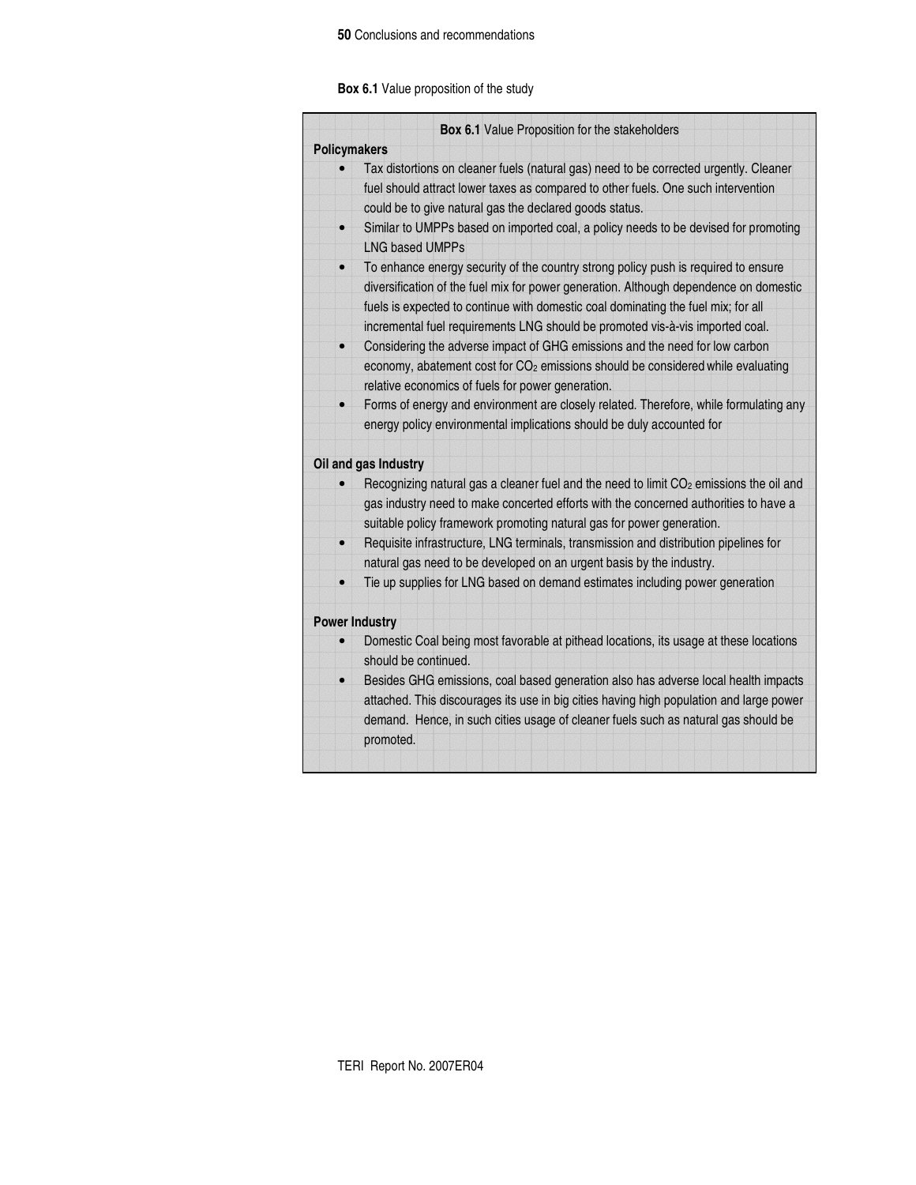**Box 6.1** Value proposition of the study

**Box 6.1** Value Proposition for the stakeholders

**Policymakers**

- Tax distortions on cleaner fuels (natural gas) need to be corrected urgently. Cleaner fuel should attract lower taxes as compared to other fuels. One such intervention could be to give natural gas the declared goods status.
- Similar to UMPPs based on imported coal, a policy needs to be devised for promoting LNG based UMPPs
- To enhance energy security of the country strong policy push is required to ensure diversification of the fuel mix for power generation. Although dependence on domestic fuels is expected to continue with domestic coal dominating the fuel mix; for all incremental fuel requirements LNG should be promoted vis-à-vis imported coal.
- Considering the adverse impact of GHG emissions and the need for low carbon economy, abatement cost for $CO_2$ emissions should be considered while evaluating relative economics of fuels for power generation.
- Forms of energy and environment are closely related. Therefore, while formulating any energy policy environmental implications should be duly accounted for

**Oil and gas Industry**

- Recognizing natural gas a cleaner fuel and the need to limit $CO_2$ emissions the oil and gas industry need to make concerted efforts with the concerned authorities to have a suitable policy framework promoting natural gas for power generation.
- Requisite infrastructure, LNG terminals, transmission and distribution pipelines for natural gas need to be developed on an urgent basis by the industry.
- Tie up supplies for LNG based on demand estimates including power generation

**Power Industry**

- Domestic Coal being most favorable at pithead locations, its usage at these locations should be continued.
- Besides GHG emissions, coal based generation also has adverse local health impacts attached. This discourages its use in big cities having high population and large power demand. Hence, in such cities usage of cleaner fuels such as natural gas should be promoted.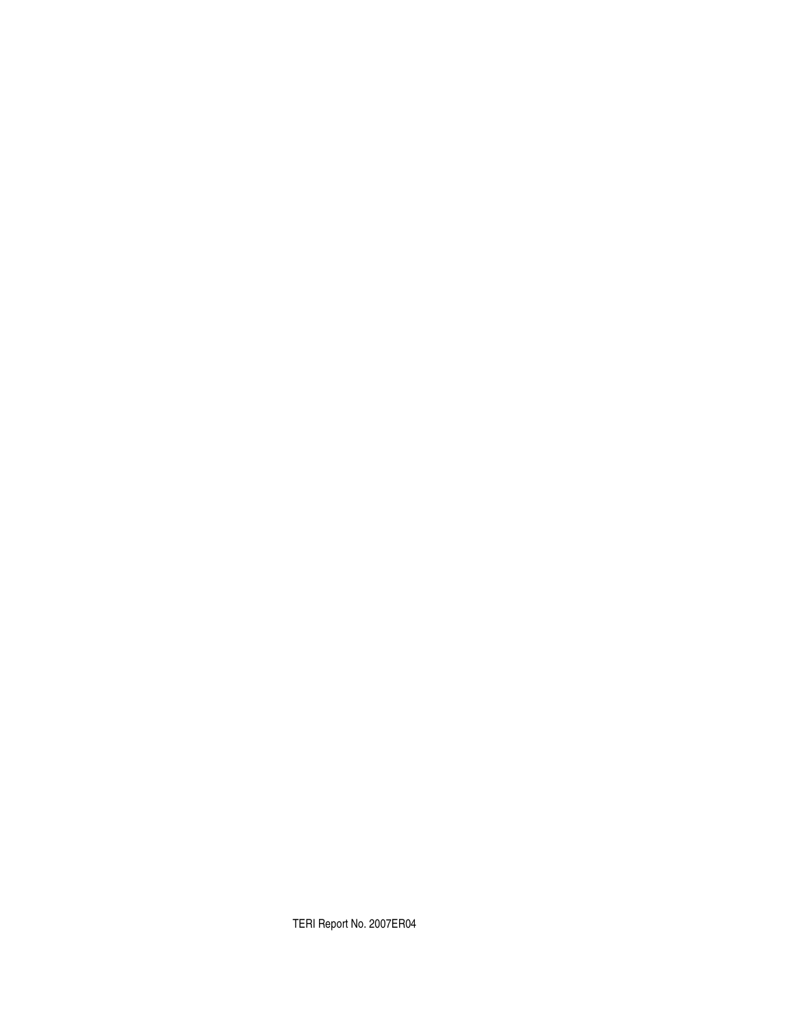TERI Report No. 2007ER04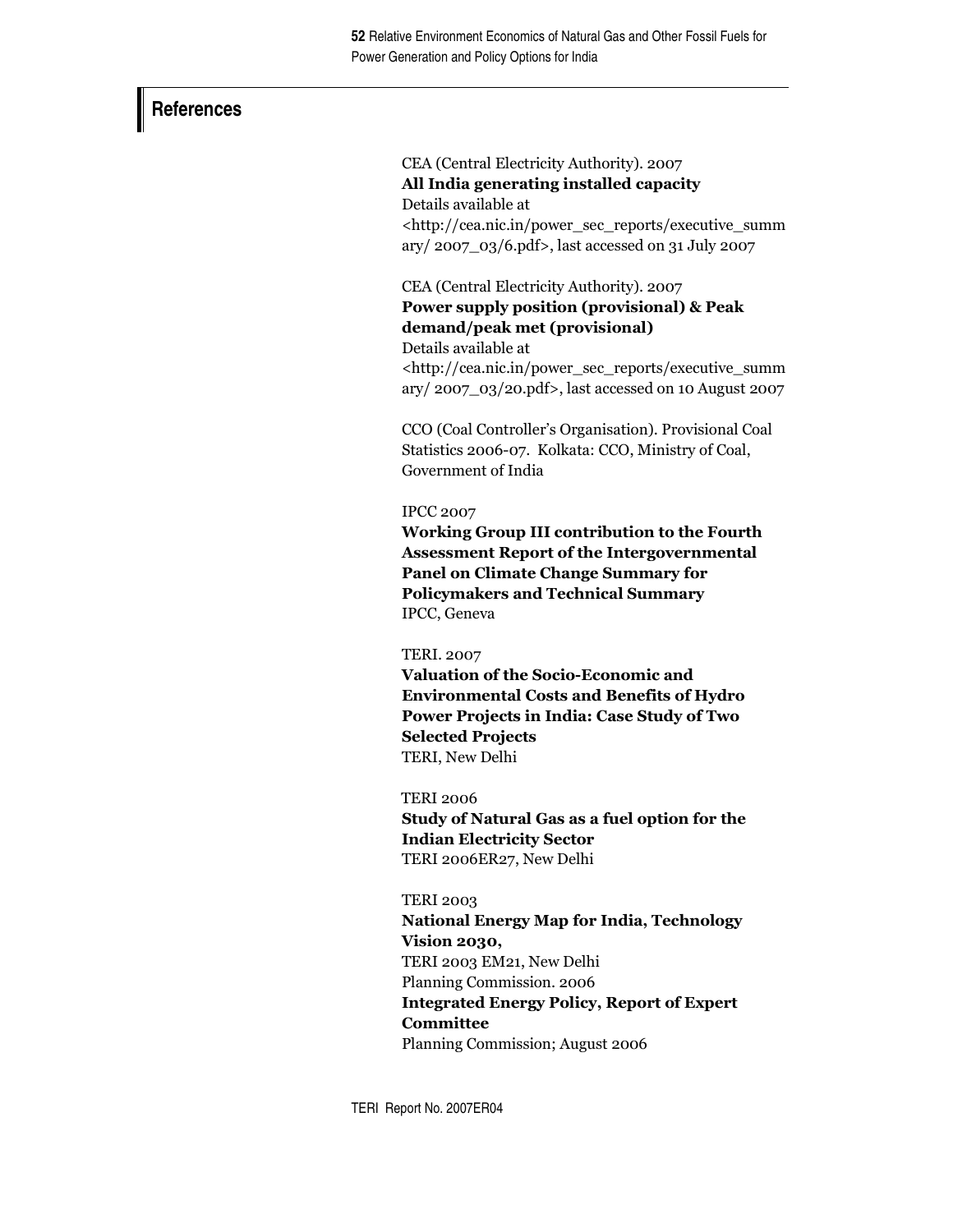# References

CEA (Central Electricity Authority). 2007
**All India generating installed capacity**
Details available at
<http://cea.nic.in/power_sec_reports/executive_summary/ 2007_03/6.pdf>, last accessed on 31 July 2007

CEA (Central Electricity Authority). 2007
**Power supply position (provisional) & Peak demand/peak met (provisional)**
Details available at
<http://cea.nic.in/power_sec_reports/executive_summary/ 2007_03/20.pdf>, last accessed on 10 August 2007

CCO (Coal Controller's Organisation). Provisional Coal Statistics 2006-07. Kolkata: CCO, Ministry of Coal, Government of India

IPCC 2007
**Working Group III contribution to the Fourth Assessment Report of the Intergovernmental Panel on Climate Change Summary for Policymakers and Technical Summary**
IPCC, Geneva

TERI. 2007
**Valuation of the Socio-Economic and Environmental Costs and Benefits of Hydro Power Projects in India: Case Study of Two Selected Projects**
TERI, New Delhi

TERI 2006
**Study of Natural Gas as a fuel option for the Indian Electricity Sector**
TERI 2006ER27, New Delhi

TERI 2003
**National Energy Map for India, Technology Vision 2030,**
TERI 2003 EM21, New Delhi

Planning Commission. 2006
**Integrated Energy Policy, Report of Expert Committee**
Planning Commission; August 2006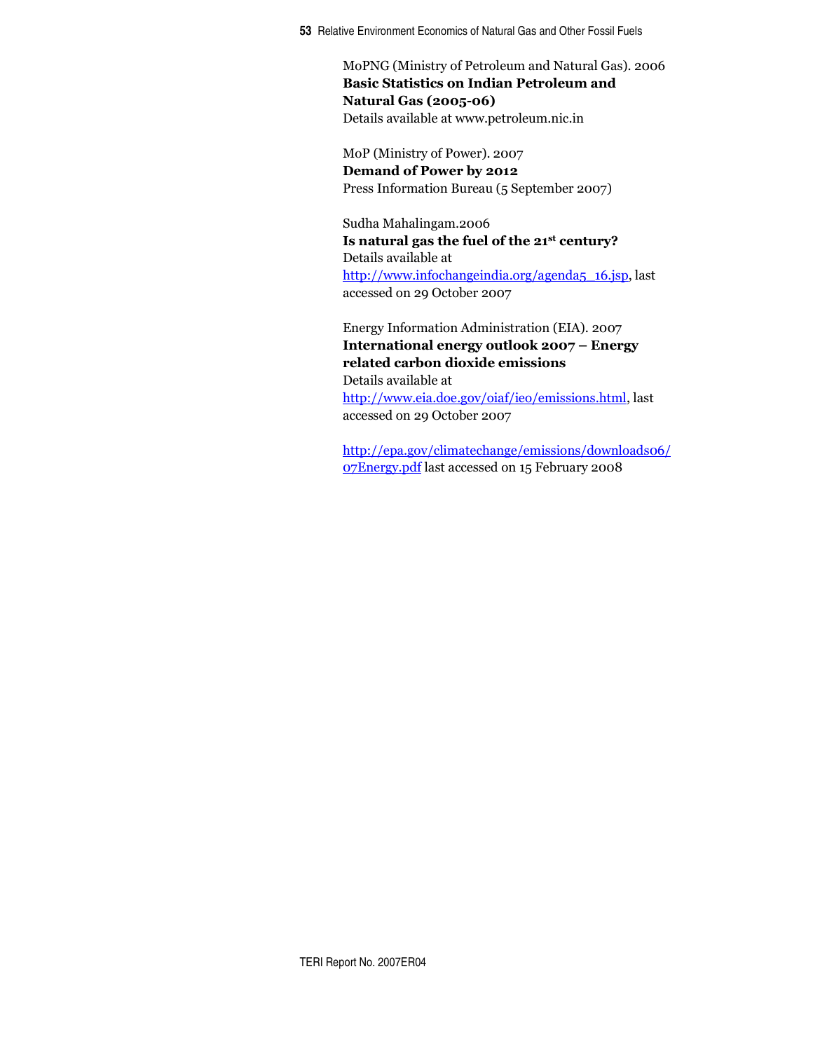MoPNG (Ministry of Petroleum and Natural Gas). 2006
**Basic Statistics on Indian Petroleum and Natural Gas (2005-06)**
Details available at www.petroleum.nic.in

MoP (Ministry of Power). 2007
**Demand of Power by 2012**
Press Information Bureau (5 September 2007)

Sudha Mahalingam.2006
**Is natural gas the fuel of the 21st century?**
Details available at
http://www.infochangeindia.org/agenda5_16.jsp, last accessed on 29 October 2007

Energy Information Administration (EIA). 2007
**International energy outlook 2007 – Energy related carbon dioxide emissions**
Details available at
http://www.eia.doe.gov/oiaf/ieo/emissions.html, last accessed on 29 October 2007

http://epa.gov/climatechange/emissions/downloads06/07Energy.pdf last accessed on 15 February 2008